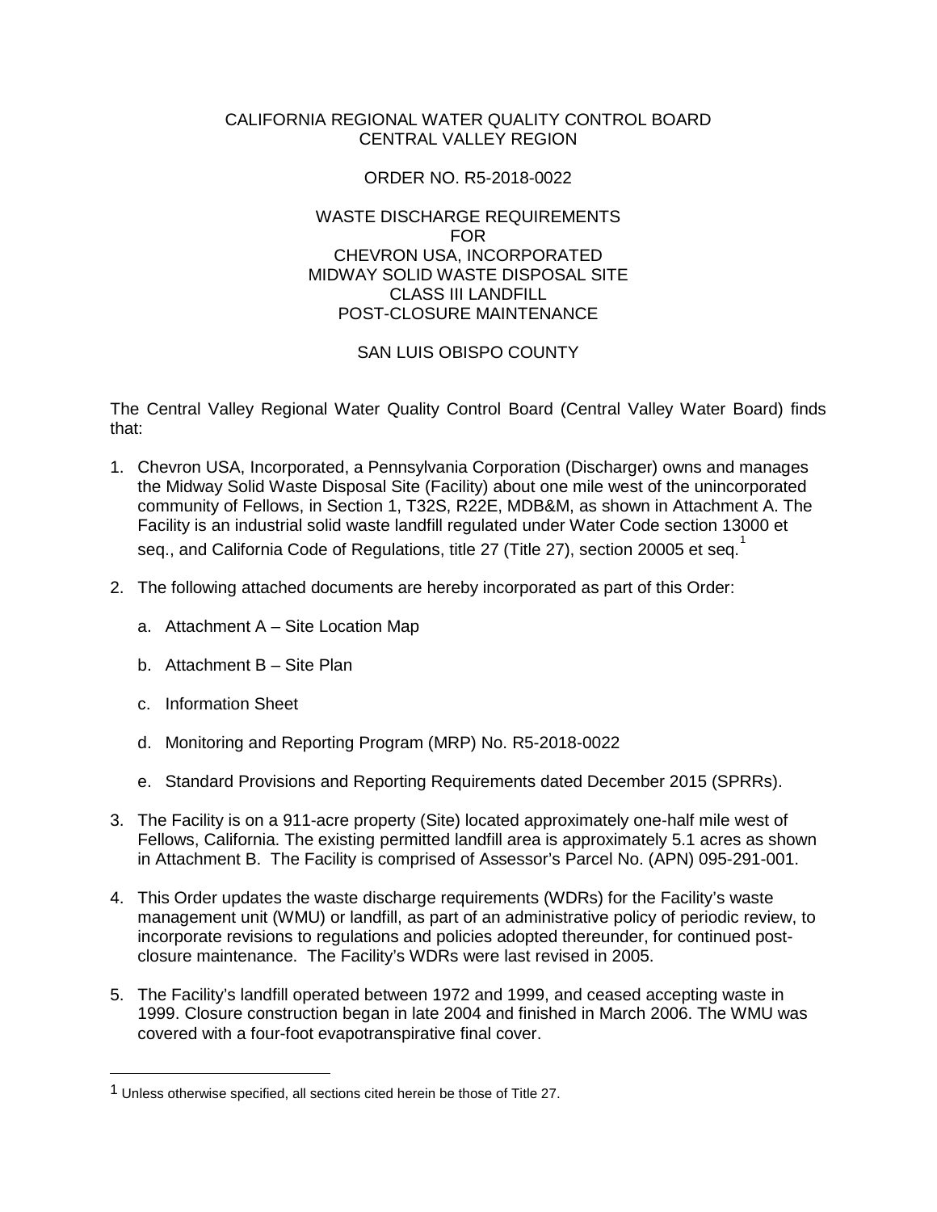CALIFORNIA REGIONAL WATER QUALITY CONTROL BOARD
CENTRAL VALLEY REGION

ORDER NO. R5-2018-0022

WASTE DISCHARGE REQUIREMENTS
FOR
CHEVRON USA, INCORPORATED
MIDWAY SOLID WASTE DISPOSAL SITE
CLASS III LANDFILL
POST-CLOSURE MAINTENANCE

SAN LUIS OBISPO COUNTY

The Central Valley Regional Water Quality Control Board (Central Valley Water Board) finds that:

1. Chevron USA, Incorporated, a Pennsylvania Corporation (Discharger) owns and manages the Midway Solid Waste Disposal Site (Facility) about one mile west of the unincorporated community of Fellows, in Section 1, T32S, R22E, MDB&M, as shown in Attachment A. The Facility is an industrial solid waste landfill regulated under Water Code section 13000 et seq., and California Code of Regulations, title 27 (Title 27), section 20005 et seq.[1]

2. The following attached documents are hereby incorporated as part of this Order:

   a. Attachment A – Site Location Map

   b. Attachment B – Site Plan

   c. Information Sheet

   d. Monitoring and Reporting Program (MRP) No. R5-2018-0022

   e. Standard Provisions and Reporting Requirements dated December 2015 (SPRRs).

3. The Facility is on a 911-acre property (Site) located approximately one-half mile west of Fellows, California. The existing permitted landfill area is approximately 5.1 acres as shown in Attachment B. The Facility is comprised of Assessor's Parcel No. (APN) 095-291-001.

4. This Order updates the waste discharge requirements (WDRs) for the Facility's waste management unit (WMU) or landfill, as part of an administrative policy of periodic review, to incorporate revisions to regulations and policies adopted thereunder, for continued post-closure maintenance. The Facility's WDRs were last revised in 2005.

5. The Facility's landfill operated between 1972 and 1999, and ceased accepting waste in 1999. Closure construction began in late 2004 and finished in March 2006. The WMU was covered with a four-foot evapotranspirative final cover.

---

[1] Unless otherwise specified, all sections cited herein be those of Title 27.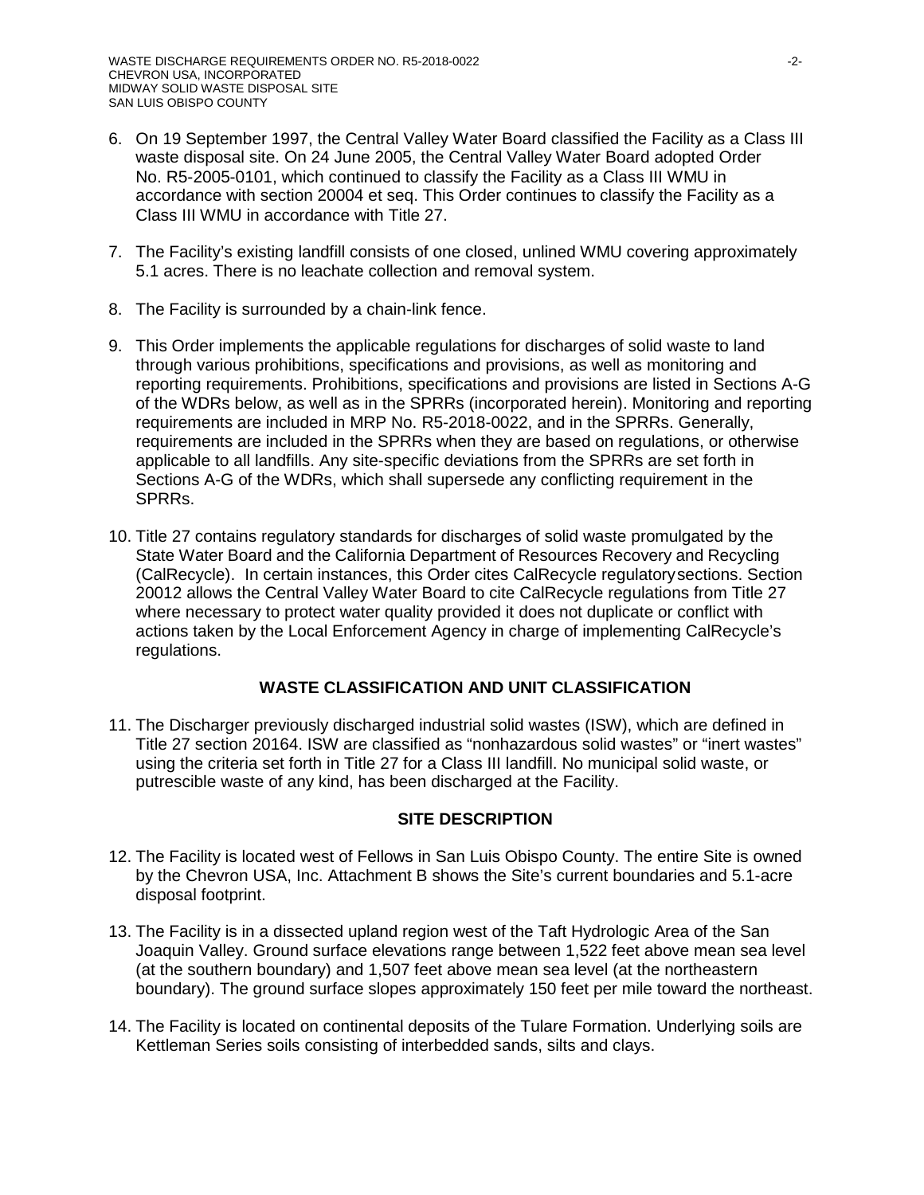6. On 19 September 1997, the Central Valley Water Board classified the Facility as a Class III waste disposal site. On 24 June 2005, the Central Valley Water Board adopted Order No. R5-2005-0101, which continued to classify the Facility as a Class III WMU in accordance with section 20004 et seq. This Order continues to classify the Facility as a Class III WMU in accordance with Title 27.

7. The Facility's existing landfill consists of one closed, unlined WMU covering approximately 5.1 acres. There is no leachate collection and removal system.

8. The Facility is surrounded by a chain-link fence.

9. This Order implements the applicable regulations for discharges of solid waste to land through various prohibitions, specifications and provisions, as well as monitoring and reporting requirements. Prohibitions, specifications and provisions are listed in Sections A-G of the WDRs below, as well as in the SPRRs (incorporated herein). Monitoring and reporting requirements are included in MRP No. R5-2018-0022, and in the SPRRs. Generally, requirements are included in the SPRRs when they are based on regulations, or otherwise applicable to all landfills. Any site-specific deviations from the SPRRs are set forth in Sections A-G of the WDRs, which shall supersede any conflicting requirement in the SPRRs.

10. Title 27 contains regulatory standards for discharges of solid waste promulgated by the State Water Board and the California Department of Resources Recovery and Recycling (CalRecycle). In certain instances, this Order cites CalRecycle regulatory sections. Section 20012 allows the Central Valley Water Board to cite CalRecycle regulations from Title 27 where necessary to protect water quality provided it does not duplicate or conflict with actions taken by the Local Enforcement Agency in charge of implementing CalRecycle's regulations.

## WASTE CLASSIFICATION AND UNIT CLASSIFICATION

11. The Discharger previously discharged industrial solid wastes (ISW), which are defined in Title 27 section 20164. ISW are classified as "nonhazardous solid wastes" or "inert wastes" using the criteria set forth in Title 27 for a Class III landfill. No municipal solid waste, or putrescible waste of any kind, has been discharged at the Facility.

## SITE DESCRIPTION

12. The Facility is located west of Fellows in San Luis Obispo County. The entire Site is owned by the Chevron USA, Inc. Attachment B shows the Site's current boundaries and 5.1-acre disposal footprint.

13. The Facility is in a dissected upland region west of the Taft Hydrologic Area of the San Joaquin Valley. Ground surface elevations range between 1,522 feet above mean sea level (at the southern boundary) and 1,507 feet above mean sea level (at the northeastern boundary). The ground surface slopes approximately 150 feet per mile toward the northeast.

14. The Facility is located on continental deposits of the Tulare Formation. Underlying soils are Kettleman Series soils consisting of interbedded sands, silts and clays.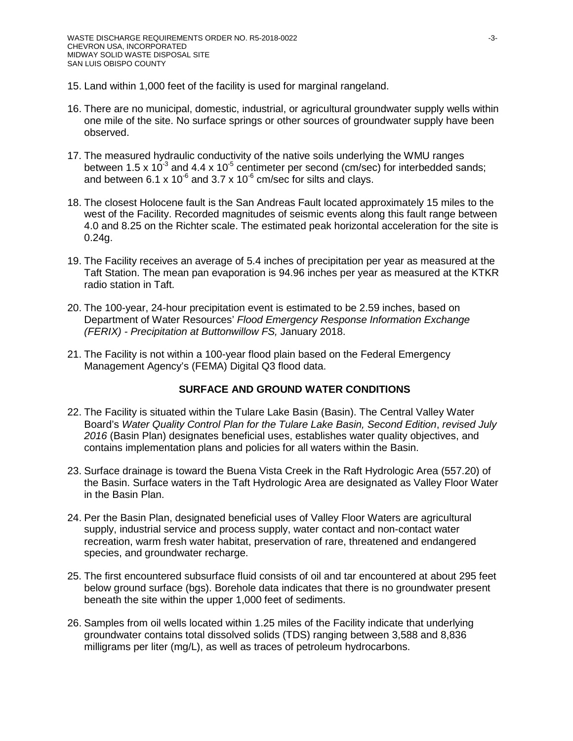15. Land within 1,000 feet of the facility is used for marginal rangeland.

16. There are no municipal, domestic, industrial, or agricultural groundwater supply wells within one mile of the site. No surface springs or other sources of groundwater supply have been observed.

17. The measured hydraulic conductivity of the native soils underlying the WMU ranges between $1.5 \times 10^{-3}$ and $4.4 \times 10^{-5}$ centimeter per second (cm/sec) for interbedded sands; and between $6.1 \times 10^{-6}$ and $3.7 \times 10^{-6}$ cm/sec for silts and clays.

18. The closest Holocene fault is the San Andreas Fault located approximately 15 miles to the west of the Facility. Recorded magnitudes of seismic events along this fault range between 4.0 and 8.25 on the Richter scale. The estimated peak horizontal acceleration for the site is 0.24g.

19. The Facility receives an average of 5.4 inches of precipitation per year as measured at the Taft Station. The mean pan evaporation is 94.96 inches per year as measured at the KTKR radio station in Taft.

20. The 100-year, 24-hour precipitation event is estimated to be 2.59 inches, based on Department of Water Resources' *Flood Emergency Response Information Exchange (FERIX) - Precipitation at Buttonwillow FS,* January 2018.

21. The Facility is not within a 100-year flood plain based on the Federal Emergency Management Agency's (FEMA) Digital Q3 flood data.

## SURFACE AND GROUND WATER CONDITIONS

22. The Facility is situated within the Tulare Lake Basin (Basin). The Central Valley Water Board's *Water Quality Control Plan for the Tulare Lake Basin, Second Edition*, *revised July 2016* (Basin Plan) designates beneficial uses, establishes water quality objectives, and contains implementation plans and policies for all waters within the Basin.

23. Surface drainage is toward the Buena Vista Creek in the Raft Hydrologic Area (557.20) of the Basin. Surface waters in the Taft Hydrologic Area are designated as Valley Floor Water in the Basin Plan.

24. Per the Basin Plan, designated beneficial uses of Valley Floor Waters are agricultural supply, industrial service and process supply, water contact and non-contact water recreation, warm fresh water habitat, preservation of rare, threatened and endangered species, and groundwater recharge.

25. The first encountered subsurface fluid consists of oil and tar encountered at about 295 feet below ground surface (bgs). Borehole data indicates that there is no groundwater present beneath the site within the upper 1,000 feet of sediments.

26. Samples from oil wells located within 1.25 miles of the Facility indicate that underlying groundwater contains total dissolved solids (TDS) ranging between 3,588 and 8,836 milligrams per liter (mg/L), as well as traces of petroleum hydrocarbons.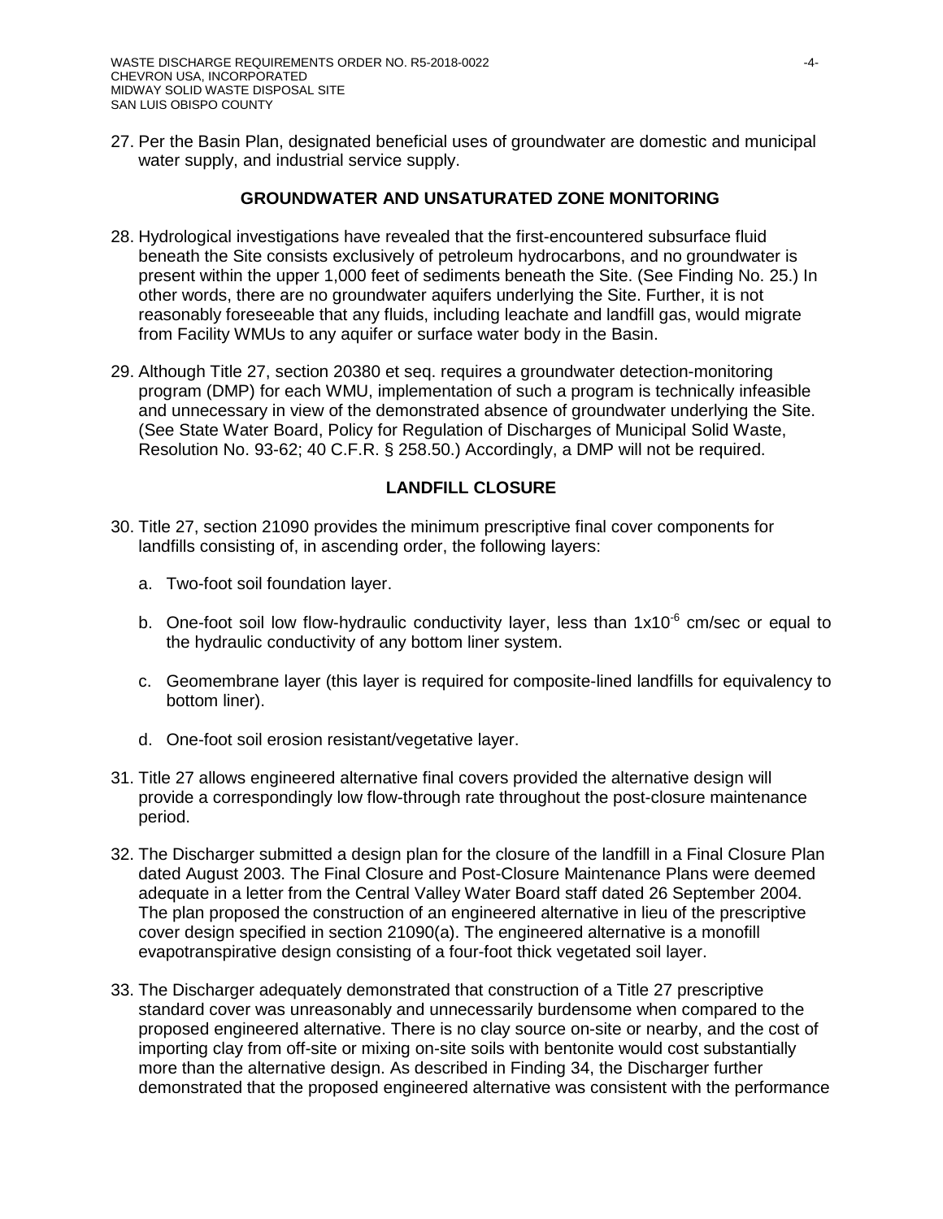27. Per the Basin Plan, designated beneficial uses of groundwater are domestic and municipal water supply, and industrial service supply.

## GROUNDWATER AND UNSATURATED ZONE MONITORING

28. Hydrological investigations have revealed that the first-encountered subsurface fluid beneath the Site consists exclusively of petroleum hydrocarbons, and no groundwater is present within the upper 1,000 feet of sediments beneath the Site. (See Finding No. 25.) In other words, there are no groundwater aquifers underlying the Site. Further, it is not reasonably foreseeable that any fluids, including leachate and landfill gas, would migrate from Facility WMUs to any aquifer or surface water body in the Basin.

29. Although Title 27, section 20380 et seq. requires a groundwater detection-monitoring program (DMP) for each WMU, implementation of such a program is technically infeasible and unnecessary in view of the demonstrated absence of groundwater underlying the Site. (See State Water Board, Policy for Regulation of Discharges of Municipal Solid Waste, Resolution No. 93-62; 40 C.F.R. § 258.50.) Accordingly, a DMP will not be required.

## LANDFILL CLOSURE

30. Title 27, section 21090 provides the minimum prescriptive final cover components for landfills consisting of, in ascending order, the following layers:

    a. Two-foot soil foundation layer.

    b. One-foot soil low flow-hydraulic conductivity layer, less than $1x10^{-6}$ cm/sec or equal to the hydraulic conductivity of any bottom liner system.

    c. Geomembrane layer (this layer is required for composite-lined landfills for equivalency to bottom liner).

    d. One-foot soil erosion resistant/vegetative layer.

31. Title 27 allows engineered alternative final covers provided the alternative design will provide a correspondingly low flow-through rate throughout the post-closure maintenance period.

32. The Discharger submitted a design plan for the closure of the landfill in a Final Closure Plan dated August 2003. The Final Closure and Post-Closure Maintenance Plans were deemed adequate in a letter from the Central Valley Water Board staff dated 26 September 2004. The plan proposed the construction of an engineered alternative in lieu of the prescriptive cover design specified in section 21090(a). The engineered alternative is a monofill evapotranspirative design consisting of a four-foot thick vegetated soil layer.

33. The Discharger adequately demonstrated that construction of a Title 27 prescriptive standard cover was unreasonably and unnecessarily burdensome when compared to the proposed engineered alternative. There is no clay source on-site or nearby, and the cost of importing clay from off-site or mixing on-site soils with bentonite would cost substantially more than the alternative design. As described in Finding 34, the Discharger further demonstrated that the proposed engineered alternative was consistent with the performance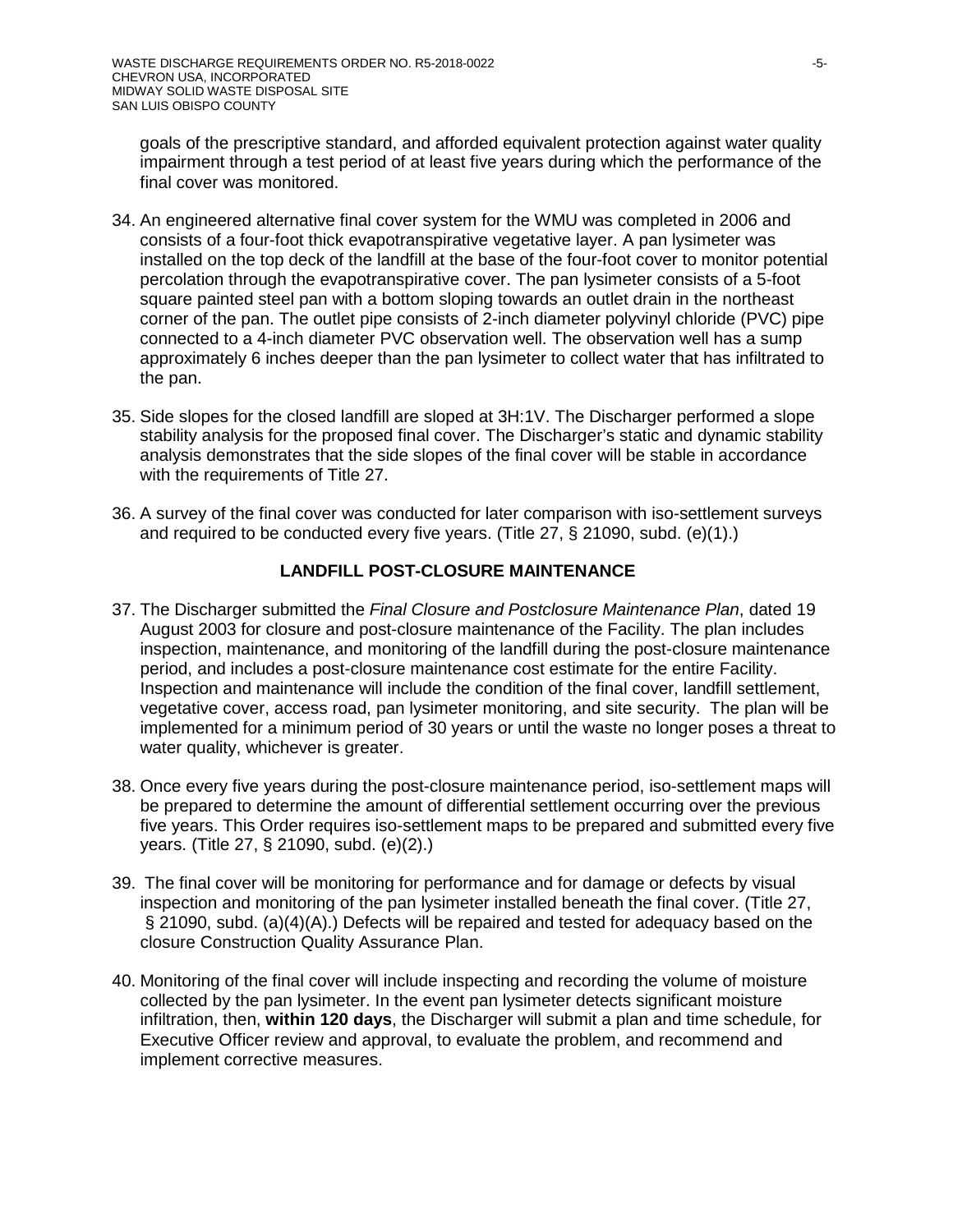goals of the prescriptive standard, and afforded equivalent protection against water quality impairment through a test period of at least five years during which the performance of the final cover was monitored.

34. An engineered alternative final cover system for the WMU was completed in 2006 and consists of a four-foot thick evapotranspirative vegetative layer. A pan lysimeter was installed on the top deck of the landfill at the base of the four-foot cover to monitor potential percolation through the evapotranspirative cover. The pan lysimeter consists of a 5-foot square painted steel pan with a bottom sloping towards an outlet drain in the northeast corner of the pan. The outlet pipe consists of 2-inch diameter polyvinyl chloride (PVC) pipe connected to a 4-inch diameter PVC observation well. The observation well has a sump approximately 6 inches deeper than the pan lysimeter to collect water that has infiltrated to the pan.

35. Side slopes for the closed landfill are sloped at 3H:1V. The Discharger performed a slope stability analysis for the proposed final cover. The Discharger's static and dynamic stability analysis demonstrates that the side slopes of the final cover will be stable in accordance with the requirements of Title 27.

36. A survey of the final cover was conducted for later comparison with iso-settlement surveys and required to be conducted every five years. (Title 27, § 21090, subd. (e)(1).)

## LANDFILL POST-CLOSURE MAINTENANCE

37. The Discharger submitted the *Final Closure and Postclosure Maintenance Plan*, dated 19 August 2003 for closure and post-closure maintenance of the Facility. The plan includes inspection, maintenance, and monitoring of the landfill during the post-closure maintenance period, and includes a post-closure maintenance cost estimate for the entire Facility. Inspection and maintenance will include the condition of the final cover, landfill settlement, vegetative cover, access road, pan lysimeter monitoring, and site security. The plan will be implemented for a minimum period of 30 years or until the waste no longer poses a threat to water quality, whichever is greater.

38. Once every five years during the post-closure maintenance period, iso-settlement maps will be prepared to determine the amount of differential settlement occurring over the previous five years. This Order requires iso-settlement maps to be prepared and submitted every five years. (Title 27, § 21090, subd. (e)(2).)

39. The final cover will be monitoring for performance and for damage or defects by visual inspection and monitoring of the pan lysimeter installed beneath the final cover. (Title 27, § 21090, subd. (a)(4)(A).) Defects will be repaired and tested for adequacy based on the closure Construction Quality Assurance Plan.

40. Monitoring of the final cover will include inspecting and recording the volume of moisture collected by the pan lysimeter. In the event pan lysimeter detects significant moisture infiltration, then, **within 120 days**, the Discharger will submit a plan and time schedule, for Executive Officer review and approval, to evaluate the problem, and recommend and implement corrective measures.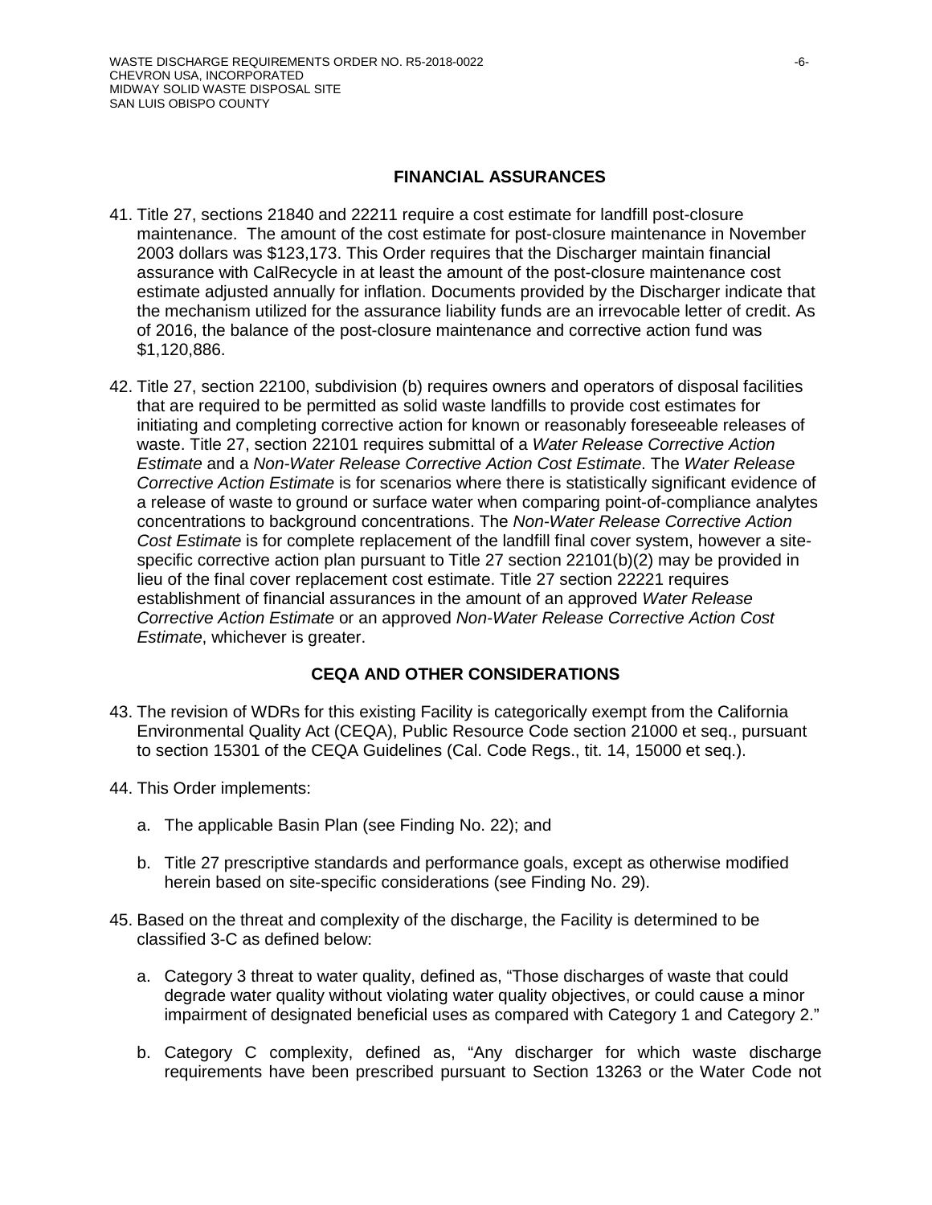## FINANCIAL ASSURANCES

41. Title 27, sections 21840 and 22211 require a cost estimate for landfill post-closure maintenance. The amount of the cost estimate for post-closure maintenance in November 2003 dollars was $123,173. This Order requires that the Discharger maintain financial assurance with CalRecycle in at least the amount of the post-closure maintenance cost estimate adjusted annually for inflation. Documents provided by the Discharger indicate that the mechanism utilized for the assurance liability funds are an irrevocable letter of credit. As of 2016, the balance of the post-closure maintenance and corrective action fund was $1,120,886.

42. Title 27, section 22100, subdivision (b) requires owners and operators of disposal facilities that are required to be permitted as solid waste landfills to provide cost estimates for initiating and completing corrective action for known or reasonably foreseeable releases of waste. Title 27, section 22101 requires submittal of a *Water Release Corrective Action Estimate* and a *Non-Water Release Corrective Action Cost Estimate*. The *Water Release Corrective Action Estimate* is for scenarios where there is statistically significant evidence of a release of waste to ground or surface water when comparing point-of-compliance analytes concentrations to background concentrations. The *Non-Water Release Corrective Action Cost Estimate* is for complete replacement of the landfill final cover system, however a site-specific corrective action plan pursuant to Title 27 section 22101(b)(2) may be provided in lieu of the final cover replacement cost estimate. Title 27 section 22221 requires establishment of financial assurances in the amount of an approved *Water Release Corrective Action Estimate* or an approved *Non-Water Release Corrective Action Cost Estimate*, whichever is greater.

## CEQA AND OTHER CONSIDERATIONS

43. The revision of WDRs for this existing Facility is categorically exempt from the California Environmental Quality Act (CEQA), Public Resource Code section 21000 et seq., pursuant to section 15301 of the CEQA Guidelines (Cal. Code Regs., tit. 14, 15000 et seq.).

44. This Order implements:

    a. The applicable Basin Plan (see Finding No. 22); and

    b. Title 27 prescriptive standards and performance goals, except as otherwise modified herein based on site-specific considerations (see Finding No. 29).

45. Based on the threat and complexity of the discharge, the Facility is determined to be classified 3-C as defined below:

    a. Category 3 threat to water quality, defined as, "Those discharges of waste that could degrade water quality without violating water quality objectives, or could cause a minor impairment of designated beneficial uses as compared with Category 1 and Category 2."

    b. Category C complexity, defined as, "Any discharger for which waste discharge requirements have been prescribed pursuant to Section 13263 or the Water Code not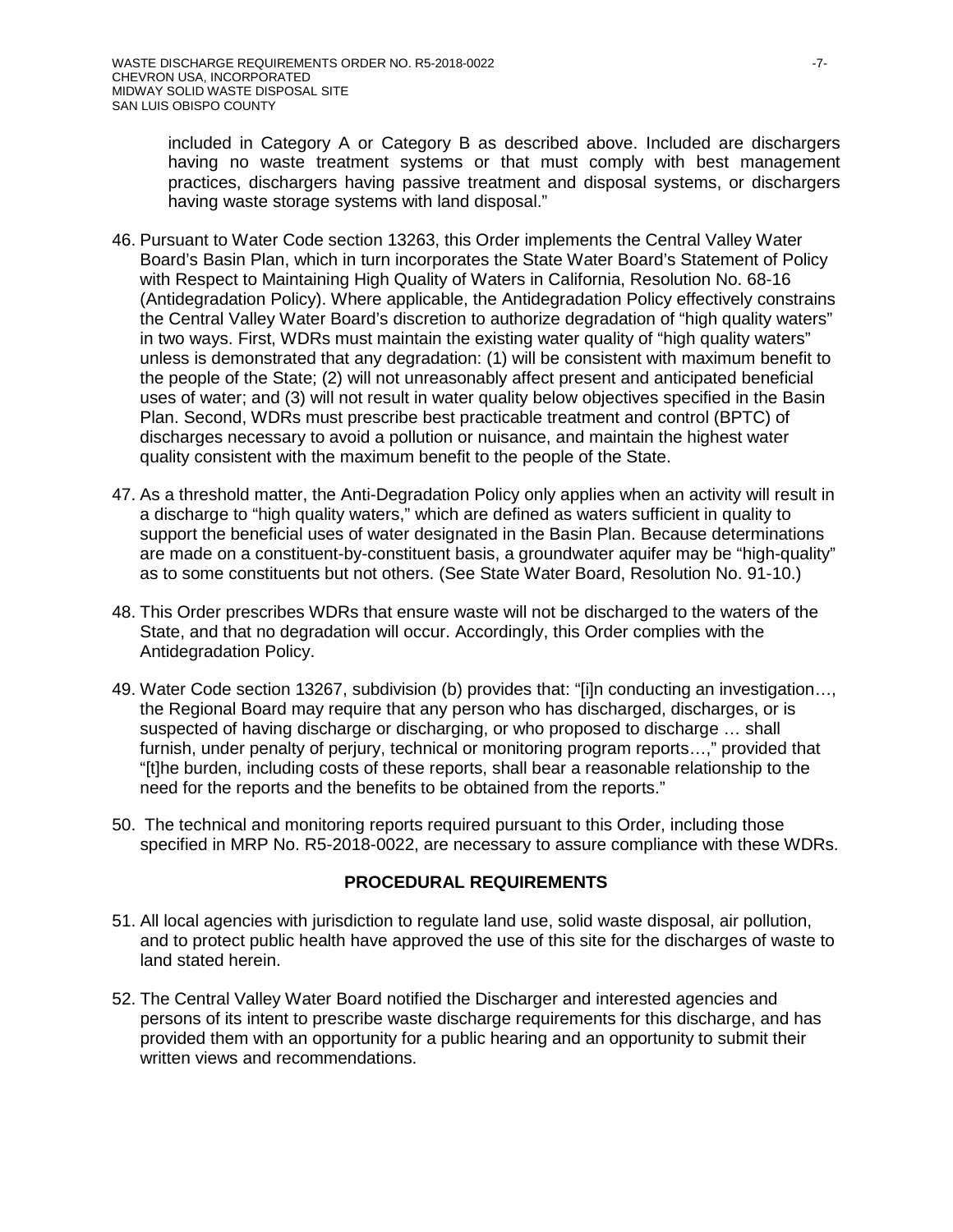included in Category A or Category B as described above. Included are dischargers having no waste treatment systems or that must comply with best management practices, dischargers having passive treatment and disposal systems, or dischargers having waste storage systems with land disposal."

46. Pursuant to Water Code section 13263, this Order implements the Central Valley Water Board's Basin Plan, which in turn incorporates the State Water Board's Statement of Policy with Respect to Maintaining High Quality of Waters in California, Resolution No. 68-16 (Antidegradation Policy). Where applicable, the Antidegradation Policy effectively constrains the Central Valley Water Board's discretion to authorize degradation of "high quality waters" in two ways. First, WDRs must maintain the existing water quality of "high quality waters" unless is demonstrated that any degradation: (1) will be consistent with maximum benefit to the people of the State; (2) will not unreasonably affect present and anticipated beneficial uses of water; and (3) will not result in water quality below objectives specified in the Basin Plan. Second, WDRs must prescribe best practicable treatment and control (BPTC) of discharges necessary to avoid a pollution or nuisance, and maintain the highest water quality consistent with the maximum benefit to the people of the State.

47. As a threshold matter, the Anti-Degradation Policy only applies when an activity will result in a discharge to "high quality waters," which are defined as waters sufficient in quality to support the beneficial uses of water designated in the Basin Plan. Because determinations are made on a constituent-by-constituent basis, a groundwater aquifer may be "high-quality" as to some constituents but not others. (See State Water Board, Resolution No. 91-10.)

48. This Order prescribes WDRs that ensure waste will not be discharged to the waters of the State, and that no degradation will occur. Accordingly, this Order complies with the Antidegradation Policy.

49. Water Code section 13267, subdivision (b) provides that: "[i]n conducting an investigation…, the Regional Board may require that any person who has discharged, discharges, or is suspected of having discharge or discharging, or who proposed to discharge … shall furnish, under penalty of perjury, technical or monitoring program reports…," provided that "[t]he burden, including costs of these reports, shall bear a reasonable relationship to the need for the reports and the benefits to be obtained from the reports."

50. The technical and monitoring reports required pursuant to this Order, including those specified in MRP No. R5-2018-0022, are necessary to assure compliance with these WDRs.

## PROCEDURAL REQUIREMENTS

51. All local agencies with jurisdiction to regulate land use, solid waste disposal, air pollution, and to protect public health have approved the use of this site for the discharges of waste to land stated herein.

52. The Central Valley Water Board notified the Discharger and interested agencies and persons of its intent to prescribe waste discharge requirements for this discharge, and has provided them with an opportunity for a public hearing and an opportunity to submit their written views and recommendations.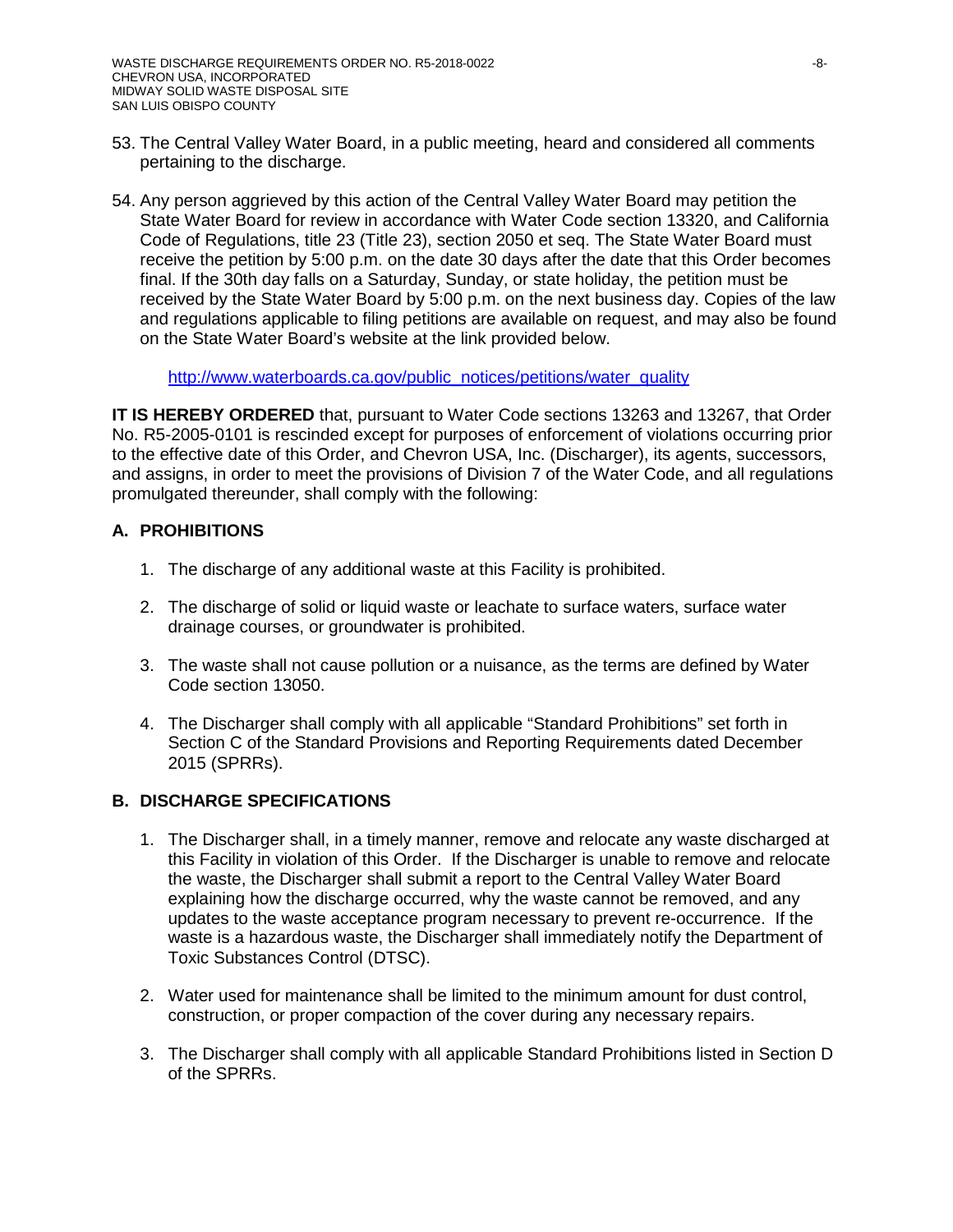53. The Central Valley Water Board, in a public meeting, heard and considered all comments pertaining to the discharge.

54. Any person aggrieved by this action of the Central Valley Water Board may petition the State Water Board for review in accordance with Water Code section 13320, and California Code of Regulations, title 23 (Title 23), section 2050 et seq. The State Water Board must receive the petition by 5:00 p.m. on the date 30 days after the date that this Order becomes final. If the 30th day falls on a Saturday, Sunday, or state holiday, the petition must be received by the State Water Board by 5:00 p.m. on the next business day. Copies of the law and regulations applicable to filing petitions are available on request, and may also be found on the State Water Board's website at the link provided below.

    http://www.waterboards.ca.gov/public_notices/petitions/water_quality

**IT IS HEREBY ORDERED** that, pursuant to Water Code sections 13263 and 13267, that Order No. R5-2005-0101 is rescinded except for purposes of enforcement of violations occurring prior to the effective date of this Order, and Chevron USA, Inc. (Discharger), its agents, successors, and assigns, in order to meet the provisions of Division 7 of the Water Code, and all regulations promulgated thereunder, shall comply with the following:

## A. PROHIBITIONS

1. The discharge of any additional waste at this Facility is prohibited.

2. The discharge of solid or liquid waste or leachate to surface waters, surface water drainage courses, or groundwater is prohibited.

3. The waste shall not cause pollution or a nuisance, as the terms are defined by Water Code section 13050.

4. The Discharger shall comply with all applicable "Standard Prohibitions" set forth in Section C of the Standard Provisions and Reporting Requirements dated December 2015 (SPRRs).

## B. DISCHARGE SPECIFICATIONS

1. The Discharger shall, in a timely manner, remove and relocate any waste discharged at this Facility in violation of this Order. If the Discharger is unable to remove and relocate the waste, the Discharger shall submit a report to the Central Valley Water Board explaining how the discharge occurred, why the waste cannot be removed, and any updates to the waste acceptance program necessary to prevent re-occurrence. If the waste is a hazardous waste, the Discharger shall immediately notify the Department of Toxic Substances Control (DTSC).

2. Water used for maintenance shall be limited to the minimum amount for dust control, construction, or proper compaction of the cover during any necessary repairs.

3. The Discharger shall comply with all applicable Standard Prohibitions listed in Section D of the SPRRs.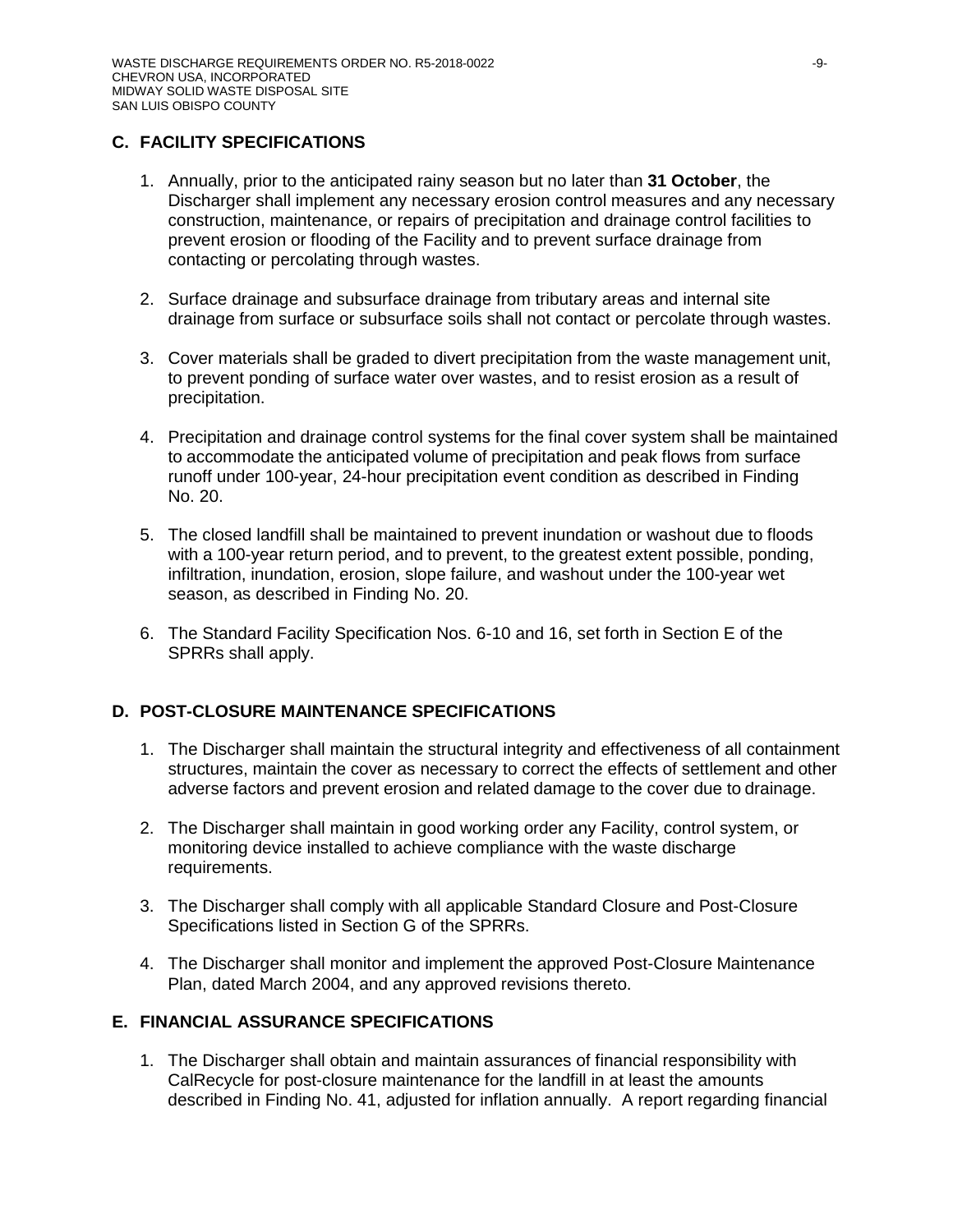## C. FACILITY SPECIFICATIONS

1. Annually, prior to the anticipated rainy season but no later than **31 October**, the Discharger shall implement any necessary erosion control measures and any necessary construction, maintenance, or repairs of precipitation and drainage control facilities to prevent erosion or flooding of the Facility and to prevent surface drainage from contacting or percolating through wastes.

2. Surface drainage and subsurface drainage from tributary areas and internal site drainage from surface or subsurface soils shall not contact or percolate through wastes.

3. Cover materials shall be graded to divert precipitation from the waste management unit, to prevent ponding of surface water over wastes, and to resist erosion as a result of precipitation.

4. Precipitation and drainage control systems for the final cover system shall be maintained to accommodate the anticipated volume of precipitation and peak flows from surface runoff under 100-year, 24-hour precipitation event condition as described in Finding No. 20.

5. The closed landfill shall be maintained to prevent inundation or washout due to floods with a 100-year return period, and to prevent, to the greatest extent possible, ponding, infiltration, inundation, erosion, slope failure, and washout under the 100-year wet season, as described in Finding No. 20.

6. The Standard Facility Specification Nos. 6-10 and 16, set forth in Section E of the SPRRs shall apply.

## D. POST-CLOSURE MAINTENANCE SPECIFICATIONS

1. The Discharger shall maintain the structural integrity and effectiveness of all containment structures, maintain the cover as necessary to correct the effects of settlement and other adverse factors and prevent erosion and related damage to the cover due to drainage.

2. The Discharger shall maintain in good working order any Facility, control system, or monitoring device installed to achieve compliance with the waste discharge requirements.

3. The Discharger shall comply with all applicable Standard Closure and Post-Closure Specifications listed in Section G of the SPRRs.

4. The Discharger shall monitor and implement the approved Post-Closure Maintenance Plan, dated March 2004, and any approved revisions thereto.

## E. FINANCIAL ASSURANCE SPECIFICATIONS

1. The Discharger shall obtain and maintain assurances of financial responsibility with CalRecycle for post-closure maintenance for the landfill in at least the amounts described in Finding No. 41, adjusted for inflation annually. A report regarding financial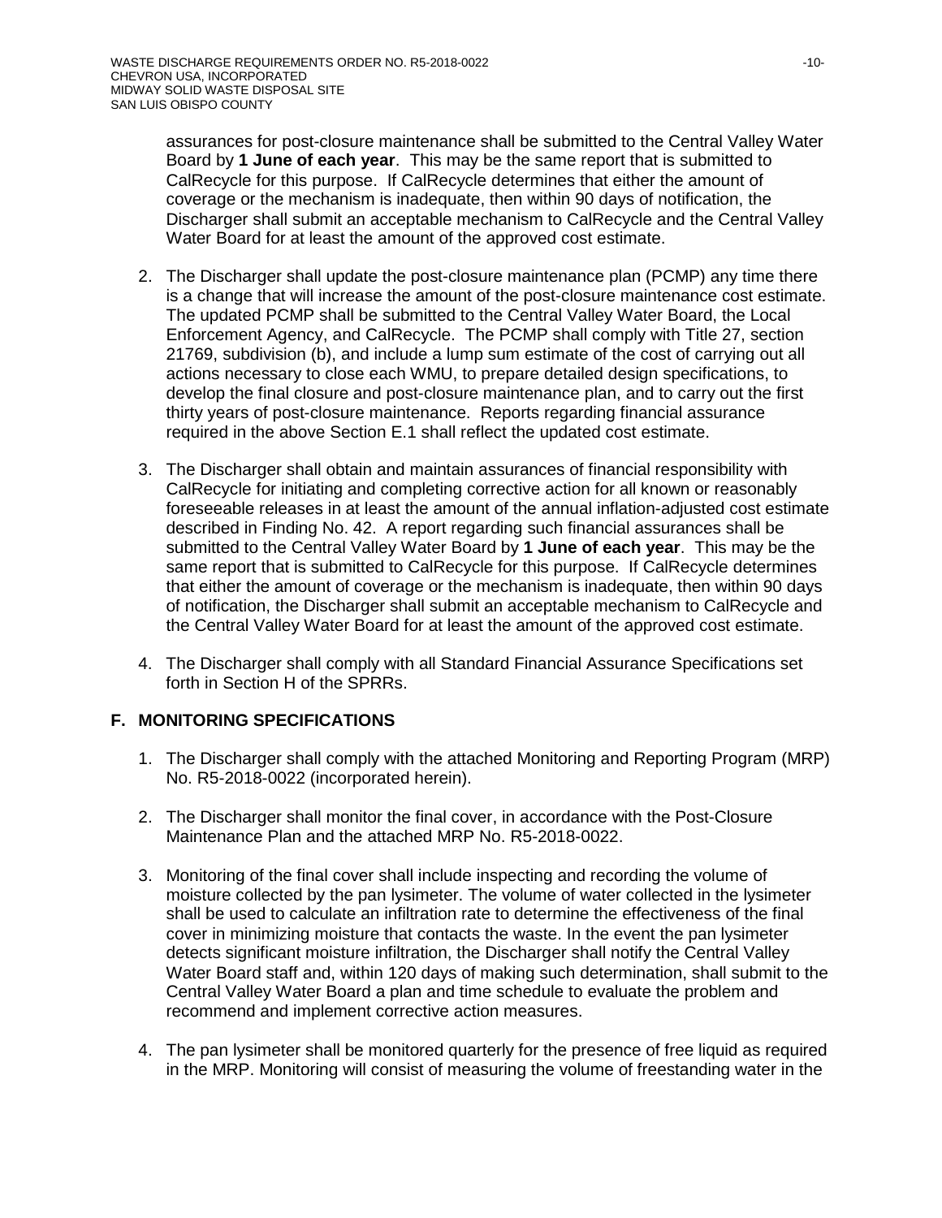assurances for post-closure maintenance shall be submitted to the Central Valley Water Board by **1 June of each year**. This may be the same report that is submitted to CalRecycle for this purpose. If CalRecycle determines that either the amount of coverage or the mechanism is inadequate, then within 90 days of notification, the Discharger shall submit an acceptable mechanism to CalRecycle and the Central Valley Water Board for at least the amount of the approved cost estimate.

2. The Discharger shall update the post-closure maintenance plan (PCMP) any time there is a change that will increase the amount of the post-closure maintenance cost estimate. The updated PCMP shall be submitted to the Central Valley Water Board, the Local Enforcement Agency, and CalRecycle. The PCMP shall comply with Title 27, section 21769, subdivision (b), and include a lump sum estimate of the cost of carrying out all actions necessary to close each WMU, to prepare detailed design specifications, to develop the final closure and post-closure maintenance plan, and to carry out the first thirty years of post-closure maintenance. Reports regarding financial assurance required in the above Section E.1 shall reflect the updated cost estimate.

3. The Discharger shall obtain and maintain assurances of financial responsibility with CalRecycle for initiating and completing corrective action for all known or reasonably foreseeable releases in at least the amount of the annual inflation-adjusted cost estimate described in Finding No. 42. A report regarding such financial assurances shall be submitted to the Central Valley Water Board by **1 June of each year**. This may be the same report that is submitted to CalRecycle for this purpose. If CalRecycle determines that either the amount of coverage or the mechanism is inadequate, then within 90 days of notification, the Discharger shall submit an acceptable mechanism to CalRecycle and the Central Valley Water Board for at least the amount of the approved cost estimate.

4. The Discharger shall comply with all Standard Financial Assurance Specifications set forth in Section H of the SPRRs.

## F. MONITORING SPECIFICATIONS

1. The Discharger shall comply with the attached Monitoring and Reporting Program (MRP) No. R5-2018-0022 (incorporated herein).

2. The Discharger shall monitor the final cover, in accordance with the Post-Closure Maintenance Plan and the attached MRP No. R5-2018-0022.

3. Monitoring of the final cover shall include inspecting and recording the volume of moisture collected by the pan lysimeter. The volume of water collected in the lysimeter shall be used to calculate an infiltration rate to determine the effectiveness of the final cover in minimizing moisture that contacts the waste. In the event the pan lysimeter detects significant moisture infiltration, the Discharger shall notify the Central Valley Water Board staff and, within 120 days of making such determination, shall submit to the Central Valley Water Board a plan and time schedule to evaluate the problem and recommend and implement corrective action measures.

4. The pan lysimeter shall be monitored quarterly for the presence of free liquid as required in the MRP. Monitoring will consist of measuring the volume of freestanding water in the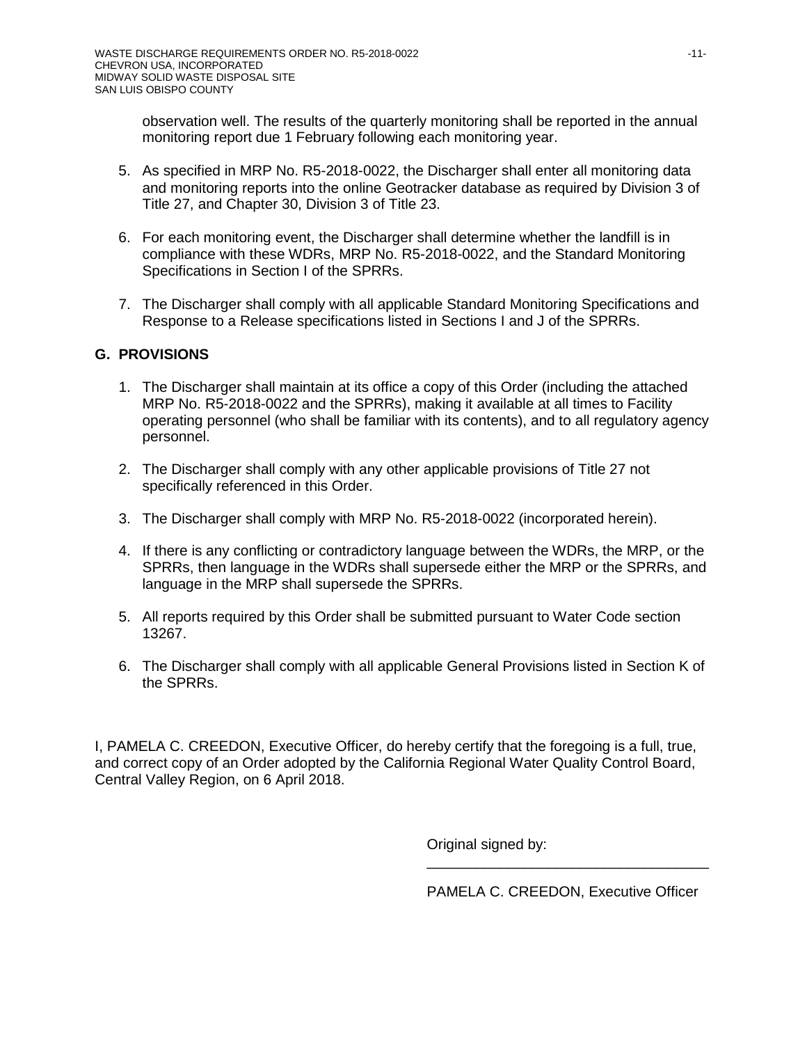observation well. The results of the quarterly monitoring shall be reported in the annual monitoring report due 1 February following each monitoring year.

5. As specified in MRP No. R5-2018-0022, the Discharger shall enter all monitoring data and monitoring reports into the online Geotracker database as required by Division 3 of Title 27, and Chapter 30, Division 3 of Title 23.

6. For each monitoring event, the Discharger shall determine whether the landfill is in compliance with these WDRs, MRP No. R5-2018-0022, and the Standard Monitoring Specifications in Section I of the SPRRs.

7. The Discharger shall comply with all applicable Standard Monitoring Specifications and Response to a Release specifications listed in Sections I and J of the SPRRs.

## G. PROVISIONS

1. The Discharger shall maintain at its office a copy of this Order (including the attached MRP No. R5-2018-0022 and the SPRRs), making it available at all times to Facility operating personnel (who shall be familiar with its contents), and to all regulatory agency personnel.

2. The Discharger shall comply with any other applicable provisions of Title 27 not specifically referenced in this Order.

3. The Discharger shall comply with MRP No. R5-2018-0022 (incorporated herein).

4. If there is any conflicting or contradictory language between the WDRs, the MRP, or the SPRRs, then language in the WDRs shall supersede either the MRP or the SPRRs, and language in the MRP shall supersede the SPRRs.

5. All reports required by this Order shall be submitted pursuant to Water Code section 13267.

6. The Discharger shall comply with all applicable General Provisions listed in Section K of the SPRRs.

I, PAMELA C. CREEDON, Executive Officer, do hereby certify that the foregoing is a full, true, and correct copy of an Order adopted by the California Regional Water Quality Control Board, Central Valley Region, on 6 April 2018.

Original signed by:

\_\_\_\_\_\_\_\_\_\_\_\_\_\_\_\_\_\_\_\_\_\_\_\_\_\_\_\_\_\_\_\_\_\_

PAMELA C. CREEDON, Executive Officer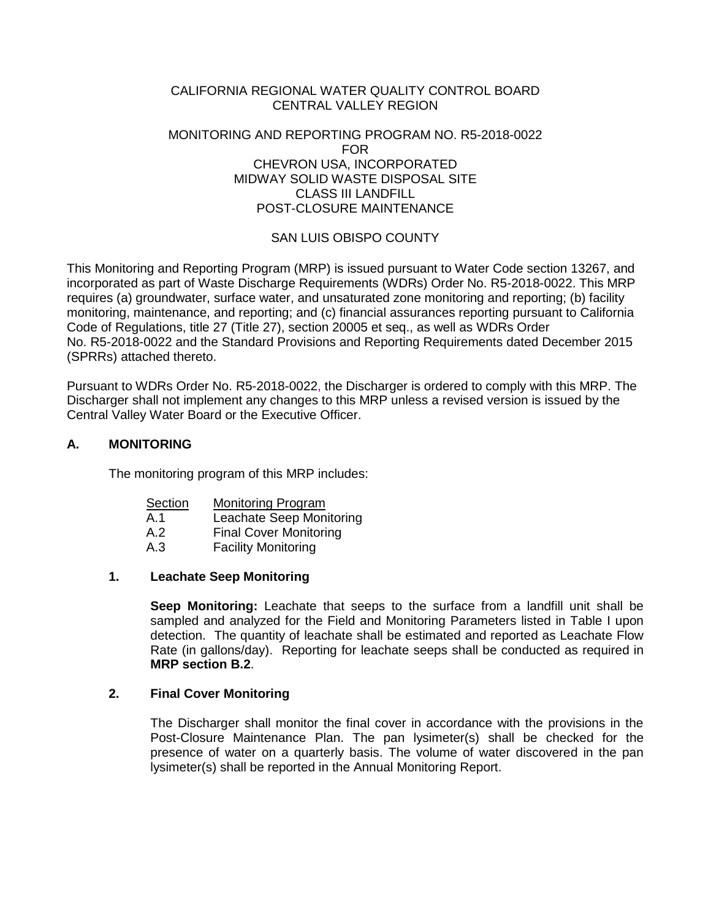CALIFORNIA REGIONAL WATER QUALITY CONTROL BOARD
CENTRAL VALLEY REGION

MONITORING AND REPORTING PROGRAM NO. R5-2018-0022
FOR
CHEVRON USA, INCORPORATED
MIDWAY SOLID WASTE DISPOSAL SITE
CLASS III LANDFILL
POST-CLOSURE MAINTENANCE

SAN LUIS OBISPO COUNTY

This Monitoring and Reporting Program (MRP) is issued pursuant to Water Code section 13267, and incorporated as part of Waste Discharge Requirements (WDRs) Order No. R5-2018-0022. This MRP requires (a) groundwater, surface water, and unsaturated zone monitoring and reporting; (b) facility monitoring, maintenance, and reporting; and (c) financial assurances reporting pursuant to California Code of Regulations, title 27 (Title 27), section 20005 et seq., as well as WDRs Order No. R5-2018-0022 and the Standard Provisions and Reporting Requirements dated December 2015 (SPRRs) attached thereto.

Pursuant to WDRs Order No. R5-2018-0022, the Discharger is ordered to comply with this MRP. The Discharger shall not implement any changes to this MRP unless a revised version is issued by the Central Valley Water Board or the Executive Officer.

## A. MONITORING

The monitoring program of this MRP includes:

| Section | Monitoring Program |
|---|---|
| A.1 | Leachate Seep Monitoring |
| A.2 | Final Cover Monitoring |
| A.3 | Facility Monitoring |

### 1. Leachate Seep Monitoring

**Seep Monitoring:** Leachate that seeps to the surface from a landfill unit shall be sampled and analyzed for the Field and Monitoring Parameters listed in Table I upon detection. The quantity of leachate shall be estimated and reported as Leachate Flow Rate (in gallons/day). Reporting for leachate seeps shall be conducted as required in **MRP section B.2**.

### 2. Final Cover Monitoring

The Discharger shall monitor the final cover in accordance with the provisions in the Post-Closure Maintenance Plan. The pan lysimeter(s) shall be checked for the presence of water on a quarterly basis. The volume of water discovered in the pan lysimeter(s) shall be reported in the Annual Monitoring Report.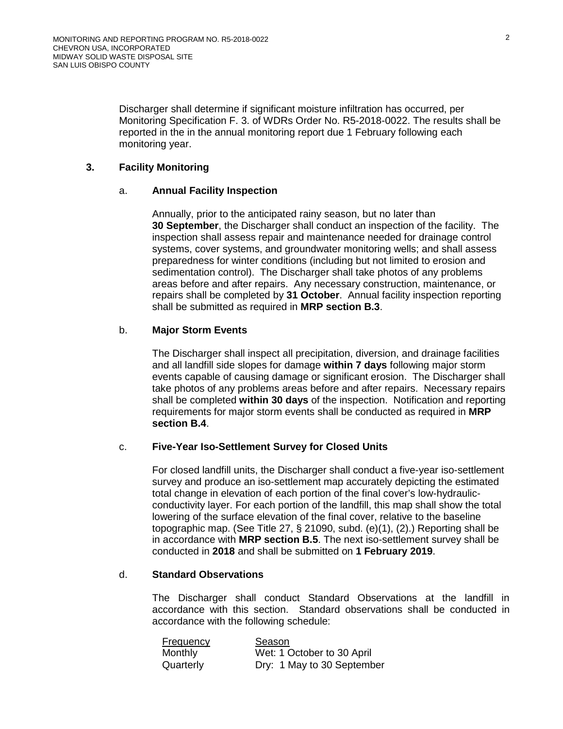Discharger shall determine if significant moisture infiltration has occurred, per Monitoring Specification F. 3. of WDRs Order No. R5-2018-0022. The results shall be reported in the in the annual monitoring report due 1 February following each monitoring year.

### 3. Facility Monitoring

#### a. Annual Facility Inspection

Annually, prior to the anticipated rainy season, but no later than **30 September**, the Discharger shall conduct an inspection of the facility. The inspection shall assess repair and maintenance needed for drainage control systems, cover systems, and groundwater monitoring wells; and shall assess preparedness for winter conditions (including but not limited to erosion and sedimentation control). The Discharger shall take photos of any problems areas before and after repairs. Any necessary construction, maintenance, or repairs shall be completed by **31 October**. Annual facility inspection reporting shall be submitted as required in **MRP section B.3**.

#### b. Major Storm Events

The Discharger shall inspect all precipitation, diversion, and drainage facilities and all landfill side slopes for damage **within 7 days** following major storm events capable of causing damage or significant erosion. The Discharger shall take photos of any problems areas before and after repairs. Necessary repairs shall be completed **within 30 days** of the inspection. Notification and reporting requirements for major storm events shall be conducted as required in **MRP section B.4**.

#### c. Five-Year Iso-Settlement Survey for Closed Units

For closed landfill units, the Discharger shall conduct a five-year iso-settlement survey and produce an iso-settlement map accurately depicting the estimated total change in elevation of each portion of the final cover's low-hydraulic-conductivity layer. For each portion of the landfill, this map shall show the total lowering of the surface elevation of the final cover, relative to the baseline topographic map. (See Title 27, § 21090, subd. (e)(1), (2).) Reporting shall be in accordance with **MRP section B.5**. The next iso-settlement survey shall be conducted in **2018** and shall be submitted on **1 February 2019**.

#### d. Standard Observations

The Discharger shall conduct Standard Observations at the landfill in accordance with this section. Standard observations shall be conducted in accordance with the following schedule:

| Frequency | Season |
|---|---|
| Monthly | Wet: 1 October to 30 April |
| Quarterly | Dry: 1 May to 30 September |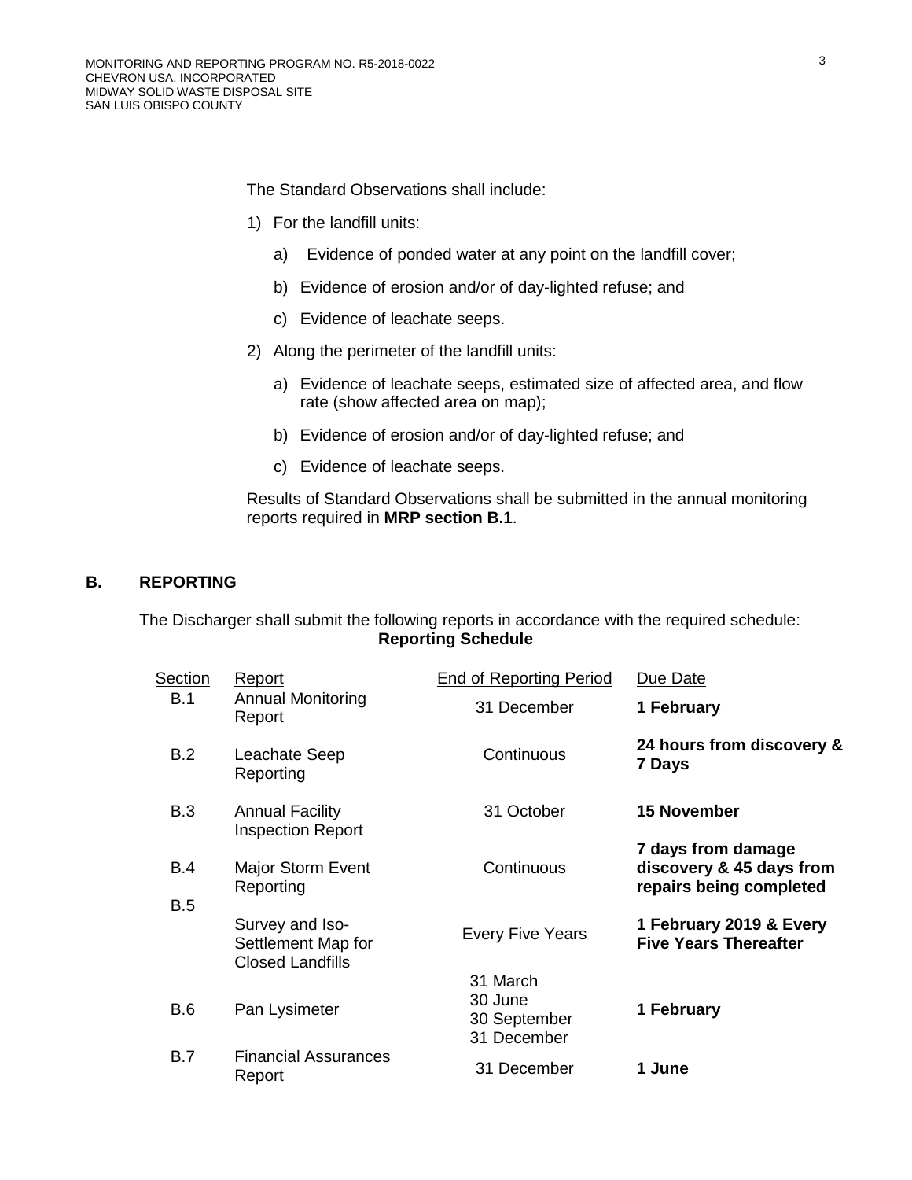The Standard Observations shall include:

1) For the landfill units:

   a) Evidence of ponded water at any point on the landfill cover;

   b) Evidence of erosion and/or of day-lighted refuse; and

   c) Evidence of leachate seeps.

2) Along the perimeter of the landfill units:

   a) Evidence of leachate seeps, estimated size of affected area, and flow rate (show affected area on map);

   b) Evidence of erosion and/or of day-lighted refuse; and

   c) Evidence of leachate seeps.

Results of Standard Observations shall be submitted in the annual monitoring reports required in **MRP section B.1**.

## B. REPORTING

The Discharger shall submit the following reports in accordance with the required schedule:

**Reporting Schedule**

| Section | Report | End of Reporting Period | Due Date |
|---|---|---|---|
| B.1 | Annual Monitoring Report | 31 December | **1 February** |
| B.2 | Leachate Seep Reporting | Continuous | **24 hours from discovery & 7 Days** |
| B.3 | Annual Facility Inspection Report | 31 October | **15 November** |
| B.4 | Major Storm Event Reporting | Continuous | **7 days from damage discovery & 45 days from repairs being completed** |
| B.5 | Survey and Iso-Settlement Map for Closed Landfills | Every Five Years | **1 February 2019 & Every Five Years Thereafter** |
| B.6 | Pan Lysimeter | 31 March<br>30 June<br>30 September<br>31 December | **1 February** |
| B.7 | Financial Assurances Report | 31 December | **1 June** |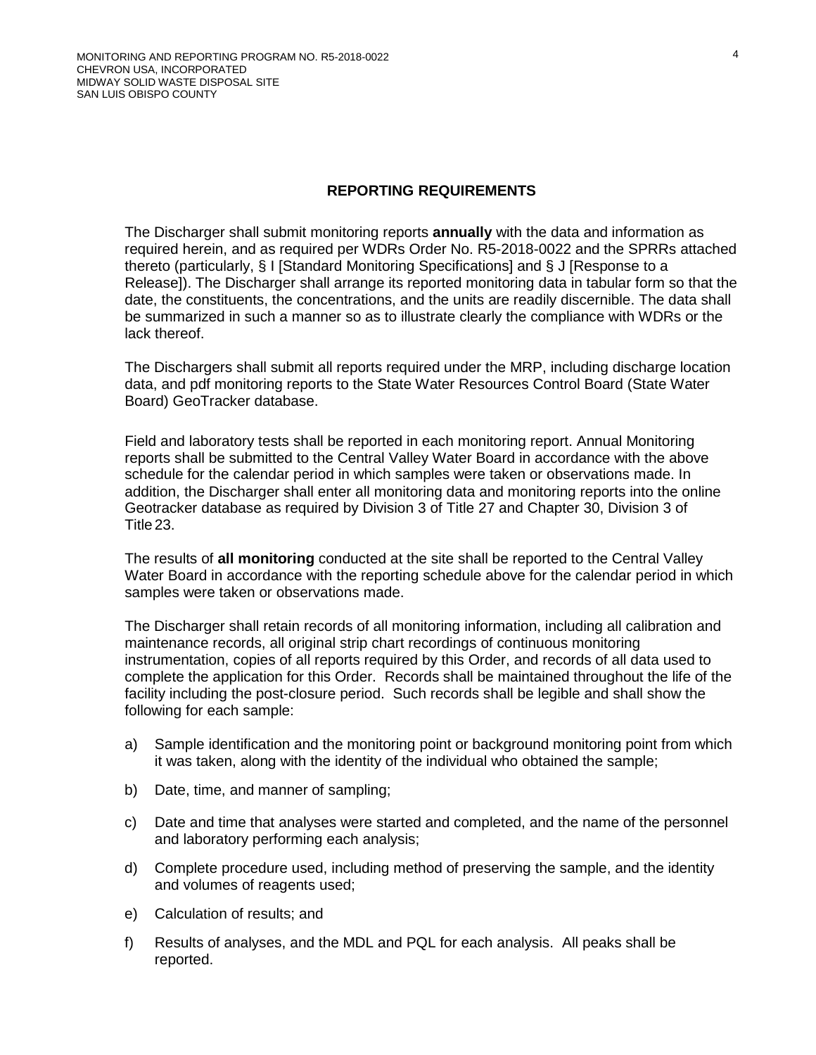## REPORTING REQUIREMENTS

The Discharger shall submit monitoring reports **annually** with the data and information as required herein, and as required per WDRs Order No. R5-2018-0022 and the SPRRs attached thereto (particularly, § I [Standard Monitoring Specifications] and § J [Response to a Release]). The Discharger shall arrange its reported monitoring data in tabular form so that the date, the constituents, the concentrations, and the units are readily discernible. The data shall be summarized in such a manner so as to illustrate clearly the compliance with WDRs or the lack thereof.

The Dischargers shall submit all reports required under the MRP, including discharge location data, and pdf monitoring reports to the State Water Resources Control Board (State Water Board) GeoTracker database.

Field and laboratory tests shall be reported in each monitoring report. Annual Monitoring reports shall be submitted to the Central Valley Water Board in accordance with the above schedule for the calendar period in which samples were taken or observations made. In addition, the Discharger shall enter all monitoring data and monitoring reports into the online Geotracker database as required by Division 3 of Title 27 and Chapter 30, Division 3 of Title 23.

The results of **all monitoring** conducted at the site shall be reported to the Central Valley Water Board in accordance with the reporting schedule above for the calendar period in which samples were taken or observations made.

The Discharger shall retain records of all monitoring information, including all calibration and maintenance records, all original strip chart recordings of continuous monitoring instrumentation, copies of all reports required by this Order, and records of all data used to complete the application for this Order. Records shall be maintained throughout the life of the facility including the post-closure period. Such records shall be legible and shall show the following for each sample:

a) Sample identification and the monitoring point or background monitoring point from which it was taken, along with the identity of the individual who obtained the sample;

b) Date, time, and manner of sampling;

c) Date and time that analyses were started and completed, and the name of the personnel and laboratory performing each analysis;

d) Complete procedure used, including method of preserving the sample, and the identity and volumes of reagents used;

e) Calculation of results; and

f) Results of analyses, and the MDL and PQL for each analysis. All peaks shall be reported.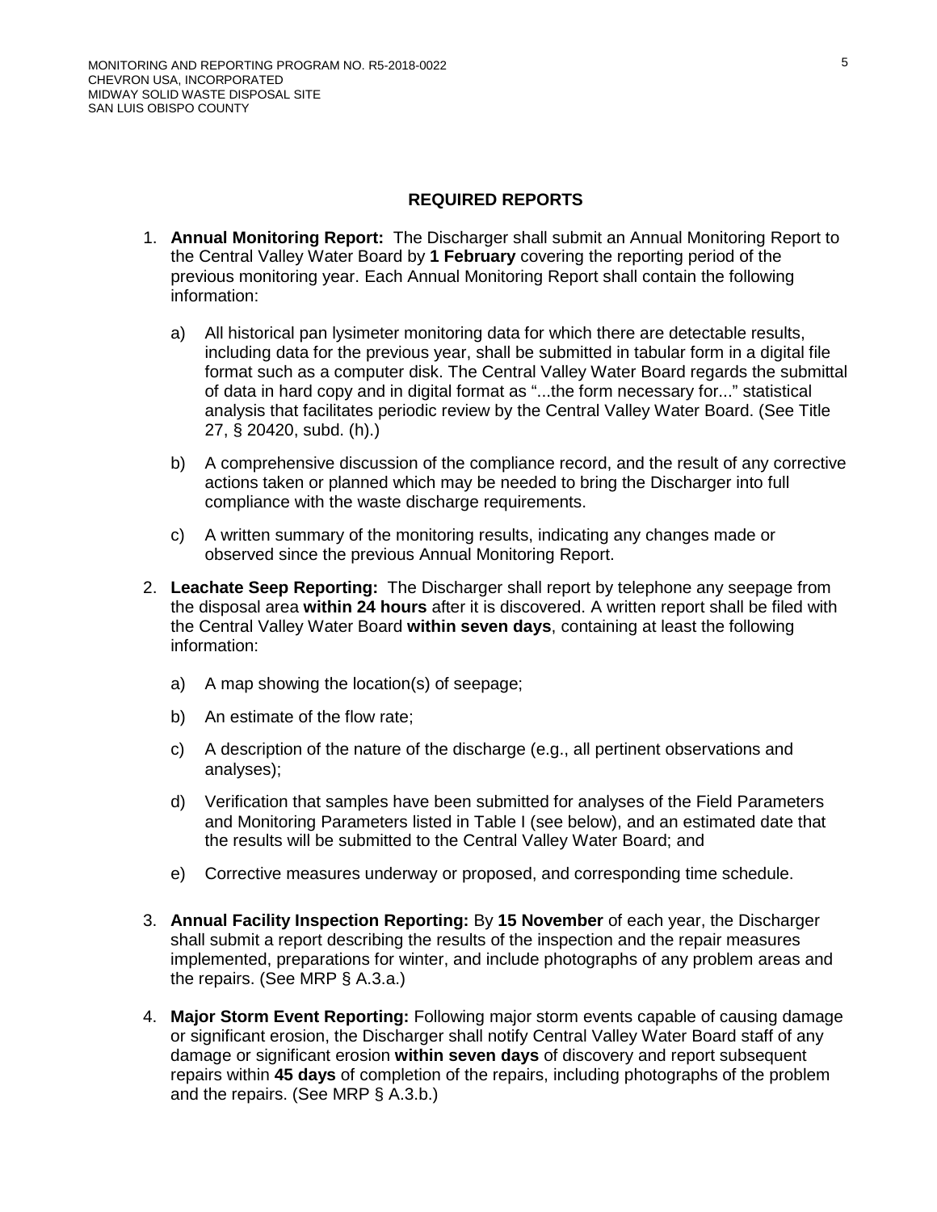## REQUIRED REPORTS

1. **Annual Monitoring Report:** The Discharger shall submit an Annual Monitoring Report to the Central Valley Water Board by **1 February** covering the reporting period of the previous monitoring year. Each Annual Monitoring Report shall contain the following information:

   a) All historical pan lysimeter monitoring data for which there are detectable results, including data for the previous year, shall be submitted in tabular form in a digital file format such as a computer disk. The Central Valley Water Board regards the submittal of data in hard copy and in digital format as "...the form necessary for..." statistical analysis that facilitates periodic review by the Central Valley Water Board. (See Title 27, § 20420, subd. (h).)

   b) A comprehensive discussion of the compliance record, and the result of any corrective actions taken or planned which may be needed to bring the Discharger into full compliance with the waste discharge requirements.

   c) A written summary of the monitoring results, indicating any changes made or observed since the previous Annual Monitoring Report.

2. **Leachate Seep Reporting:** The Discharger shall report by telephone any seepage from the disposal area **within 24 hours** after it is discovered. A written report shall be filed with the Central Valley Water Board **within seven days**, containing at least the following information:

   a) A map showing the location(s) of seepage;

   b) An estimate of the flow rate;

   c) A description of the nature of the discharge (e.g., all pertinent observations and analyses);

   d) Verification that samples have been submitted for analyses of the Field Parameters and Monitoring Parameters listed in Table I (see below), and an estimated date that the results will be submitted to the Central Valley Water Board; and

   e) Corrective measures underway or proposed, and corresponding time schedule.

3. **Annual Facility Inspection Reporting:** By **15 November** of each year, the Discharger shall submit a report describing the results of the inspection and the repair measures implemented, preparations for winter, and include photographs of any problem areas and the repairs. (See MRP § A.3.a.)

4. **Major Storm Event Reporting:** Following major storm events capable of causing damage or significant erosion, the Discharger shall notify Central Valley Water Board staff of any damage or significant erosion **within seven days** of discovery and report subsequent repairs within **45 days** of completion of the repairs, including photographs of the problem and the repairs. (See MRP § A.3.b.)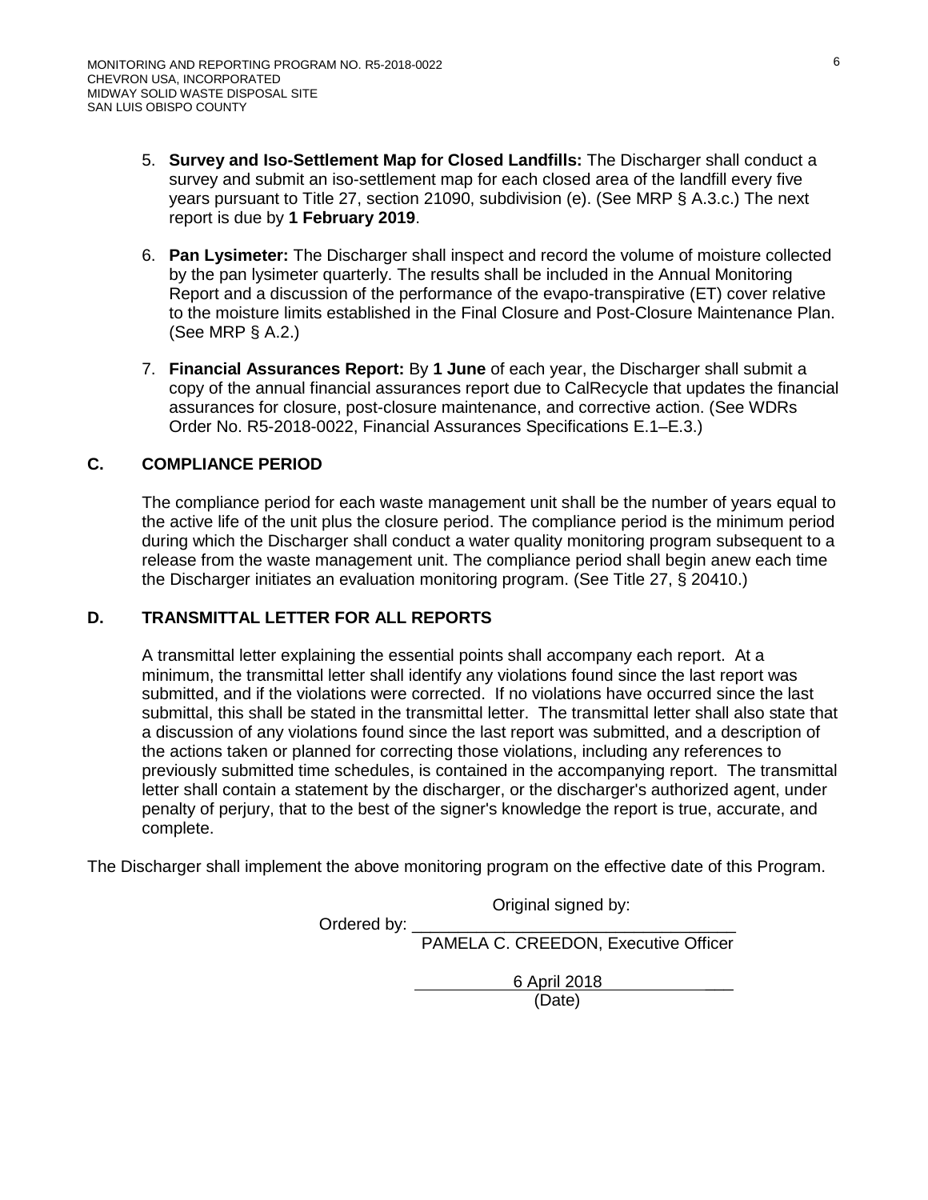5. **Survey and Iso-Settlement Map for Closed Landfills:** The Discharger shall conduct a survey and submit an iso-settlement map for each closed area of the landfill every five years pursuant to Title 27, section 21090, subdivision (e). (See MRP § A.3.c.) The next report is due by **1 February 2019**.

6. **Pan Lysimeter:** The Discharger shall inspect and record the volume of moisture collected by the pan lysimeter quarterly. The results shall be included in the Annual Monitoring Report and a discussion of the performance of the evapo-transpirative (ET) cover relative to the moisture limits established in the Final Closure and Post-Closure Maintenance Plan. (See MRP § A.2.)

7. **Financial Assurances Report:** By **1 June** of each year, the Discharger shall submit a copy of the annual financial assurances report due to CalRecycle that updates the financial assurances for closure, post-closure maintenance, and corrective action. (See WDRs Order No. R5-2018-0022, Financial Assurances Specifications E.1–E.3.)

## C. COMPLIANCE PERIOD

The compliance period for each waste management unit shall be the number of years equal to the active life of the unit plus the closure period. The compliance period is the minimum period during which the Discharger shall conduct a water quality monitoring program subsequent to a release from the waste management unit. The compliance period shall begin anew each time the Discharger initiates an evaluation monitoring program. (See Title 27, § 20410.)

## D. TRANSMITTAL LETTER FOR ALL REPORTS

A transmittal letter explaining the essential points shall accompany each report. At a minimum, the transmittal letter shall identify any violations found since the last report was submitted, and if the violations were corrected. If no violations have occurred since the last submittal, this shall be stated in the transmittal letter. The transmittal letter shall also state that a discussion of any violations found since the last report was submitted, and a description of the actions taken or planned for correcting those violations, including any references to previously submitted time schedules, is contained in the accompanying report. The transmittal letter shall contain a statement by the discharger, or the discharger's authorized agent, under penalty of perjury, that to the best of the signer's knowledge the report is true, accurate, and complete.

The Discharger shall implement the above monitoring program on the effective date of this Program.

Original signed by:

Ordered by: ___________________________________

PAMELA C. CREEDON, Executive Officer

6 April 2018

(Date)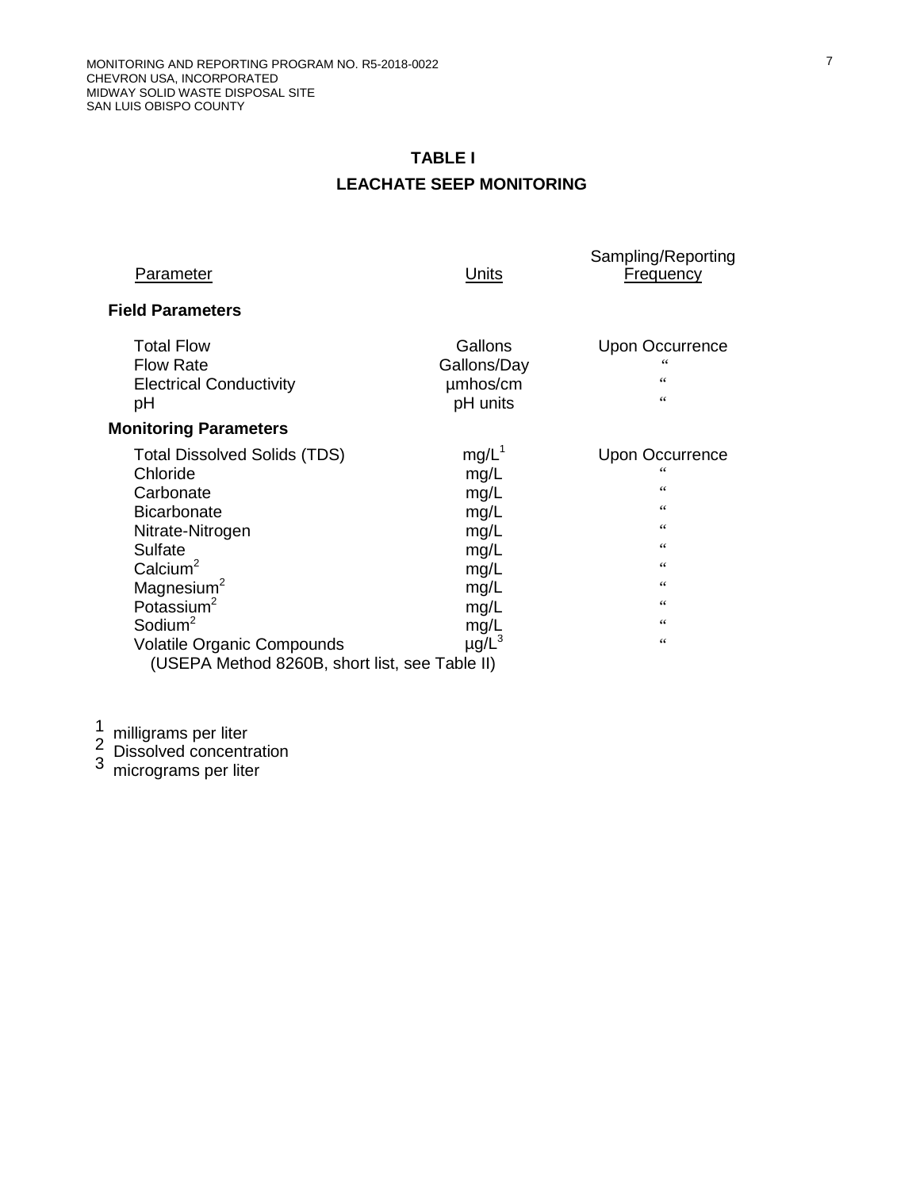## TABLE I

## LEACHATE SEEP MONITORING

| Parameter | Units | Sampling/Reporting Frequency |
|---|---|---|
| **Field Parameters** | | |
| Total Flow | Gallons | Upon Occurrence |
| Flow Rate | Gallons/Day | " |
| Electrical Conductivity | µmhos/cm | " |
| pH | pH units | " |
| **Monitoring Parameters** | | |
| Total Dissolved Solids (TDS) | mg/L[1] | Upon Occurrence |
| Chloride | mg/L | " |
| Carbonate | mg/L | " |
| Bicarbonate | mg/L | " |
| Nitrate-Nitrogen | mg/L | " |
| Sulfate | mg/L | " |
| Calcium[2] | mg/L | " |
| Magnesium[2] | mg/L | " |
| Potassium[2] | mg/L | " |
| Sodium[2] | mg/L | " |
| Volatile Organic Compounds (USEPA Method 8260B, short list, see Table II) | µg/L[3] | " |

1 milligrams per liter
2 Dissolved concentration
3 micrograms per liter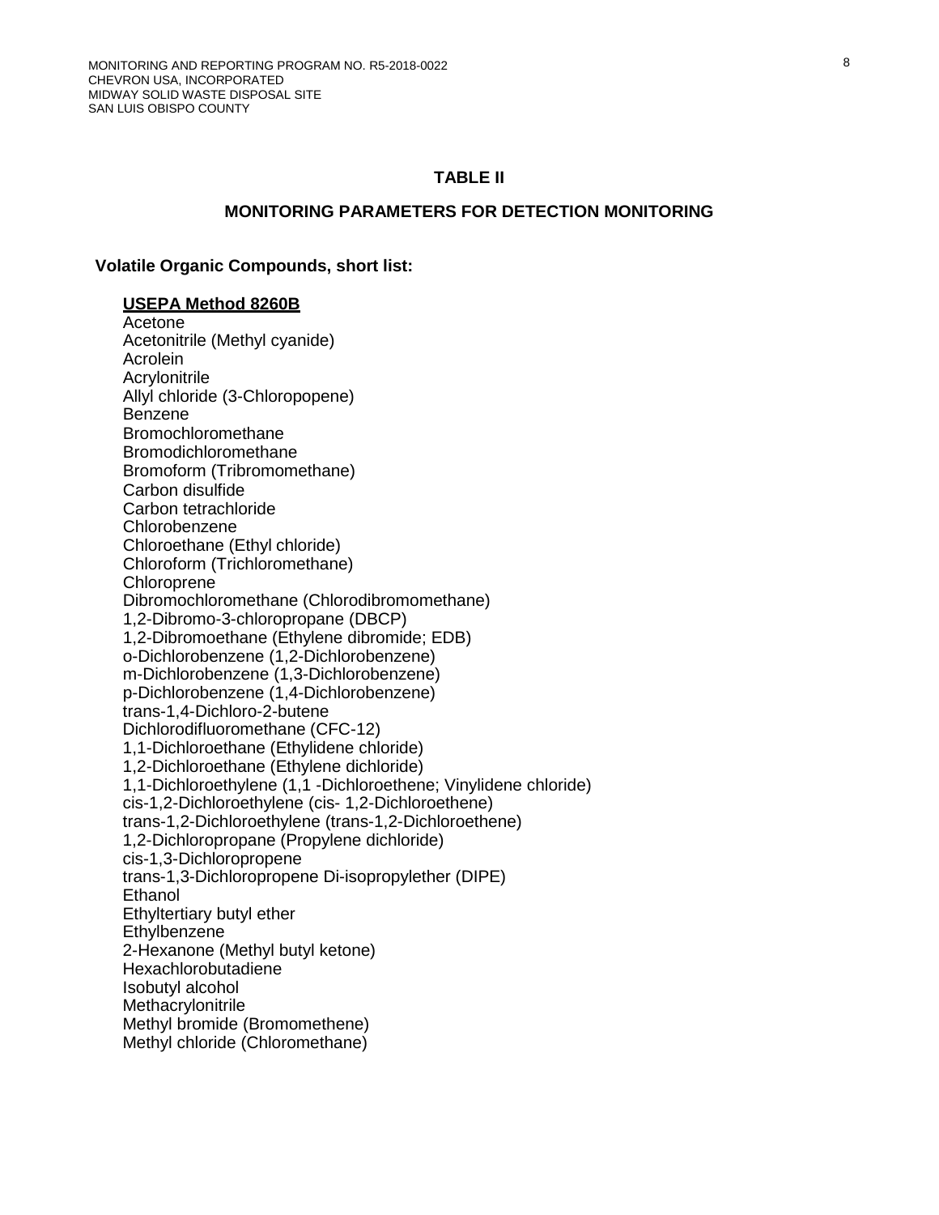## TABLE II

## MONITORING PARAMETERS FOR DETECTION MONITORING

**Volatile Organic Compounds, short list:**

**USEPA Method 8260B**

Acetone
Acetonitrile (Methyl cyanide)
Acrolein
Acrylonitrile
Allyl chloride (3-Chloropopene)
Benzene
Bromochloromethane
Bromodichloromethane
Bromoform (Tribromomethane)
Carbon disulfide
Carbon tetrachloride
Chlorobenzene
Chloroethane (Ethyl chloride)
Chloroform (Trichloromethane)
Chloroprene
Dibromochloromethane (Chlorodibromomethane)
1,2-Dibromo-3-chloropropane (DBCP)
1,2-Dibromoethane (Ethylene dibromide; EDB)
o-Dichlorobenzene (1,2-Dichlorobenzene)
m-Dichlorobenzene (1,3-Dichlorobenzene)
p-Dichlorobenzene (1,4-Dichlorobenzene)
trans-1,4-Dichloro-2-butene
Dichlorodifluoromethane (CFC-12)
1,1-Dichloroethane (Ethylidene chloride)
1,2-Dichloroethane (Ethylene dichloride)
1,1-Dichloroethylene (1,1 -Dichloroethene; Vinylidene chloride)
cis-1,2-Dichloroethylene (cis- 1,2-Dichloroethene)
trans-1,2-Dichloroethylene (trans-1,2-Dichloroethene)
1,2-Dichloropropane (Propylene dichloride)
cis-1,3-Dichloropropene
trans-1,3-Dichloropropene Di-isopropylether (DIPE)
Ethanol
Ethyltertiary butyl ether
Ethylbenzene
2-Hexanone (Methyl butyl ketone)
Hexachlorobutadiene
Isobutyl alcohol
Methacrylonitrile
Methyl bromide (Bromomethene)
Methyl chloride (Chloromethane)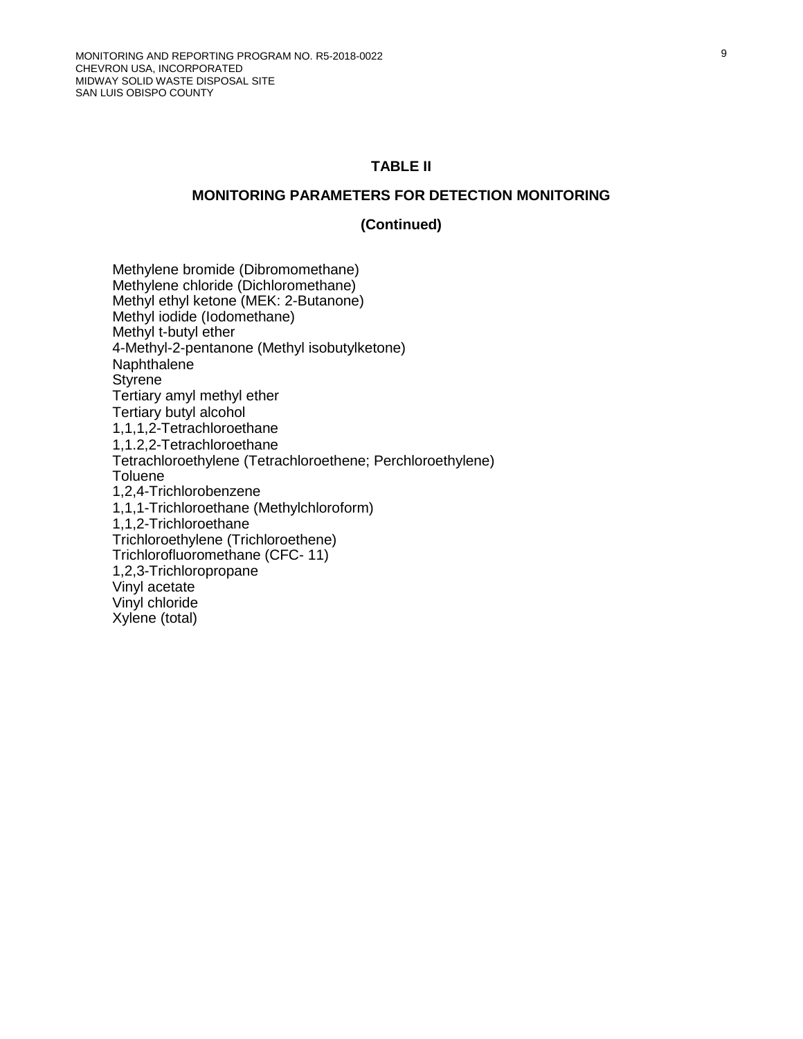**TABLE II**

**MONITORING PARAMETERS FOR DETECTION MONITORING**

**(Continued)**

Methylene bromide (Dibromomethane)
Methylene chloride (Dichloromethane)
Methyl ethyl ketone (MEK: 2-Butanone)
Methyl iodide (Iodomethane)
Methyl t-butyl ether
4-Methyl-2-pentanone (Methyl isobutylketone)
Naphthalene
Styrene
Tertiary amyl methyl ether
Tertiary butyl alcohol
1,1,1,2-Tetrachloroethane
1,1.2,2-Tetrachloroethane
Tetrachloroethylene (Tetrachloroethene; Perchloroethylene)
Toluene
1,2,4-Trichlorobenzene
1,1,1-Trichloroethane (Methylchloroform)
1,1,2-Trichloroethane
Trichloroethylene (Trichloroethene)
Trichlorofluoromethane (CFC- 11)
1,2,3-Trichloropropane
Vinyl acetate
Vinyl chloride
Xylene (total)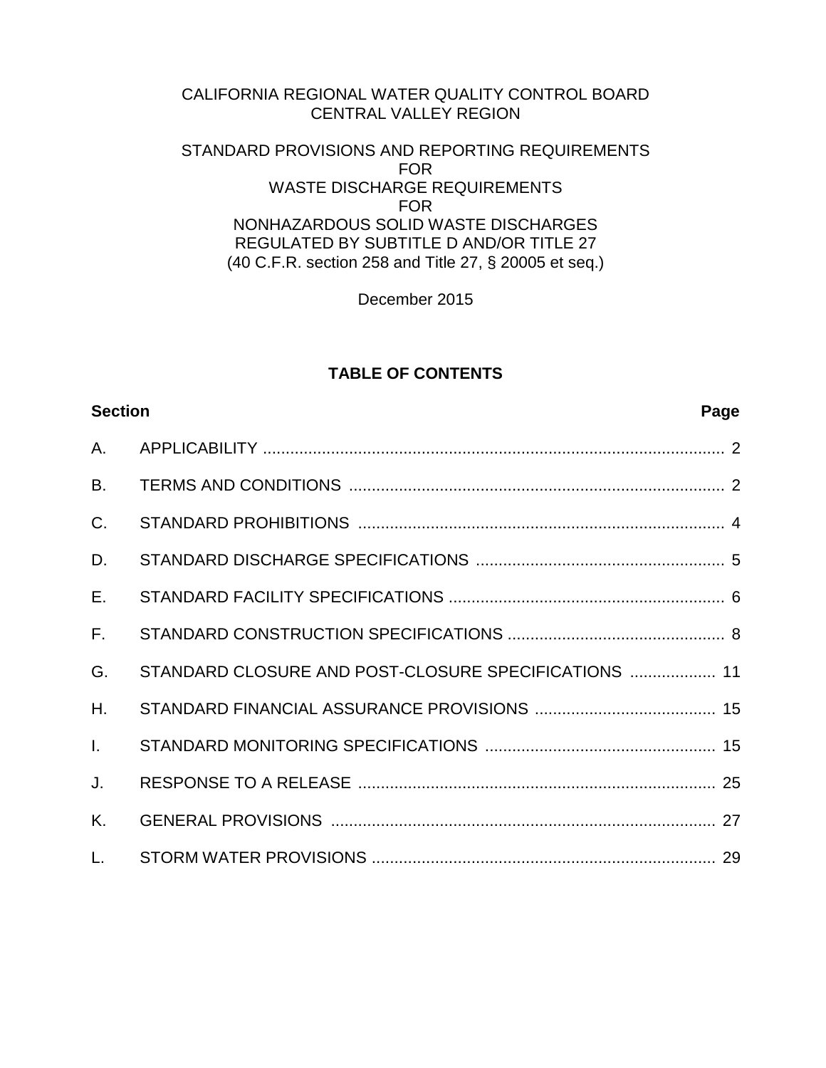CALIFORNIA REGIONAL WATER QUALITY CONTROL BOARD
CENTRAL VALLEY REGION

STANDARD PROVISIONS AND REPORTING REQUIREMENTS
FOR
WASTE DISCHARGE REQUIREMENTS
FOR
NONHAZARDOUS SOLID WASTE DISCHARGES
REGULATED BY SUBTITLE D AND/OR TITLE 27
(40 C.F.R. section 258 and Title 27, § 20005 et seq.)

December 2015

## TABLE OF CONTENTS

| Section | | Page |
|---|---|---|
| A. | APPLICABILITY | 2 |
| B. | TERMS AND CONDITIONS | 2 |
| C. | STANDARD PROHIBITIONS | 4 |
| D. | STANDARD DISCHARGE SPECIFICATIONS | 5 |
| E. | STANDARD FACILITY SPECIFICATIONS | 6 |
| F. | STANDARD CONSTRUCTION SPECIFICATIONS | 8 |
| G. | STANDARD CLOSURE AND POST-CLOSURE SPECIFICATIONS | 11 |
| H. | STANDARD FINANCIAL ASSURANCE PROVISIONS | 15 |
| I. | STANDARD MONITORING SPECIFICATIONS | 15 |
| J. | RESPONSE TO A RELEASE | 25 |
| K. | GENERAL PROVISIONS | 27 |
| L. | STORM WATER PROVISIONS | 29 |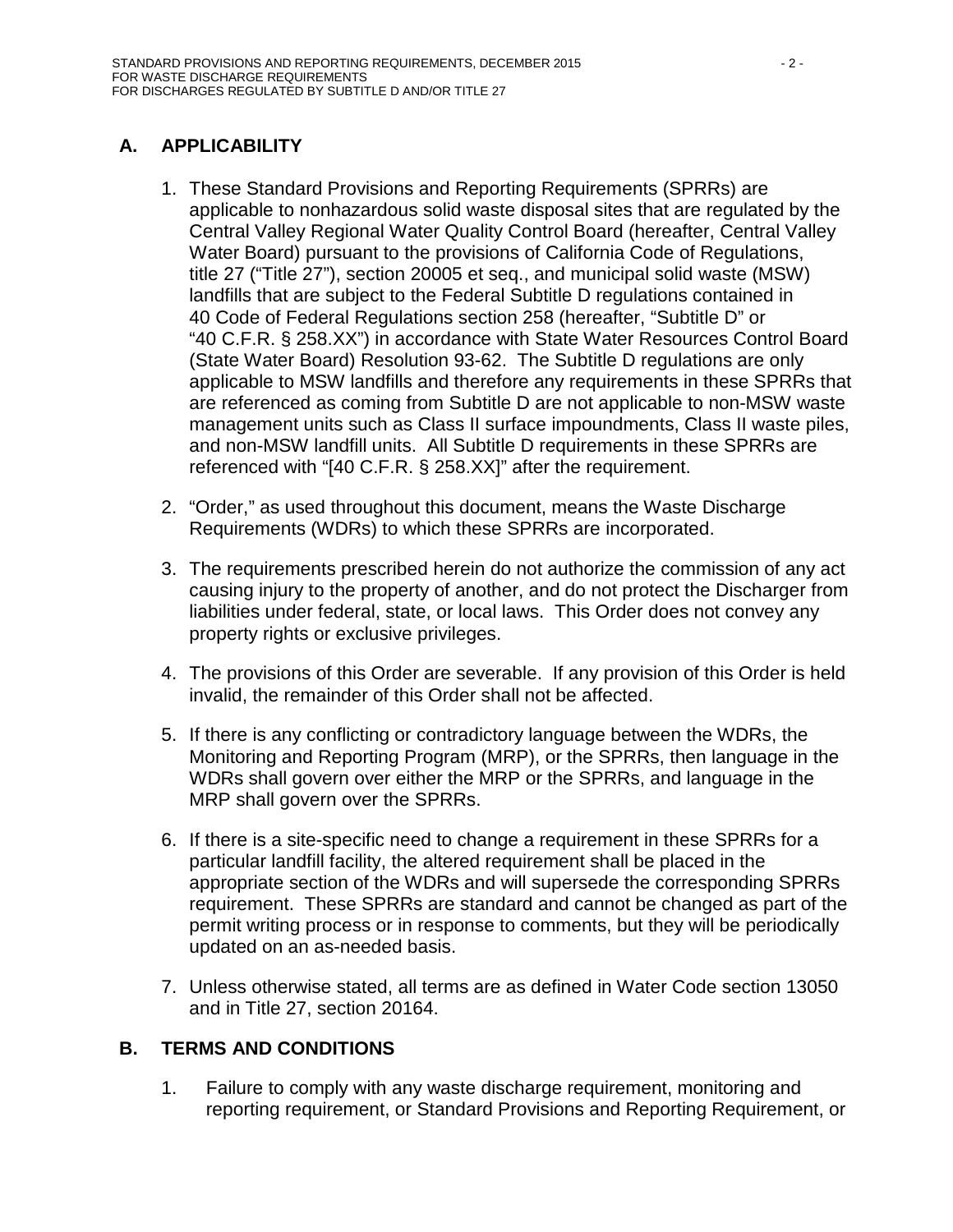## A. APPLICABILITY

1. These Standard Provisions and Reporting Requirements (SPRRs) are applicable to nonhazardous solid waste disposal sites that are regulated by the Central Valley Regional Water Quality Control Board (hereafter, Central Valley Water Board) pursuant to the provisions of California Code of Regulations, title 27 ("Title 27"), section 20005 et seq., and municipal solid waste (MSW) landfills that are subject to the Federal Subtitle D regulations contained in 40 Code of Federal Regulations section 258 (hereafter, "Subtitle D" or "40 C.F.R. § 258.XX") in accordance with State Water Resources Control Board (State Water Board) Resolution 93-62. The Subtitle D regulations are only applicable to MSW landfills and therefore any requirements in these SPRRs that are referenced as coming from Subtitle D are not applicable to non-MSW waste management units such as Class II surface impoundments, Class II waste piles, and non-MSW landfill units. All Subtitle D requirements in these SPRRs are referenced with "[40 C.F.R. § 258.XX]" after the requirement.

2. "Order," as used throughout this document, means the Waste Discharge Requirements (WDRs) to which these SPRRs are incorporated.

3. The requirements prescribed herein do not authorize the commission of any act causing injury to the property of another, and do not protect the Discharger from liabilities under federal, state, or local laws. This Order does not convey any property rights or exclusive privileges.

4. The provisions of this Order are severable. If any provision of this Order is held invalid, the remainder of this Order shall not be affected.

5. If there is any conflicting or contradictory language between the WDRs, the Monitoring and Reporting Program (MRP), or the SPRRs, then language in the WDRs shall govern over either the MRP or the SPRRs, and language in the MRP shall govern over the SPRRs.

6. If there is a site-specific need to change a requirement in these SPRRs for a particular landfill facility, the altered requirement shall be placed in the appropriate section of the WDRs and will supersede the corresponding SPRRs requirement. These SPRRs are standard and cannot be changed as part of the permit writing process or in response to comments, but they will be periodically updated on an as-needed basis.

7. Unless otherwise stated, all terms are as defined in Water Code section 13050 and in Title 27, section 20164.

## B. TERMS AND CONDITIONS

1. Failure to comply with any waste discharge requirement, monitoring and reporting requirement, or Standard Provisions and Reporting Requirement, or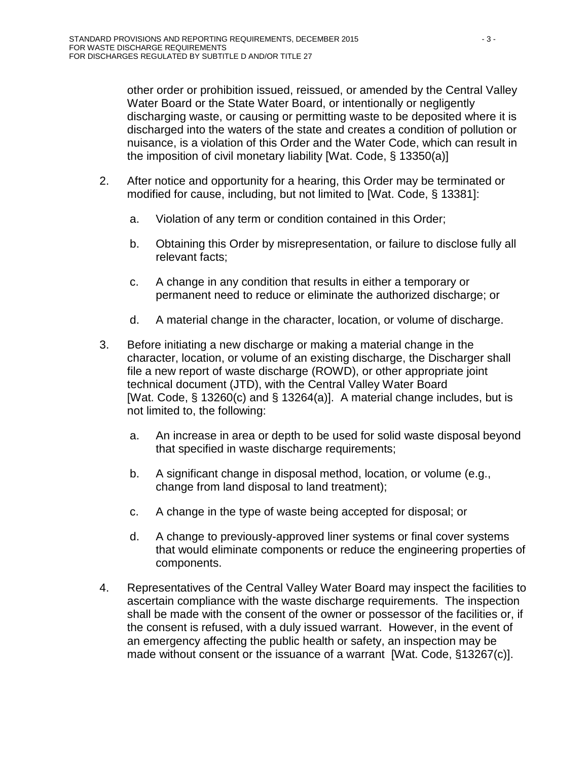other order or prohibition issued, reissued, or amended by the Central Valley Water Board or the State Water Board, or intentionally or negligently discharging waste, or causing or permitting waste to be deposited where it is discharged into the waters of the state and creates a condition of pollution or nuisance, is a violation of this Order and the Water Code, which can result in the imposition of civil monetary liability [Wat. Code, § 13350(a)]

2. After notice and opportunity for a hearing, this Order may be terminated or modified for cause, including, but not limited to [Wat. Code, § 13381]:

    a. Violation of any term or condition contained in this Order;

    b. Obtaining this Order by misrepresentation, or failure to disclose fully all relevant facts;

    c. A change in any condition that results in either a temporary or permanent need to reduce or eliminate the authorized discharge; or

    d. A material change in the character, location, or volume of discharge.

3. Before initiating a new discharge or making a material change in the character, location, or volume of an existing discharge, the Discharger shall file a new report of waste discharge (ROWD), or other appropriate joint technical document (JTD), with the Central Valley Water Board [Wat. Code, § 13260(c) and § 13264(a)]. A material change includes, but is not limited to, the following:

    a. An increase in area or depth to be used for solid waste disposal beyond that specified in waste discharge requirements;

    b. A significant change in disposal method, location, or volume (e.g., change from land disposal to land treatment);

    c. A change in the type of waste being accepted for disposal; or

    d. A change to previously-approved liner systems or final cover systems that would eliminate components or reduce the engineering properties of components.

4. Representatives of the Central Valley Water Board may inspect the facilities to ascertain compliance with the waste discharge requirements. The inspection shall be made with the consent of the owner or possessor of the facilities or, if the consent is refused, with a duly issued warrant. However, in the event of an emergency affecting the public health or safety, an inspection may be made without consent or the issuance of a warrant [Wat. Code, §13267(c)].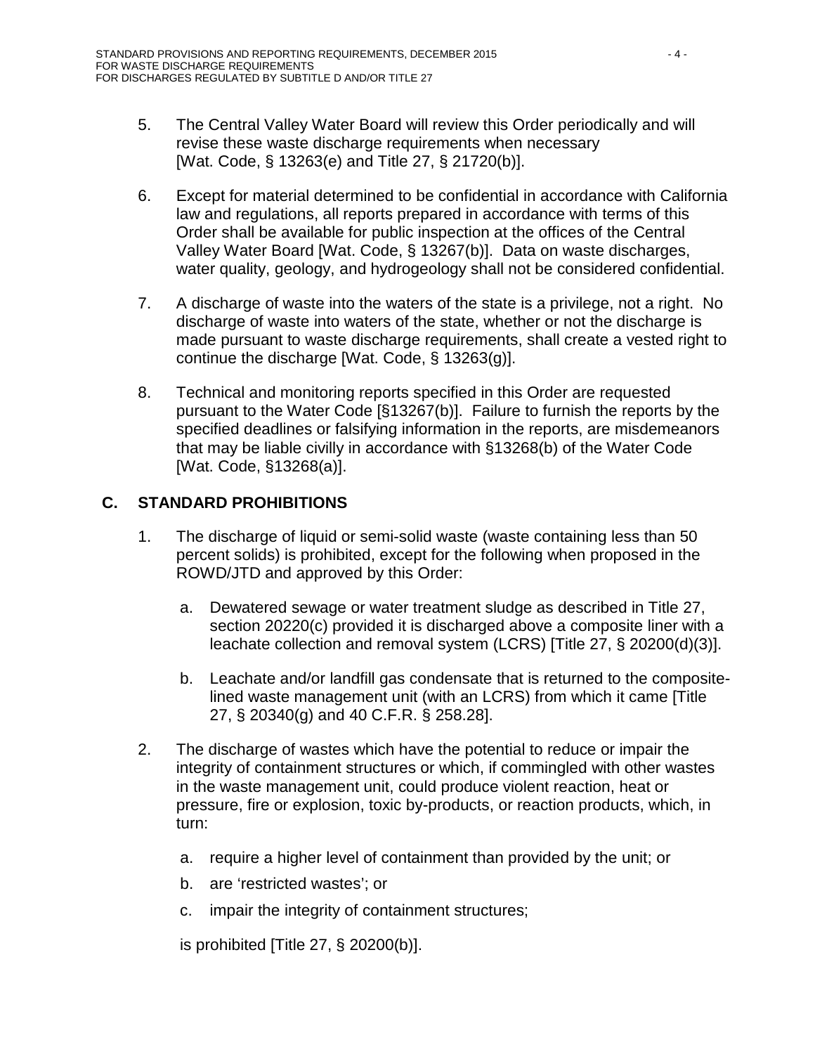5. The Central Valley Water Board will review this Order periodically and will revise these waste discharge requirements when necessary [Wat. Code, § 13263(e) and Title 27, § 21720(b)].

6. Except for material determined to be confidential in accordance with California law and regulations, all reports prepared in accordance with terms of this Order shall be available for public inspection at the offices of the Central Valley Water Board [Wat. Code, § 13267(b)]. Data on waste discharges, water quality, geology, and hydrogeology shall not be considered confidential.

7. A discharge of waste into the waters of the state is a privilege, not a right. No discharge of waste into waters of the state, whether or not the discharge is made pursuant to waste discharge requirements, shall create a vested right to continue the discharge [Wat. Code, § 13263(g)].

8. Technical and monitoring reports specified in this Order are requested pursuant to the Water Code [§13267(b)]. Failure to furnish the reports by the specified deadlines or falsifying information in the reports, are misdemeanors that may be liable civilly in accordance with §13268(b) of the Water Code [Wat. Code, §13268(a)].

## C. STANDARD PROHIBITIONS

1. The discharge of liquid or semi-solid waste (waste containing less than 50 percent solids) is prohibited, except for the following when proposed in the ROWD/JTD and approved by this Order:

   a. Dewatered sewage or water treatment sludge as described in Title 27, section 20220(c) provided it is discharged above a composite liner with a leachate collection and removal system (LCRS) [Title 27, § 20200(d)(3)].

   b. Leachate and/or landfill gas condensate that is returned to the composite-lined waste management unit (with an LCRS) from which it came [Title 27, § 20340(g) and 40 C.F.R. § 258.28].

2. The discharge of wastes which have the potential to reduce or impair the integrity of containment structures or which, if commingled with other wastes in the waste management unit, could produce violent reaction, heat or pressure, fire or explosion, toxic by-products, or reaction products, which, in turn:

   a. require a higher level of containment than provided by the unit; or

   b. are 'restricted wastes'; or

   c. impair the integrity of containment structures;

   is prohibited [Title 27, § 20200(b)].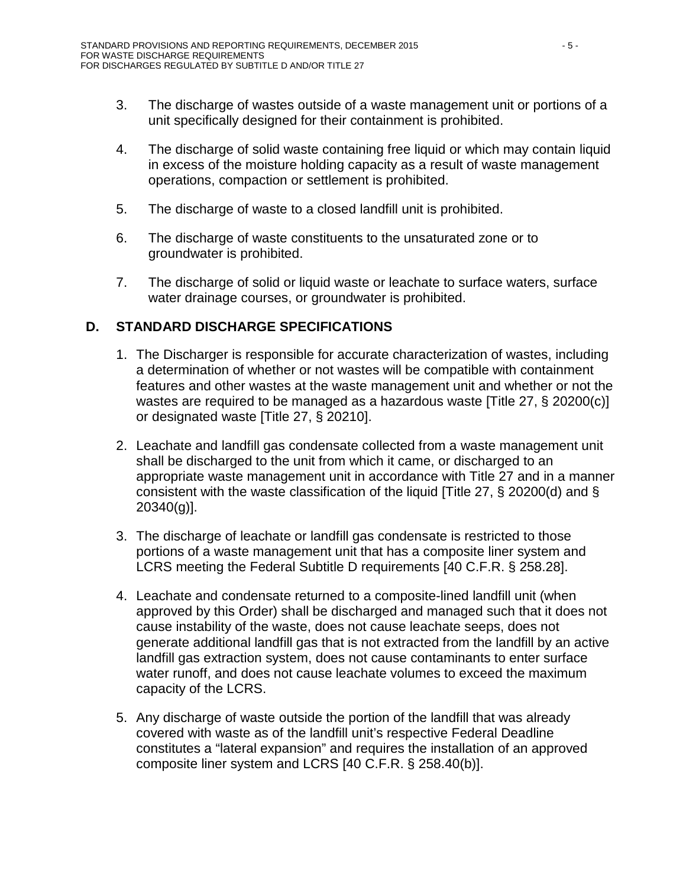3. The discharge of wastes outside of a waste management unit or portions of a unit specifically designed for their containment is prohibited.

4. The discharge of solid waste containing free liquid or which may contain liquid in excess of the moisture holding capacity as a result of waste management operations, compaction or settlement is prohibited.

5. The discharge of waste to a closed landfill unit is prohibited.

6. The discharge of waste constituents to the unsaturated zone or to groundwater is prohibited.

7. The discharge of solid or liquid waste or leachate to surface waters, surface water drainage courses, or groundwater is prohibited.

## D. STANDARD DISCHARGE SPECIFICATIONS

1. The Discharger is responsible for accurate characterization of wastes, including a determination of whether or not wastes will be compatible with containment features and other wastes at the waste management unit and whether or not the wastes are required to be managed as a hazardous waste [Title 27, § 20200(c)] or designated waste [Title 27, § 20210].

2. Leachate and landfill gas condensate collected from a waste management unit shall be discharged to the unit from which it came, or discharged to an appropriate waste management unit in accordance with Title 27 and in a manner consistent with the waste classification of the liquid [Title 27, § 20200(d) and § 20340(g)].

3. The discharge of leachate or landfill gas condensate is restricted to those portions of a waste management unit that has a composite liner system and LCRS meeting the Federal Subtitle D requirements [40 C.F.R. § 258.28].

4. Leachate and condensate returned to a composite-lined landfill unit (when approved by this Order) shall be discharged and managed such that it does not cause instability of the waste, does not cause leachate seeps, does not generate additional landfill gas that is not extracted from the landfill by an active landfill gas extraction system, does not cause contaminants to enter surface water runoff, and does not cause leachate volumes to exceed the maximum capacity of the LCRS.

5. Any discharge of waste outside the portion of the landfill that was already covered with waste as of the landfill unit's respective Federal Deadline constitutes a "lateral expansion" and requires the installation of an approved composite liner system and LCRS [40 C.F.R. § 258.40(b)].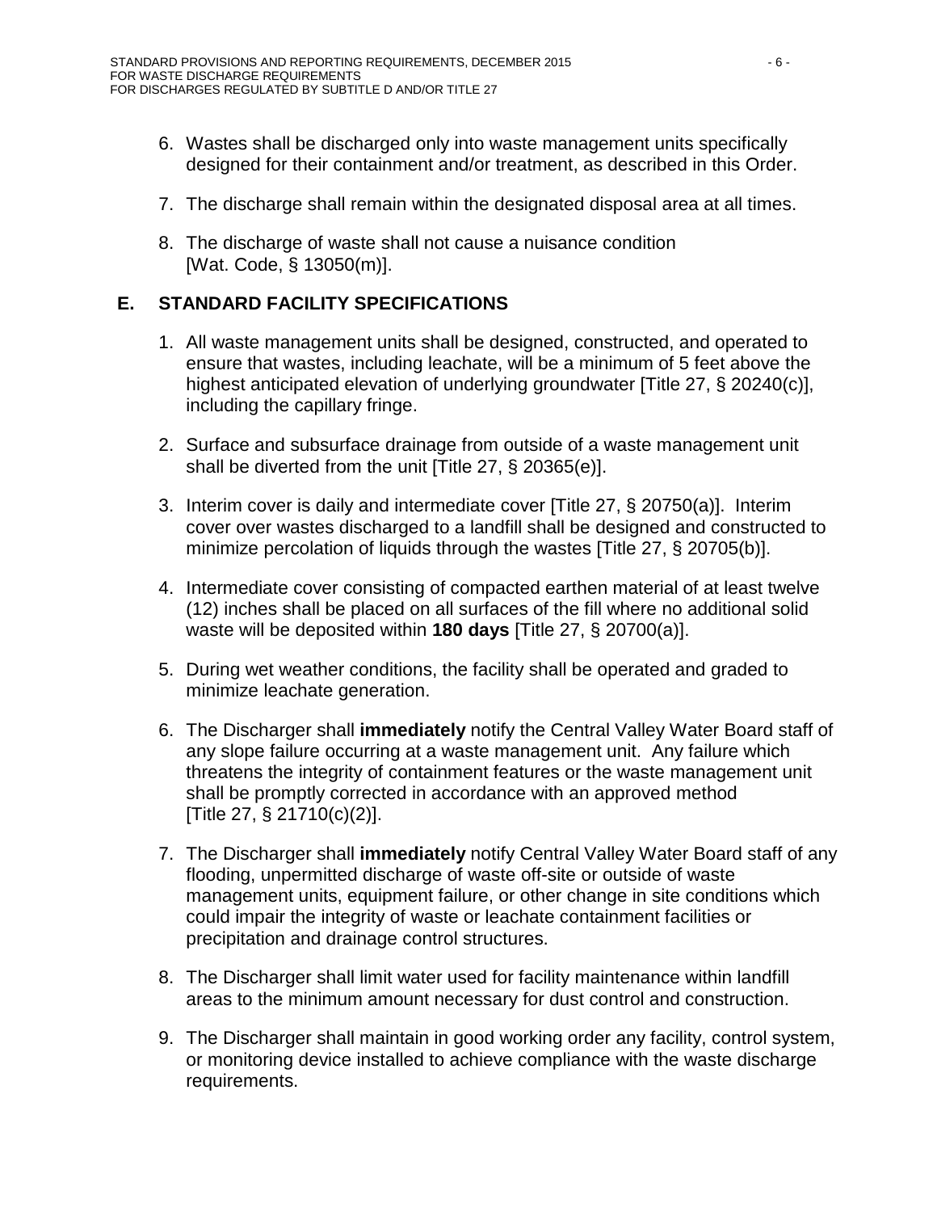6. Wastes shall be discharged only into waste management units specifically designed for their containment and/or treatment, as described in this Order.

7. The discharge shall remain within the designated disposal area at all times.

8. The discharge of waste shall not cause a nuisance condition [Wat. Code, § 13050(m)].

## E. STANDARD FACILITY SPECIFICATIONS

1. All waste management units shall be designed, constructed, and operated to ensure that wastes, including leachate, will be a minimum of 5 feet above the highest anticipated elevation of underlying groundwater [Title 27, § 20240(c)], including the capillary fringe.

2. Surface and subsurface drainage from outside of a waste management unit shall be diverted from the unit [Title 27, § 20365(e)].

3. Interim cover is daily and intermediate cover [Title 27, § 20750(a)]. Interim cover over wastes discharged to a landfill shall be designed and constructed to minimize percolation of liquids through the wastes [Title 27, § 20705(b)].

4. Intermediate cover consisting of compacted earthen material of at least twelve (12) inches shall be placed on all surfaces of the fill where no additional solid waste will be deposited within **180 days** [Title 27, § 20700(a)].

5. During wet weather conditions, the facility shall be operated and graded to minimize leachate generation.

6. The Discharger shall **immediately** notify the Central Valley Water Board staff of any slope failure occurring at a waste management unit. Any failure which threatens the integrity of containment features or the waste management unit shall be promptly corrected in accordance with an approved method [Title 27, § 21710(c)(2)].

7. The Discharger shall **immediately** notify Central Valley Water Board staff of any flooding, unpermitted discharge of waste off-site or outside of waste management units, equipment failure, or other change in site conditions which could impair the integrity of waste or leachate containment facilities or precipitation and drainage control structures.

8. The Discharger shall limit water used for facility maintenance within landfill areas to the minimum amount necessary for dust control and construction.

9. The Discharger shall maintain in good working order any facility, control system, or monitoring device installed to achieve compliance with the waste discharge requirements.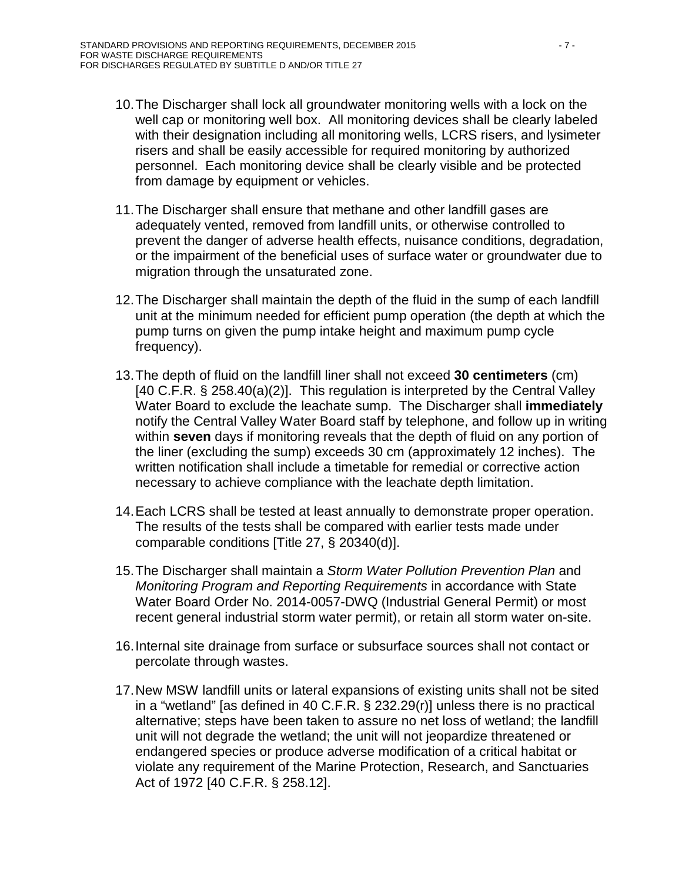10. The Discharger shall lock all groundwater monitoring wells with a lock on the well cap or monitoring well box. All monitoring devices shall be clearly labeled with their designation including all monitoring wells, LCRS risers, and lysimeter risers and shall be easily accessible for required monitoring by authorized personnel. Each monitoring device shall be clearly visible and be protected from damage by equipment or vehicles.

11. The Discharger shall ensure that methane and other landfill gases are adequately vented, removed from landfill units, or otherwise controlled to prevent the danger of adverse health effects, nuisance conditions, degradation, or the impairment of the beneficial uses of surface water or groundwater due to migration through the unsaturated zone.

12. The Discharger shall maintain the depth of the fluid in the sump of each landfill unit at the minimum needed for efficient pump operation (the depth at which the pump turns on given the pump intake height and maximum pump cycle frequency).

13. The depth of fluid on the landfill liner shall not exceed **30 centimeters** (cm) [40 C.F.R. § 258.40(a)(2)]. This regulation is interpreted by the Central Valley Water Board to exclude the leachate sump. The Discharger shall **immediately** notify the Central Valley Water Board staff by telephone, and follow up in writing within **seven** days if monitoring reveals that the depth of fluid on any portion of the liner (excluding the sump) exceeds 30 cm (approximately 12 inches). The written notification shall include a timetable for remedial or corrective action necessary to achieve compliance with the leachate depth limitation.

14. Each LCRS shall be tested at least annually to demonstrate proper operation. The results of the tests shall be compared with earlier tests made under comparable conditions [Title 27, § 20340(d)].

15. The Discharger shall maintain a *Storm Water Pollution Prevention Plan* and *Monitoring Program and Reporting Requirements* in accordance with State Water Board Order No. 2014-0057-DWQ (Industrial General Permit) or most recent general industrial storm water permit), or retain all storm water on-site.

16. Internal site drainage from surface or subsurface sources shall not contact or percolate through wastes.

17. New MSW landfill units or lateral expansions of existing units shall not be sited in a "wetland" [as defined in 40 C.F.R. § 232.29(r)] unless there is no practical alternative; steps have been taken to assure no net loss of wetland; the landfill unit will not degrade the wetland; the unit will not jeopardize threatened or endangered species or produce adverse modification of a critical habitat or violate any requirement of the Marine Protection, Research, and Sanctuaries Act of 1972 [40 C.F.R. § 258.12].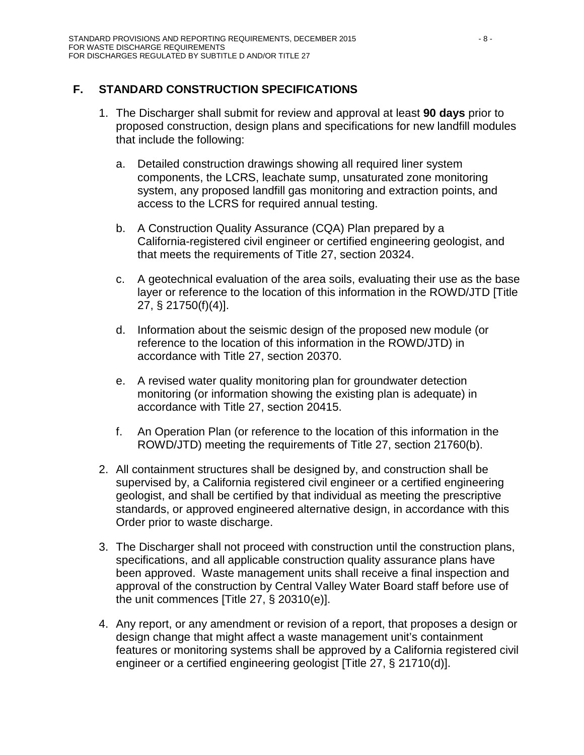## F. STANDARD CONSTRUCTION SPECIFICATIONS

1. The Discharger shall submit for review and approval at least **90 days** prior to proposed construction, design plans and specifications for new landfill modules that include the following:

   a. Detailed construction drawings showing all required liner system components, the LCRS, leachate sump, unsaturated zone monitoring system, any proposed landfill gas monitoring and extraction points, and access to the LCRS for required annual testing.

   b. A Construction Quality Assurance (CQA) Plan prepared by a California-registered civil engineer or certified engineering geologist, and that meets the requirements of Title 27, section 20324.

   c. A geotechnical evaluation of the area soils, evaluating their use as the base layer or reference to the location of this information in the ROWD/JTD [Title 27, § 21750(f)(4)].

   d. Information about the seismic design of the proposed new module (or reference to the location of this information in the ROWD/JTD) in accordance with Title 27, section 20370.

   e. A revised water quality monitoring plan for groundwater detection monitoring (or information showing the existing plan is adequate) in accordance with Title 27, section 20415.

   f. An Operation Plan (or reference to the location of this information in the ROWD/JTD) meeting the requirements of Title 27, section 21760(b).

2. All containment structures shall be designed by, and construction shall be supervised by, a California registered civil engineer or a certified engineering geologist, and shall be certified by that individual as meeting the prescriptive standards, or approved engineered alternative design, in accordance with this Order prior to waste discharge.

3. The Discharger shall not proceed with construction until the construction plans, specifications, and all applicable construction quality assurance plans have been approved. Waste management units shall receive a final inspection and approval of the construction by Central Valley Water Board staff before use of the unit commences [Title 27, § 20310(e)].

4. Any report, or any amendment or revision of a report, that proposes a design or design change that might affect a waste management unit's containment features or monitoring systems shall be approved by a California registered civil engineer or a certified engineering geologist [Title 27, § 21710(d)].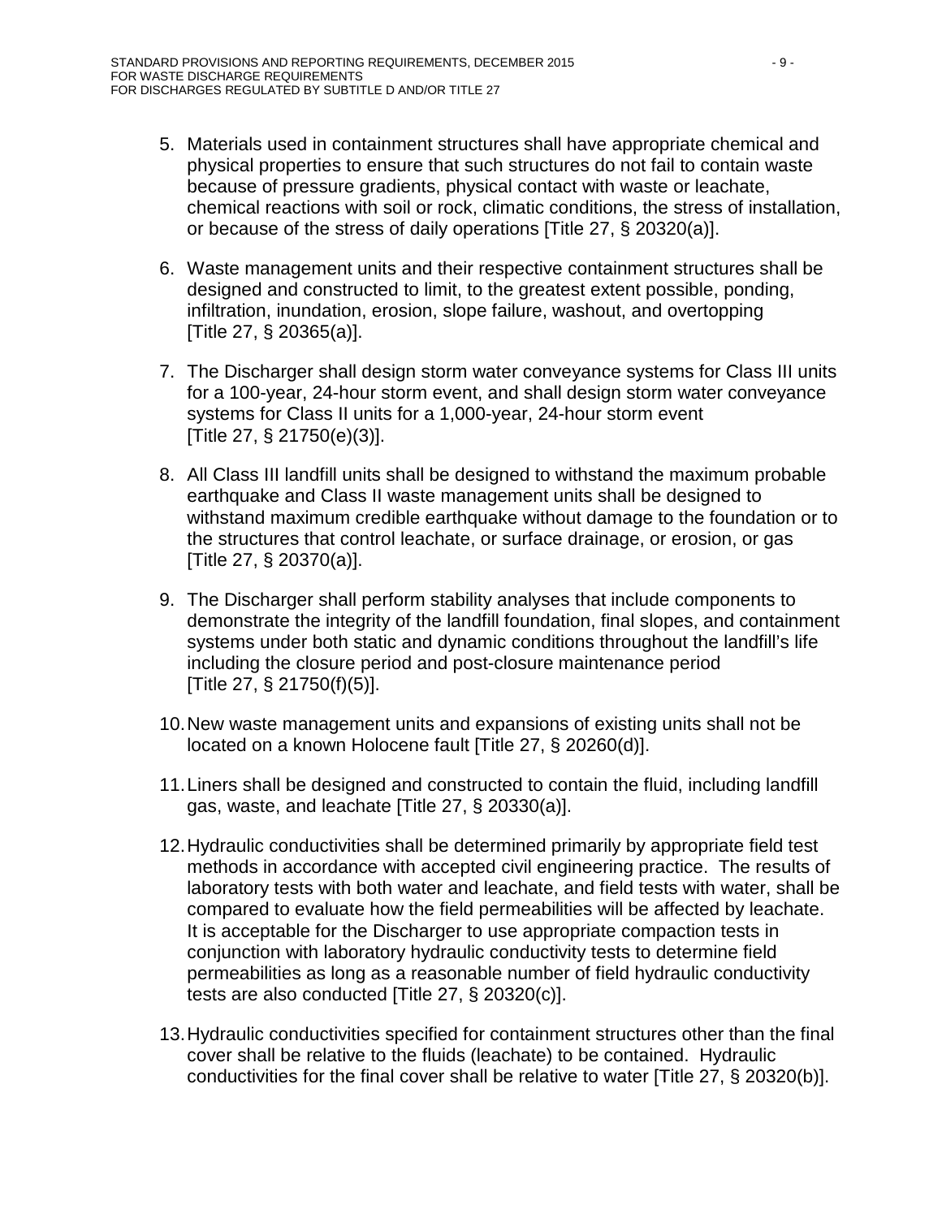5. Materials used in containment structures shall have appropriate chemical and physical properties to ensure that such structures do not fail to contain waste because of pressure gradients, physical contact with waste or leachate, chemical reactions with soil or rock, climatic conditions, the stress of installation, or because of the stress of daily operations [Title 27, § 20320(a)].

6. Waste management units and their respective containment structures shall be designed and constructed to limit, to the greatest extent possible, ponding, infiltration, inundation, erosion, slope failure, washout, and overtopping [Title 27, § 20365(a)].

7. The Discharger shall design storm water conveyance systems for Class III units for a 100-year, 24-hour storm event, and shall design storm water conveyance systems for Class II units for a 1,000-year, 24-hour storm event [Title 27, § 21750(e)(3)].

8. All Class III landfill units shall be designed to withstand the maximum probable earthquake and Class II waste management units shall be designed to withstand maximum credible earthquake without damage to the foundation or to the structures that control leachate, or surface drainage, or erosion, or gas [Title 27, § 20370(a)].

9. The Discharger shall perform stability analyses that include components to demonstrate the integrity of the landfill foundation, final slopes, and containment systems under both static and dynamic conditions throughout the landfill's life including the closure period and post-closure maintenance period [Title 27, § 21750(f)(5)].

10. New waste management units and expansions of existing units shall not be located on a known Holocene fault [Title 27, § 20260(d)].

11. Liners shall be designed and constructed to contain the fluid, including landfill gas, waste, and leachate [Title 27, § 20330(a)].

12. Hydraulic conductivities shall be determined primarily by appropriate field test methods in accordance with accepted civil engineering practice. The results of laboratory tests with both water and leachate, and field tests with water, shall be compared to evaluate how the field permeabilities will be affected by leachate. It is acceptable for the Discharger to use appropriate compaction tests in conjunction with laboratory hydraulic conductivity tests to determine field permeabilities as long as a reasonable number of field hydraulic conductivity tests are also conducted [Title 27, § 20320(c)].

13. Hydraulic conductivities specified for containment structures other than the final cover shall be relative to the fluids (leachate) to be contained. Hydraulic conductivities for the final cover shall be relative to water [Title 27, § 20320(b)].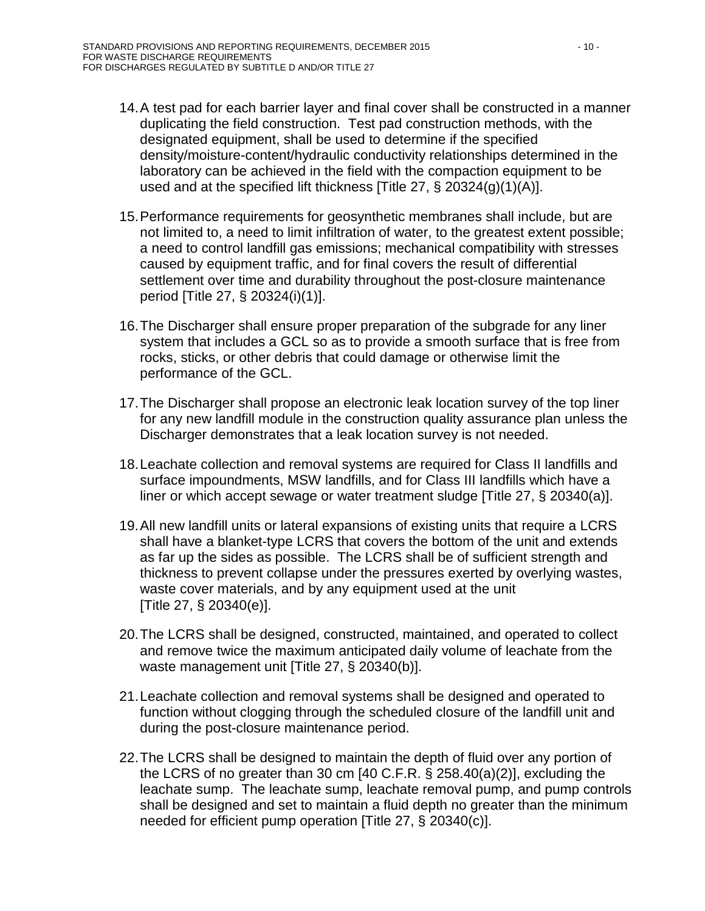14. A test pad for each barrier layer and final cover shall be constructed in a manner duplicating the field construction. Test pad construction methods, with the designated equipment, shall be used to determine if the specified density/moisture-content/hydraulic conductivity relationships determined in the laboratory can be achieved in the field with the compaction equipment to be used and at the specified lift thickness [Title 27, § 20324(g)(1)(A)].

15. Performance requirements for geosynthetic membranes shall include, but are not limited to, a need to limit infiltration of water, to the greatest extent possible; a need to control landfill gas emissions; mechanical compatibility with stresses caused by equipment traffic, and for final covers the result of differential settlement over time and durability throughout the post-closure maintenance period [Title 27, § 20324(i)(1)].

16. The Discharger shall ensure proper preparation of the subgrade for any liner system that includes a GCL so as to provide a smooth surface that is free from rocks, sticks, or other debris that could damage or otherwise limit the performance of the GCL.

17. The Discharger shall propose an electronic leak location survey of the top liner for any new landfill module in the construction quality assurance plan unless the Discharger demonstrates that a leak location survey is not needed.

18. Leachate collection and removal systems are required for Class II landfills and surface impoundments, MSW landfills, and for Class III landfills which have a liner or which accept sewage or water treatment sludge [Title 27, § 20340(a)].

19. All new landfill units or lateral expansions of existing units that require a LCRS shall have a blanket-type LCRS that covers the bottom of the unit and extends as far up the sides as possible. The LCRS shall be of sufficient strength and thickness to prevent collapse under the pressures exerted by overlying wastes, waste cover materials, and by any equipment used at the unit [Title 27, § 20340(e)].

20. The LCRS shall be designed, constructed, maintained, and operated to collect and remove twice the maximum anticipated daily volume of leachate from the waste management unit [Title 27, § 20340(b)].

21. Leachate collection and removal systems shall be designed and operated to function without clogging through the scheduled closure of the landfill unit and during the post-closure maintenance period.

22. The LCRS shall be designed to maintain the depth of fluid over any portion of the LCRS of no greater than 30 cm [40 C.F.R. § 258.40(a)(2)], excluding the leachate sump. The leachate sump, leachate removal pump, and pump controls shall be designed and set to maintain a fluid depth no greater than the minimum needed for efficient pump operation [Title 27, § 20340(c)].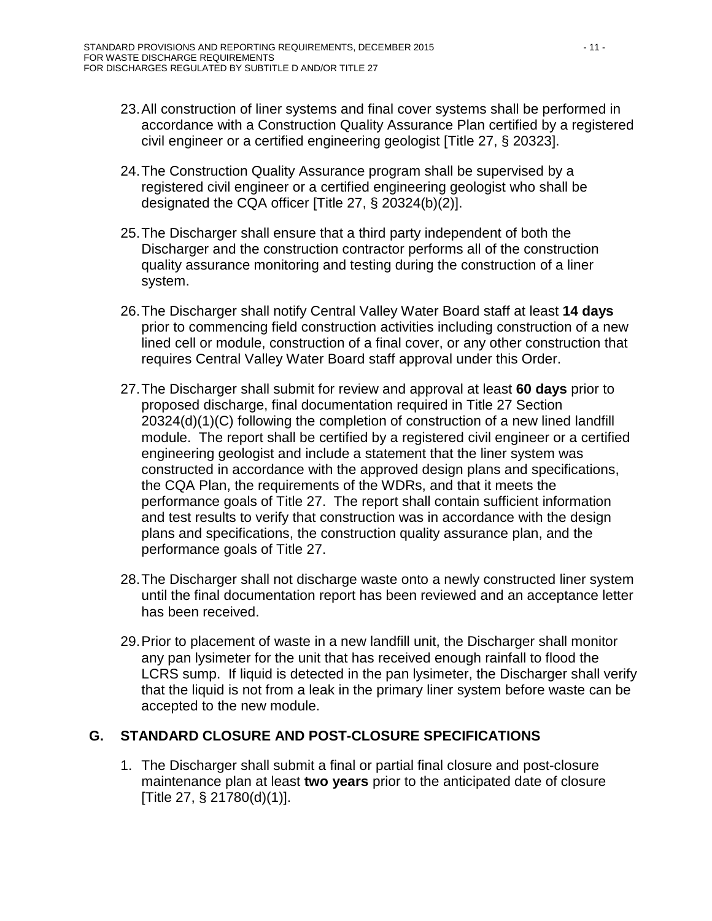23. All construction of liner systems and final cover systems shall be performed in accordance with a Construction Quality Assurance Plan certified by a registered civil engineer or a certified engineering geologist [Title 27, § 20323].

24. The Construction Quality Assurance program shall be supervised by a registered civil engineer or a certified engineering geologist who shall be designated the CQA officer [Title 27, § 20324(b)(2)].

25. The Discharger shall ensure that a third party independent of both the Discharger and the construction contractor performs all of the construction quality assurance monitoring and testing during the construction of a liner system.

26. The Discharger shall notify Central Valley Water Board staff at least **14 days** prior to commencing field construction activities including construction of a new lined cell or module, construction of a final cover, or any other construction that requires Central Valley Water Board staff approval under this Order.

27. The Discharger shall submit for review and approval at least **60 days** prior to proposed discharge, final documentation required in Title 27 Section 20324(d)(1)(C) following the completion of construction of a new lined landfill module. The report shall be certified by a registered civil engineer or a certified engineering geologist and include a statement that the liner system was constructed in accordance with the approved design plans and specifications, the CQA Plan, the requirements of the WDRs, and that it meets the performance goals of Title 27. The report shall contain sufficient information and test results to verify that construction was in accordance with the design plans and specifications, the construction quality assurance plan, and the performance goals of Title 27.

28. The Discharger shall not discharge waste onto a newly constructed liner system until the final documentation report has been reviewed and an acceptance letter has been received.

29. Prior to placement of waste in a new landfill unit, the Discharger shall monitor any pan lysimeter for the unit that has received enough rainfall to flood the LCRS sump. If liquid is detected in the pan lysimeter, the Discharger shall verify that the liquid is not from a leak in the primary liner system before waste can be accepted to the new module.

## G. STANDARD CLOSURE AND POST-CLOSURE SPECIFICATIONS

1. The Discharger shall submit a final or partial final closure and post-closure maintenance plan at least **two years** prior to the anticipated date of closure [Title 27, § 21780(d)(1)].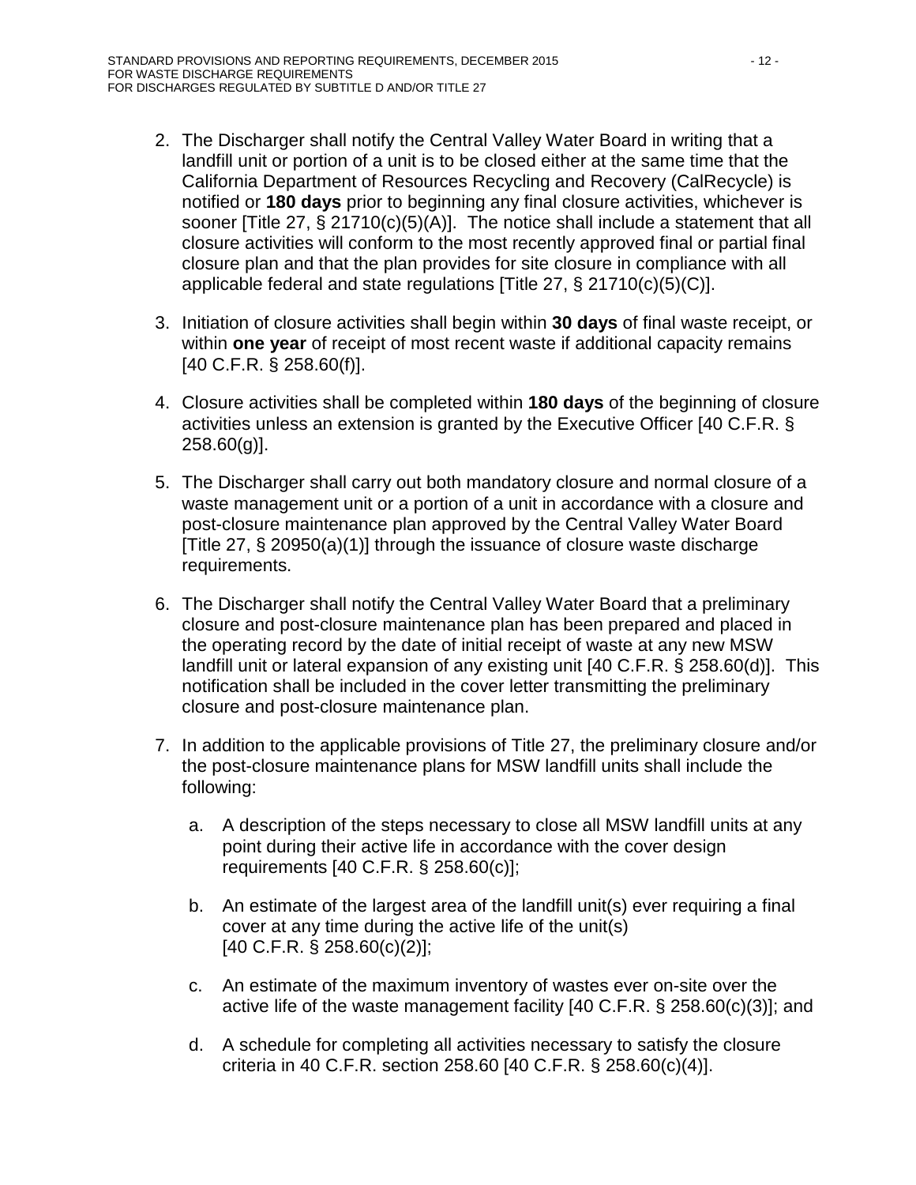2. The Discharger shall notify the Central Valley Water Board in writing that a landfill unit or portion of a unit is to be closed either at the same time that the California Department of Resources Recycling and Recovery (CalRecycle) is notified or **180 days** prior to beginning any final closure activities, whichever is sooner [Title 27, § 21710(c)(5)(A)]. The notice shall include a statement that all closure activities will conform to the most recently approved final or partial final closure plan and that the plan provides for site closure in compliance with all applicable federal and state regulations [Title 27, § 21710(c)(5)(C)].

3. Initiation of closure activities shall begin within **30 days** of final waste receipt, or within **one year** of receipt of most recent waste if additional capacity remains [40 C.F.R. § 258.60(f)].

4. Closure activities shall be completed within **180 days** of the beginning of closure activities unless an extension is granted by the Executive Officer [40 C.F.R. § 258.60(g)].

5. The Discharger shall carry out both mandatory closure and normal closure of a waste management unit or a portion of a unit in accordance with a closure and post-closure maintenance plan approved by the Central Valley Water Board [Title 27, § 20950(a)(1)] through the issuance of closure waste discharge requirements.

6. The Discharger shall notify the Central Valley Water Board that a preliminary closure and post-closure maintenance plan has been prepared and placed in the operating record by the date of initial receipt of waste at any new MSW landfill unit or lateral expansion of any existing unit [40 C.F.R. § 258.60(d)]. This notification shall be included in the cover letter transmitting the preliminary closure and post-closure maintenance plan.

7. In addition to the applicable provisions of Title 27, the preliminary closure and/or the post-closure maintenance plans for MSW landfill units shall include the following:

    a. A description of the steps necessary to close all MSW landfill units at any point during their active life in accordance with the cover design requirements [40 C.F.R. § 258.60(c)];

    b. An estimate of the largest area of the landfill unit(s) ever requiring a final cover at any time during the active life of the unit(s) [40 C.F.R. § 258.60(c)(2)];

    c. An estimate of the maximum inventory of wastes ever on-site over the active life of the waste management facility [40 C.F.R. § 258.60(c)(3)]; and

    d. A schedule for completing all activities necessary to satisfy the closure criteria in 40 C.F.R. section 258.60 [40 C.F.R. § 258.60(c)(4)].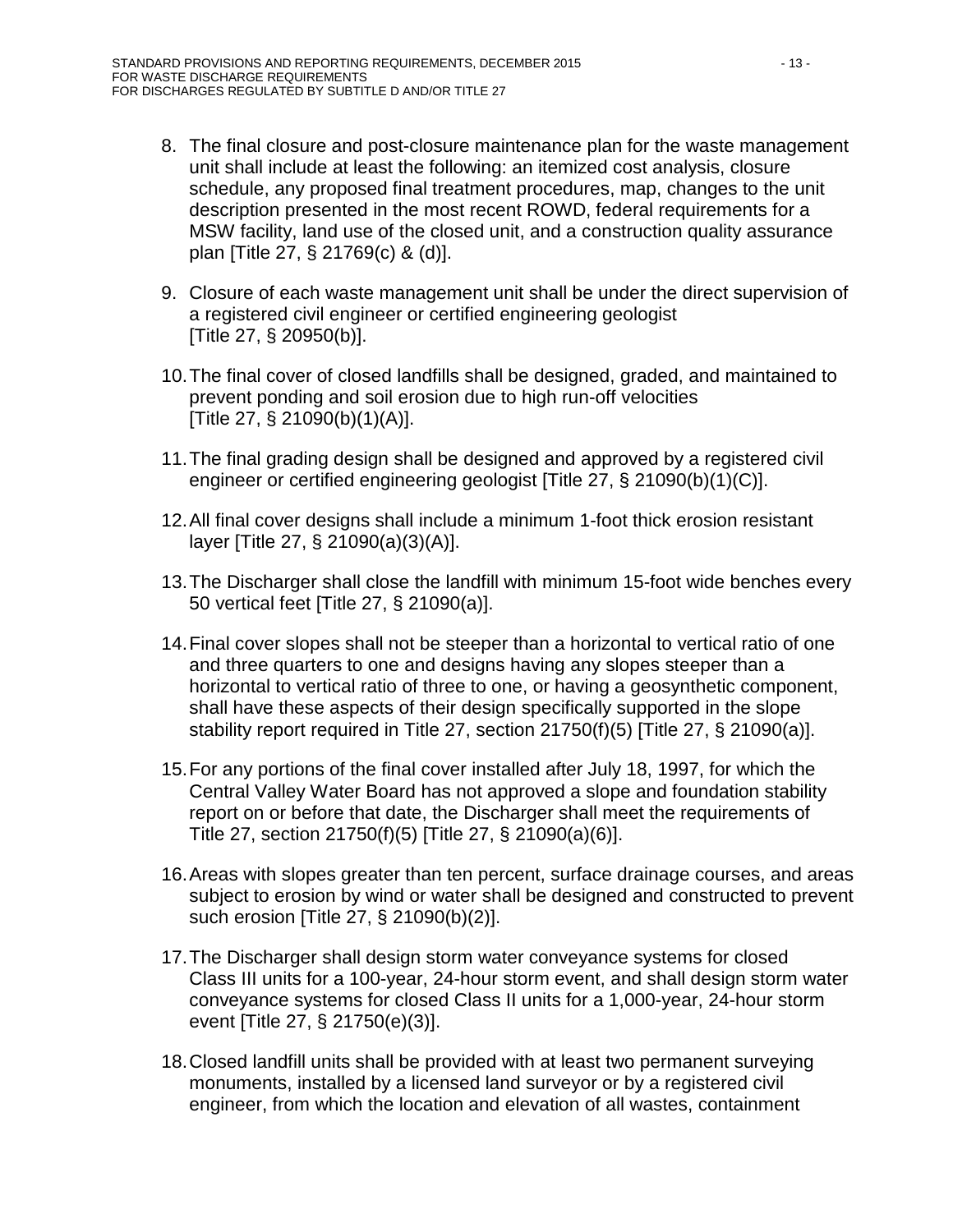8. The final closure and post-closure maintenance plan for the waste management unit shall include at least the following: an itemized cost analysis, closure schedule, any proposed final treatment procedures, map, changes to the unit description presented in the most recent ROWD, federal requirements for a MSW facility, land use of the closed unit, and a construction quality assurance plan [Title 27, § 21769(c) & (d)].

9. Closure of each waste management unit shall be under the direct supervision of a registered civil engineer or certified engineering geologist [Title 27, § 20950(b)].

10. The final cover of closed landfills shall be designed, graded, and maintained to prevent ponding and soil erosion due to high run-off velocities [Title 27, § 21090(b)(1)(A)].

11. The final grading design shall be designed and approved by a registered civil engineer or certified engineering geologist [Title 27, § 21090(b)(1)(C)].

12. All final cover designs shall include a minimum 1-foot thick erosion resistant layer [Title 27, § 21090(a)(3)(A)].

13. The Discharger shall close the landfill with minimum 15-foot wide benches every 50 vertical feet [Title 27, § 21090(a)].

14. Final cover slopes shall not be steeper than a horizontal to vertical ratio of one and three quarters to one and designs having any slopes steeper than a horizontal to vertical ratio of three to one, or having a geosynthetic component, shall have these aspects of their design specifically supported in the slope stability report required in Title 27, section 21750(f)(5) [Title 27, § 21090(a)].

15. For any portions of the final cover installed after July 18, 1997, for which the Central Valley Water Board has not approved a slope and foundation stability report on or before that date, the Discharger shall meet the requirements of Title 27, section 21750(f)(5) [Title 27, § 21090(a)(6)].

16. Areas with slopes greater than ten percent, surface drainage courses, and areas subject to erosion by wind or water shall be designed and constructed to prevent such erosion [Title 27, § 21090(b)(2)].

17. The Discharger shall design storm water conveyance systems for closed Class III units for a 100-year, 24-hour storm event, and shall design storm water conveyance systems for closed Class II units for a 1,000-year, 24-hour storm event [Title 27, § 21750(e)(3)].

18. Closed landfill units shall be provided with at least two permanent surveying monuments, installed by a licensed land surveyor or by a registered civil engineer, from which the location and elevation of all wastes, containment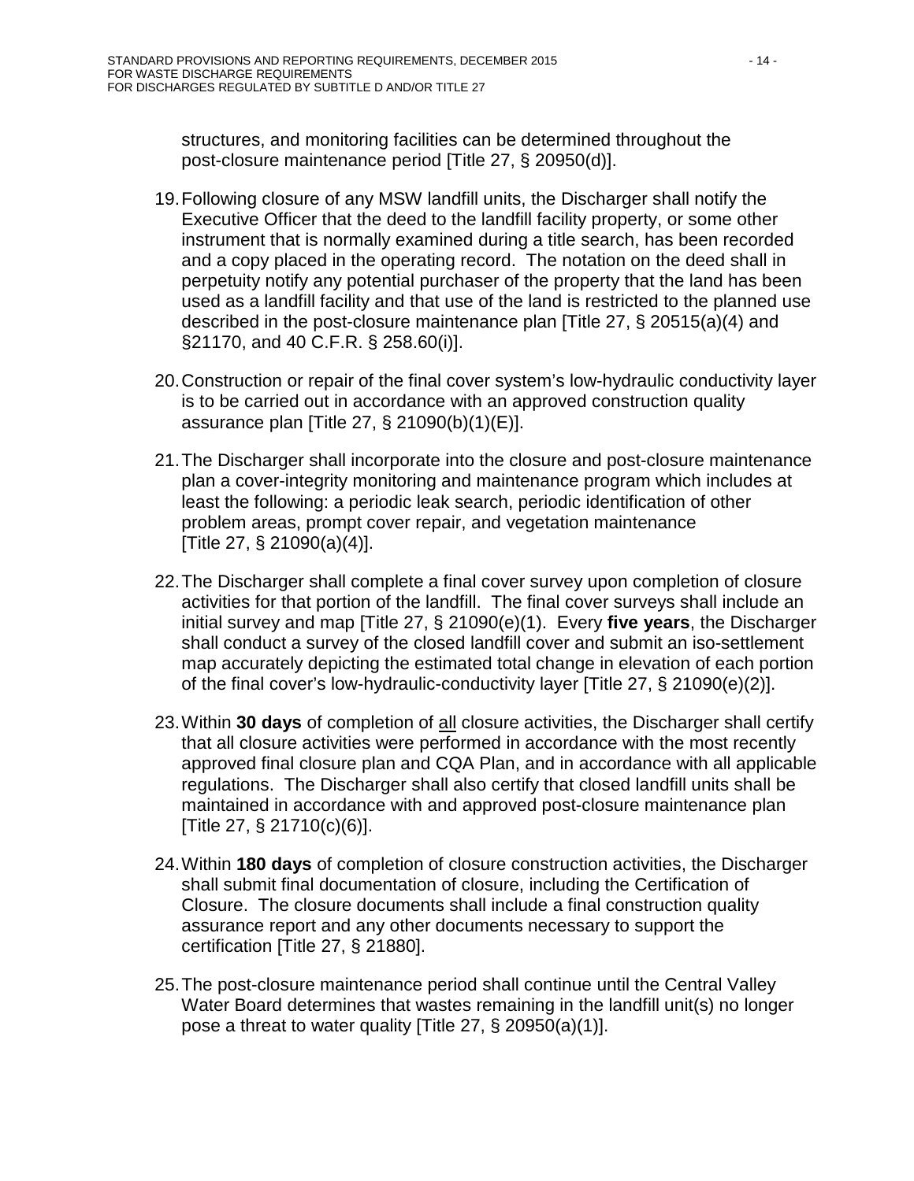structures, and monitoring facilities can be determined throughout the post-closure maintenance period [Title 27, § 20950(d)].

19. Following closure of any MSW landfill units, the Discharger shall notify the Executive Officer that the deed to the landfill facility property, or some other instrument that is normally examined during a title search, has been recorded and a copy placed in the operating record. The notation on the deed shall in perpetuity notify any potential purchaser of the property that the land has been used as a landfill facility and that use of the land is restricted to the planned use described in the post-closure maintenance plan [Title 27, § 20515(a)(4) and §21170, and 40 C.F.R. § 258.60(i)].

20. Construction or repair of the final cover system's low-hydraulic conductivity layer is to be carried out in accordance with an approved construction quality assurance plan [Title 27, § 21090(b)(1)(E)].

21. The Discharger shall incorporate into the closure and post-closure maintenance plan a cover-integrity monitoring and maintenance program which includes at least the following: a periodic leak search, periodic identification of other problem areas, prompt cover repair, and vegetation maintenance [Title 27, § 21090(a)(4)].

22. The Discharger shall complete a final cover survey upon completion of closure activities for that portion of the landfill. The final cover surveys shall include an initial survey and map [Title 27, § 21090(e)(1). Every **five years**, the Discharger shall conduct a survey of the closed landfill cover and submit an iso-settlement map accurately depicting the estimated total change in elevation of each portion of the final cover's low-hydraulic-conductivity layer [Title 27, § 21090(e)(2)].

23. Within **30 days** of completion of <u>all</u> closure activities, the Discharger shall certify that all closure activities were performed in accordance with the most recently approved final closure plan and CQA Plan, and in accordance with all applicable regulations. The Discharger shall also certify that closed landfill units shall be maintained in accordance with and approved post-closure maintenance plan [Title 27, § 21710(c)(6)].

24. Within **180 days** of completion of closure construction activities, the Discharger shall submit final documentation of closure, including the Certification of Closure. The closure documents shall include a final construction quality assurance report and any other documents necessary to support the certification [Title 27, § 21880].

25. The post-closure maintenance period shall continue until the Central Valley Water Board determines that wastes remaining in the landfill unit(s) no longer pose a threat to water quality [Title 27, § 20950(a)(1)].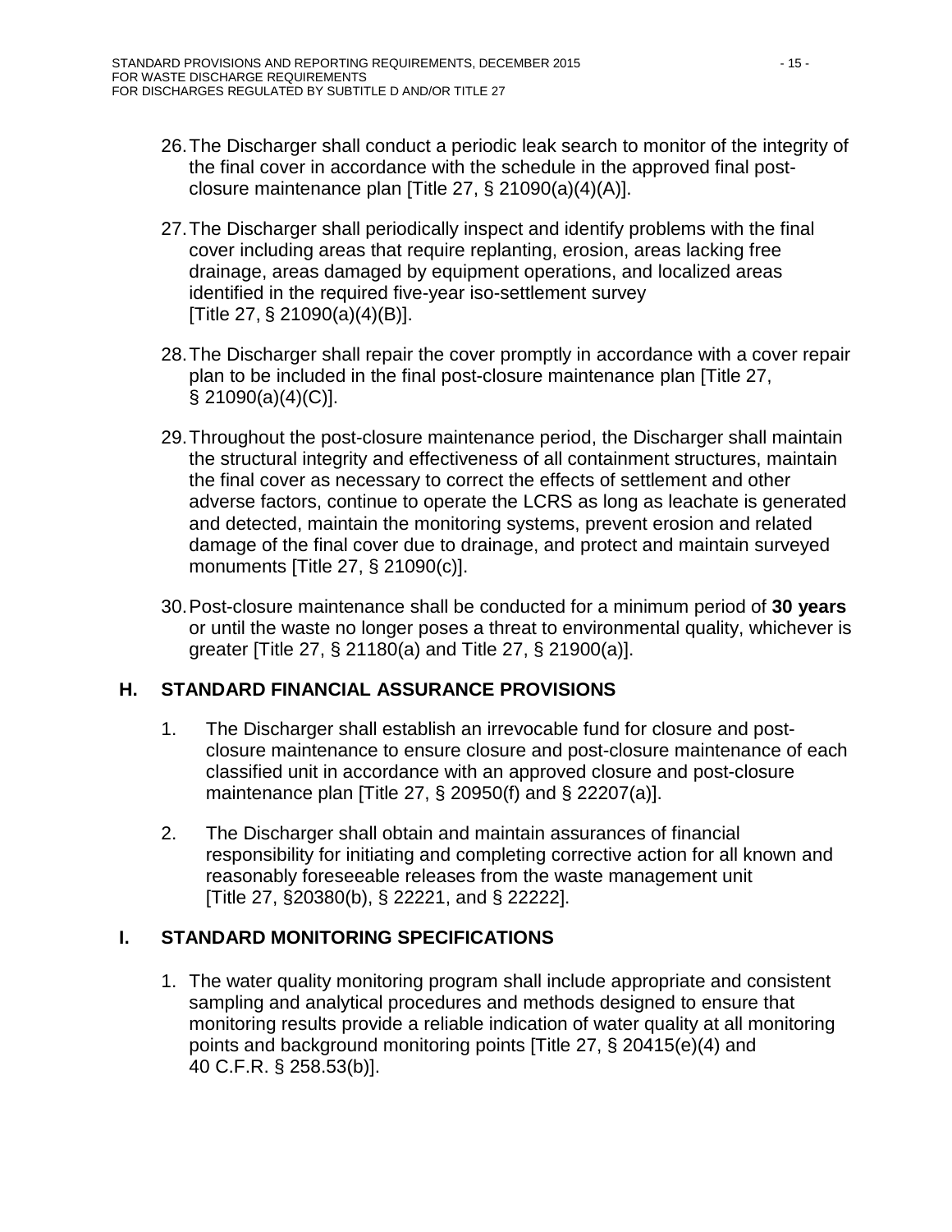26. The Discharger shall conduct a periodic leak search to monitor of the integrity of the final cover in accordance with the schedule in the approved final post-closure maintenance plan [Title 27, § 21090(a)(4)(A)].

27. The Discharger shall periodically inspect and identify problems with the final cover including areas that require replanting, erosion, areas lacking free drainage, areas damaged by equipment operations, and localized areas identified in the required five-year iso-settlement survey [Title 27, § 21090(a)(4)(B)].

28. The Discharger shall repair the cover promptly in accordance with a cover repair plan to be included in the final post-closure maintenance plan [Title 27, § 21090(a)(4)(C)].

29. Throughout the post-closure maintenance period, the Discharger shall maintain the structural integrity and effectiveness of all containment structures, maintain the final cover as necessary to correct the effects of settlement and other adverse factors, continue to operate the LCRS as long as leachate is generated and detected, maintain the monitoring systems, prevent erosion and related damage of the final cover due to drainage, and protect and maintain surveyed monuments [Title 27, § 21090(c)].

30. Post-closure maintenance shall be conducted for a minimum period of **30 years** or until the waste no longer poses a threat to environmental quality, whichever is greater [Title 27, § 21180(a) and Title 27, § 21900(a)].

## H. STANDARD FINANCIAL ASSURANCE PROVISIONS

1. The Discharger shall establish an irrevocable fund for closure and post-closure maintenance to ensure closure and post-closure maintenance of each classified unit in accordance with an approved closure and post-closure maintenance plan [Title 27, § 20950(f) and § 22207(a)].

2. The Discharger shall obtain and maintain assurances of financial responsibility for initiating and completing corrective action for all known and reasonably foreseeable releases from the waste management unit [Title 27, §20380(b), § 22221, and § 22222].

## I. STANDARD MONITORING SPECIFICATIONS

1. The water quality monitoring program shall include appropriate and consistent sampling and analytical procedures and methods designed to ensure that monitoring results provide a reliable indication of water quality at all monitoring points and background monitoring points [Title 27, § 20415(e)(4) and 40 C.F.R. § 258.53(b)].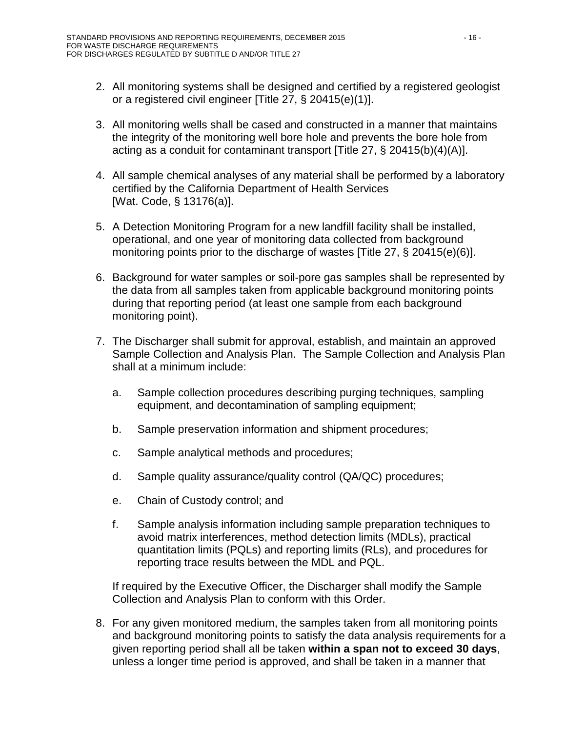2. All monitoring systems shall be designed and certified by a registered geologist or a registered civil engineer [Title 27, § 20415(e)(1)].

3. All monitoring wells shall be cased and constructed in a manner that maintains the integrity of the monitoring well bore hole and prevents the bore hole from acting as a conduit for contaminant transport [Title 27, § 20415(b)(4)(A)].

4. All sample chemical analyses of any material shall be performed by a laboratory certified by the California Department of Health Services [Wat. Code, § 13176(a)].

5. A Detection Monitoring Program for a new landfill facility shall be installed, operational, and one year of monitoring data collected from background monitoring points prior to the discharge of wastes [Title 27, § 20415(e)(6)].

6. Background for water samples or soil-pore gas samples shall be represented by the data from all samples taken from applicable background monitoring points during that reporting period (at least one sample from each background monitoring point).

7. The Discharger shall submit for approval, establish, and maintain an approved Sample Collection and Analysis Plan. The Sample Collection and Analysis Plan shall at a minimum include:

   a. Sample collection procedures describing purging techniques, sampling equipment, and decontamination of sampling equipment;

   b. Sample preservation information and shipment procedures;

   c. Sample analytical methods and procedures;

   d. Sample quality assurance/quality control (QA/QC) procedures;

   e. Chain of Custody control; and

   f. Sample analysis information including sample preparation techniques to avoid matrix interferences, method detection limits (MDLs), practical quantitation limits (PQLs) and reporting limits (RLs), and procedures for reporting trace results between the MDL and PQL.

   If required by the Executive Officer, the Discharger shall modify the Sample Collection and Analysis Plan to conform with this Order.

8. For any given monitored medium, the samples taken from all monitoring points and background monitoring points to satisfy the data analysis requirements for a given reporting period shall all be taken **within a span not to exceed 30 days**, unless a longer time period is approved, and shall be taken in a manner that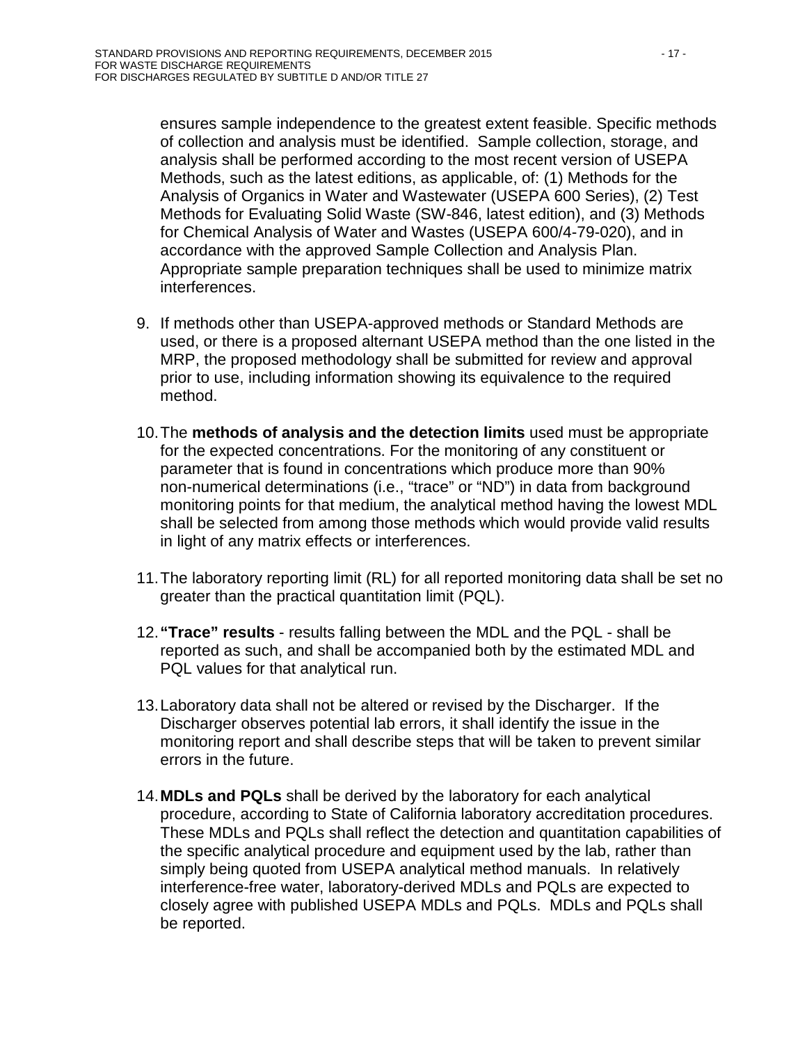ensures sample independence to the greatest extent feasible. Specific methods of collection and analysis must be identified. Sample collection, storage, and analysis shall be performed according to the most recent version of USEPA Methods, such as the latest editions, as applicable, of: (1) Methods for the Analysis of Organics in Water and Wastewater (USEPA 600 Series), (2) Test Methods for Evaluating Solid Waste (SW-846, latest edition), and (3) Methods for Chemical Analysis of Water and Wastes (USEPA 600/4-79-020), and in accordance with the approved Sample Collection and Analysis Plan. Appropriate sample preparation techniques shall be used to minimize matrix interferences.

9. If methods other than USEPA-approved methods or Standard Methods are used, or there is a proposed alternant USEPA method than the one listed in the MRP, the proposed methodology shall be submitted for review and approval prior to use, including information showing its equivalence to the required method.

10. The **methods of analysis and the detection limits** used must be appropriate for the expected concentrations. For the monitoring of any constituent or parameter that is found in concentrations which produce more than 90% non-numerical determinations (i.e., "trace" or "ND") in data from background monitoring points for that medium, the analytical method having the lowest MDL shall be selected from among those methods which would provide valid results in light of any matrix effects or interferences.

11. The laboratory reporting limit (RL) for all reported monitoring data shall be set no greater than the practical quantitation limit (PQL).

12. **"Trace" results** - results falling between the MDL and the PQL - shall be reported as such, and shall be accompanied both by the estimated MDL and PQL values for that analytical run.

13. Laboratory data shall not be altered or revised by the Discharger. If the Discharger observes potential lab errors, it shall identify the issue in the monitoring report and shall describe steps that will be taken to prevent similar errors in the future.

14. **MDLs and PQLs** shall be derived by the laboratory for each analytical procedure, according to State of California laboratory accreditation procedures. These MDLs and PQLs shall reflect the detection and quantitation capabilities of the specific analytical procedure and equipment used by the lab, rather than simply being quoted from USEPA analytical method manuals. In relatively interference-free water, laboratory-derived MDLs and PQLs are expected to closely agree with published USEPA MDLs and PQLs. MDLs and PQLs shall be reported.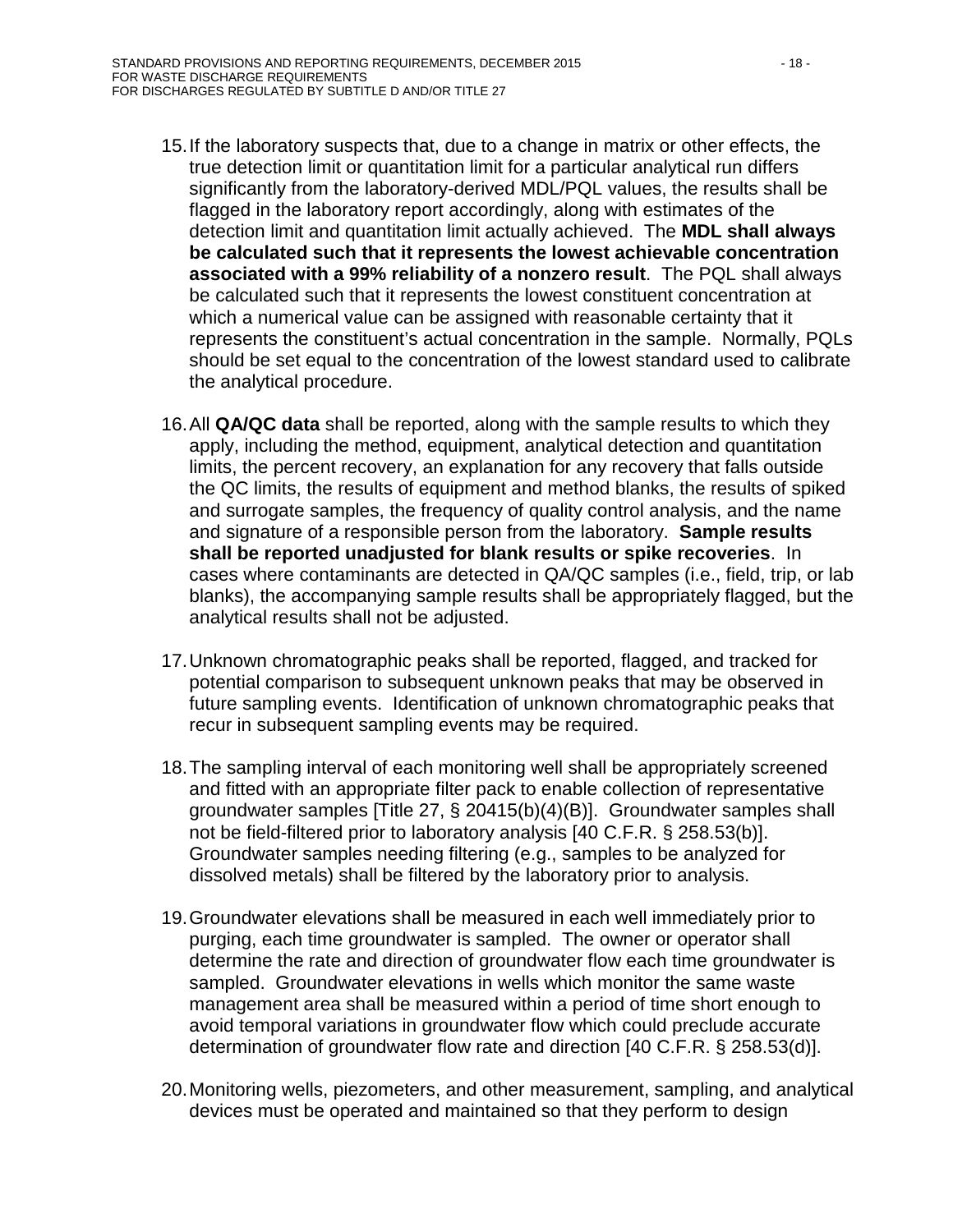15. If the laboratory suspects that, due to a change in matrix or other effects, the true detection limit or quantitation limit for a particular analytical run differs significantly from the laboratory-derived MDL/PQL values, the results shall be flagged in the laboratory report accordingly, along with estimates of the detection limit and quantitation limit actually achieved. The **MDL shall always be calculated such that it represents the lowest achievable concentration associated with a 99% reliability of a nonzero result**. The PQL shall always be calculated such that it represents the lowest constituent concentration at which a numerical value can be assigned with reasonable certainty that it represents the constituent's actual concentration in the sample. Normally, PQLs should be set equal to the concentration of the lowest standard used to calibrate the analytical procedure.

16. All **QA/QC data** shall be reported, along with the sample results to which they apply, including the method, equipment, analytical detection and quantitation limits, the percent recovery, an explanation for any recovery that falls outside the QC limits, the results of equipment and method blanks, the results of spiked and surrogate samples, the frequency of quality control analysis, and the name and signature of a responsible person from the laboratory. **Sample results shall be reported unadjusted for blank results or spike recoveries**. In cases where contaminants are detected in QA/QC samples (i.e., field, trip, or lab blanks), the accompanying sample results shall be appropriately flagged, but the analytical results shall not be adjusted.

17. Unknown chromatographic peaks shall be reported, flagged, and tracked for potential comparison to subsequent unknown peaks that may be observed in future sampling events. Identification of unknown chromatographic peaks that recur in subsequent sampling events may be required.

18. The sampling interval of each monitoring well shall be appropriately screened and fitted with an appropriate filter pack to enable collection of representative groundwater samples [Title 27, § 20415(b)(4)(B)]. Groundwater samples shall not be field-filtered prior to laboratory analysis [40 C.F.R. § 258.53(b)]. Groundwater samples needing filtering (e.g., samples to be analyzed for dissolved metals) shall be filtered by the laboratory prior to analysis.

19. Groundwater elevations shall be measured in each well immediately prior to purging, each time groundwater is sampled. The owner or operator shall determine the rate and direction of groundwater flow each time groundwater is sampled. Groundwater elevations in wells which monitor the same waste management area shall be measured within a period of time short enough to avoid temporal variations in groundwater flow which could preclude accurate determination of groundwater flow rate and direction [40 C.F.R. § 258.53(d)].

20. Monitoring wells, piezometers, and other measurement, sampling, and analytical devices must be operated and maintained so that they perform to design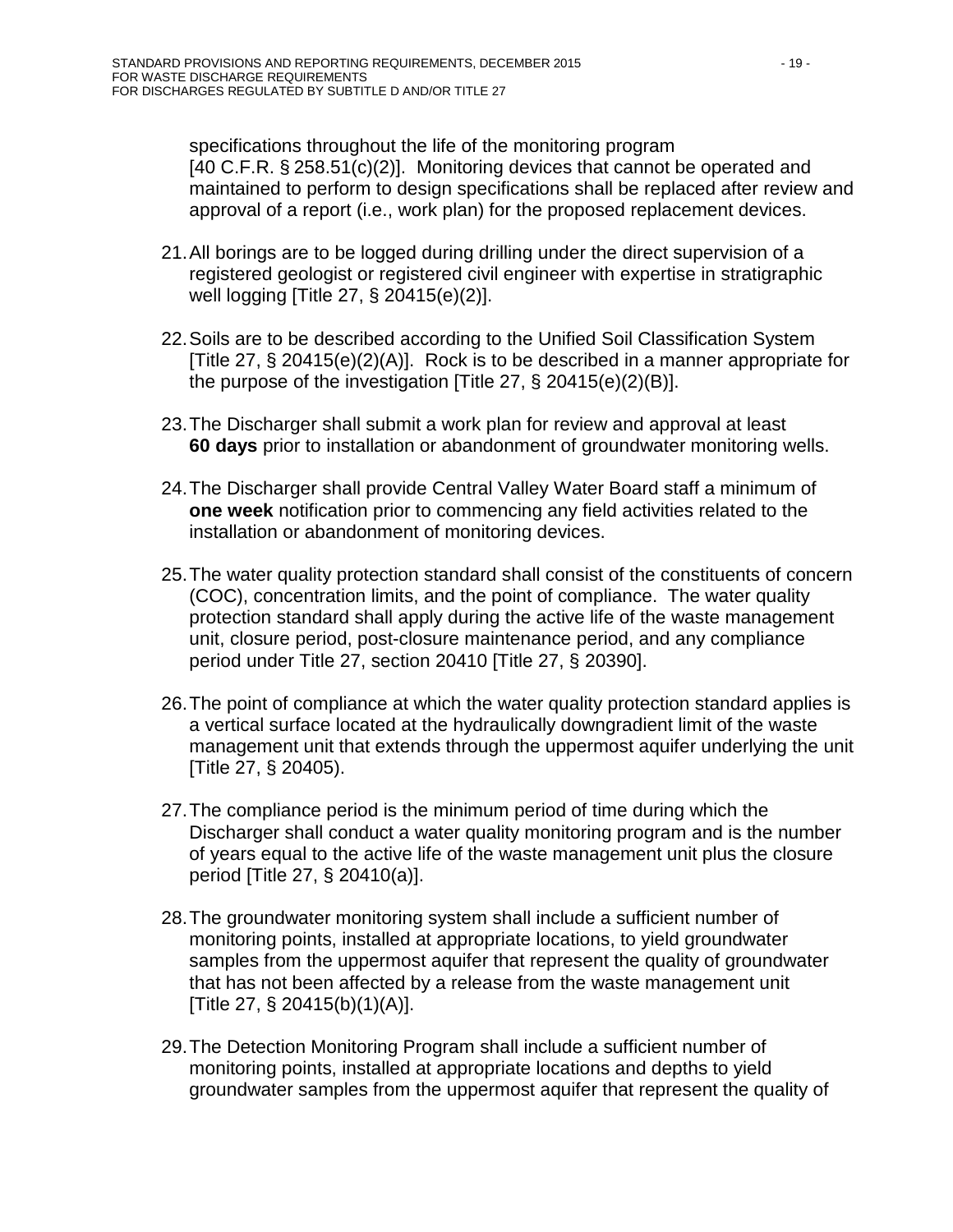specifications throughout the life of the monitoring program [40 C.F.R. § 258.51(c)(2)]. Monitoring devices that cannot be operated and maintained to perform to design specifications shall be replaced after review and approval of a report (i.e., work plan) for the proposed replacement devices.

21. All borings are to be logged during drilling under the direct supervision of a registered geologist or registered civil engineer with expertise in stratigraphic well logging [Title 27, § 20415(e)(2)].

22. Soils are to be described according to the Unified Soil Classification System [Title 27, § 20415(e)(2)(A)]. Rock is to be described in a manner appropriate for the purpose of the investigation [Title 27, § 20415(e)(2)(B)].

23. The Discharger shall submit a work plan for review and approval at least **60 days** prior to installation or abandonment of groundwater monitoring wells.

24. The Discharger shall provide Central Valley Water Board staff a minimum of **one week** notification prior to commencing any field activities related to the installation or abandonment of monitoring devices.

25. The water quality protection standard shall consist of the constituents of concern (COC), concentration limits, and the point of compliance. The water quality protection standard shall apply during the active life of the waste management unit, closure period, post-closure maintenance period, and any compliance period under Title 27, section 20410 [Title 27, § 20390].

26. The point of compliance at which the water quality protection standard applies is a vertical surface located at the hydraulically downgradient limit of the waste management unit that extends through the uppermost aquifer underlying the unit [Title 27, § 20405).

27. The compliance period is the minimum period of time during which the Discharger shall conduct a water quality monitoring program and is the number of years equal to the active life of the waste management unit plus the closure period [Title 27, § 20410(a)].

28. The groundwater monitoring system shall include a sufficient number of monitoring points, installed at appropriate locations, to yield groundwater samples from the uppermost aquifer that represent the quality of groundwater that has not been affected by a release from the waste management unit [Title 27, § 20415(b)(1)(A)].

29. The Detection Monitoring Program shall include a sufficient number of monitoring points, installed at appropriate locations and depths to yield groundwater samples from the uppermost aquifer that represent the quality of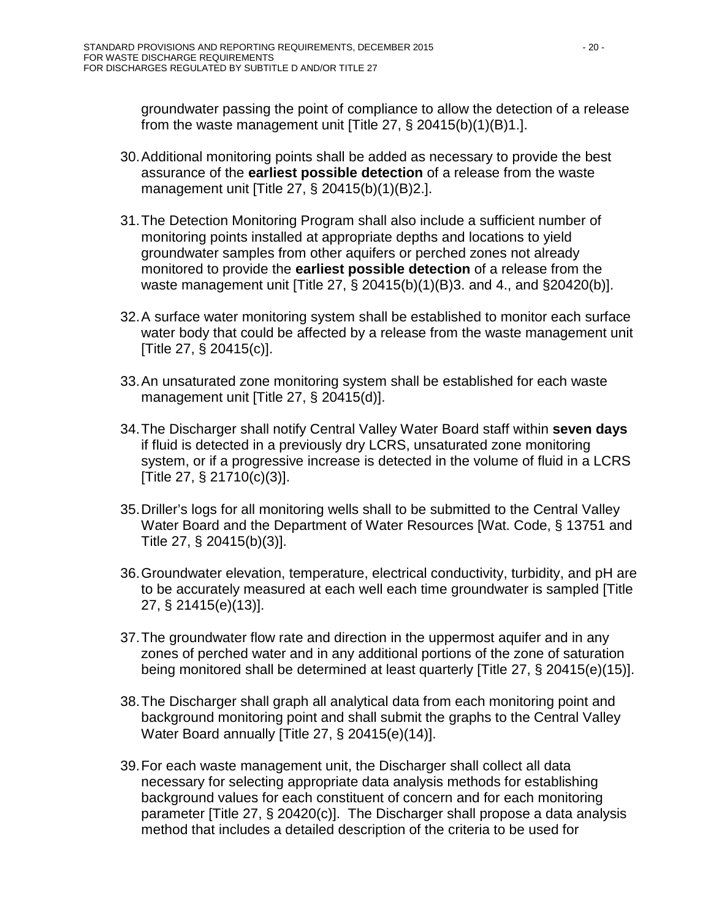groundwater passing the point of compliance to allow the detection of a release from the waste management unit [Title 27, § 20415(b)(1)(B)1.].

30. Additional monitoring points shall be added as necessary to provide the best assurance of the **earliest possible detection** of a release from the waste management unit [Title 27, § 20415(b)(1)(B)2.].

31. The Detection Monitoring Program shall also include a sufficient number of monitoring points installed at appropriate depths and locations to yield groundwater samples from other aquifers or perched zones not already monitored to provide the **earliest possible detection** of a release from the waste management unit [Title 27, § 20415(b)(1)(B)3. and 4., and §20420(b)].

32. A surface water monitoring system shall be established to monitor each surface water body that could be affected by a release from the waste management unit [Title 27, § 20415(c)].

33. An unsaturated zone monitoring system shall be established for each waste management unit [Title 27, § 20415(d)].

34. The Discharger shall notify Central Valley Water Board staff within **seven days** if fluid is detected in a previously dry LCRS, unsaturated zone monitoring system, or if a progressive increase is detected in the volume of fluid in a LCRS [Title 27, § 21710(c)(3)].

35. Driller's logs for all monitoring wells shall to be submitted to the Central Valley Water Board and the Department of Water Resources [Wat. Code, § 13751 and Title 27, § 20415(b)(3)].

36. Groundwater elevation, temperature, electrical conductivity, turbidity, and pH are to be accurately measured at each well each time groundwater is sampled [Title 27, § 21415(e)(13)].

37. The groundwater flow rate and direction in the uppermost aquifer and in any zones of perched water and in any additional portions of the zone of saturation being monitored shall be determined at least quarterly [Title 27, § 20415(e)(15)].

38. The Discharger shall graph all analytical data from each monitoring point and background monitoring point and shall submit the graphs to the Central Valley Water Board annually [Title 27, § 20415(e)(14)].

39. For each waste management unit, the Discharger shall collect all data necessary for selecting appropriate data analysis methods for establishing background values for each constituent of concern and for each monitoring parameter [Title 27, § 20420(c)]. The Discharger shall propose a data analysis method that includes a detailed description of the criteria to be used for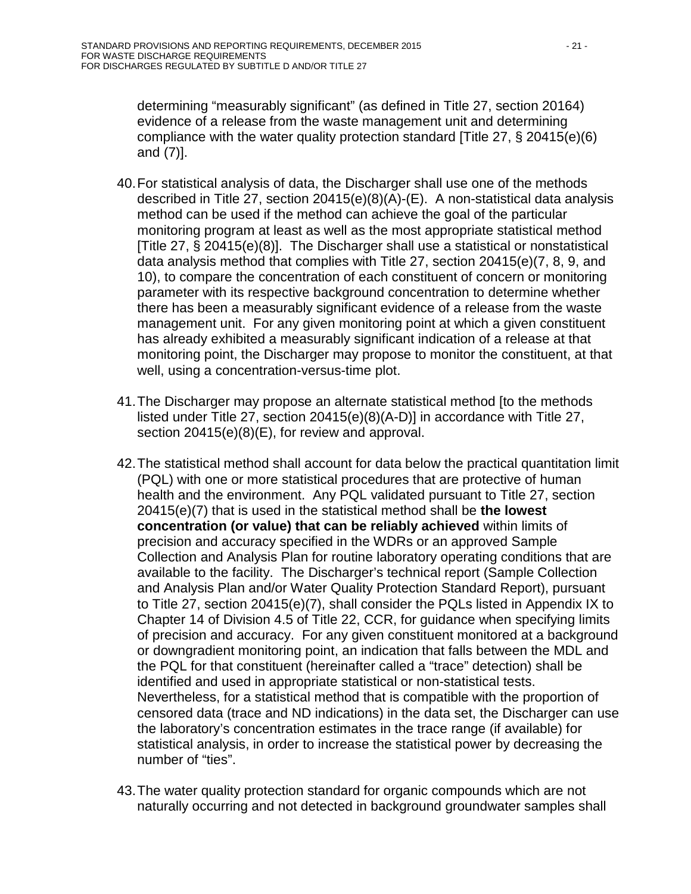determining “measurably significant” (as defined in Title 27, section 20164) evidence of a release from the waste management unit and determining compliance with the water quality protection standard [Title 27, § 20415(e)(6) and (7)].

40. For statistical analysis of data, the Discharger shall use one of the methods described in Title 27, section 20415(e)(8)(A)-(E). A non-statistical data analysis method can be used if the method can achieve the goal of the particular monitoring program at least as well as the most appropriate statistical method [Title 27, § 20415(e)(8)]. The Discharger shall use a statistical or nonstatistical data analysis method that complies with Title 27, section 20415(e)(7, 8, 9, and 10), to compare the concentration of each constituent of concern or monitoring parameter with its respective background concentration to determine whether there has been a measurably significant evidence of a release from the waste management unit. For any given monitoring point at which a given constituent has already exhibited a measurably significant indication of a release at that monitoring point, the Discharger may propose to monitor the constituent, at that well, using a concentration-versus-time plot.

41. The Discharger may propose an alternate statistical method [to the methods listed under Title 27, section 20415(e)(8)(A-D)] in accordance with Title 27, section 20415(e)(8)(E), for review and approval.

42. The statistical method shall account for data below the practical quantitation limit (PQL) with one or more statistical procedures that are protective of human health and the environment. Any PQL validated pursuant to Title 27, section 20415(e)(7) that is used in the statistical method shall be **the lowest concentration (or value) that can be reliably achieved** within limits of precision and accuracy specified in the WDRs or an approved Sample Collection and Analysis Plan for routine laboratory operating conditions that are available to the facility. The Discharger’s technical report (Sample Collection and Analysis Plan and/or Water Quality Protection Standard Report), pursuant to Title 27, section 20415(e)(7), shall consider the PQLs listed in Appendix IX to Chapter 14 of Division 4.5 of Title 22, CCR, for guidance when specifying limits of precision and accuracy. For any given constituent monitored at a background or downgradient monitoring point, an indication that falls between the MDL and the PQL for that constituent (hereinafter called a “trace” detection) shall be identified and used in appropriate statistical or non-statistical tests. Nevertheless, for a statistical method that is compatible with the proportion of censored data (trace and ND indications) in the data set, the Discharger can use the laboratory’s concentration estimates in the trace range (if available) for statistical analysis, in order to increase the statistical power by decreasing the number of “ties”.

43. The water quality protection standard for organic compounds which are not naturally occurring and not detected in background groundwater samples shall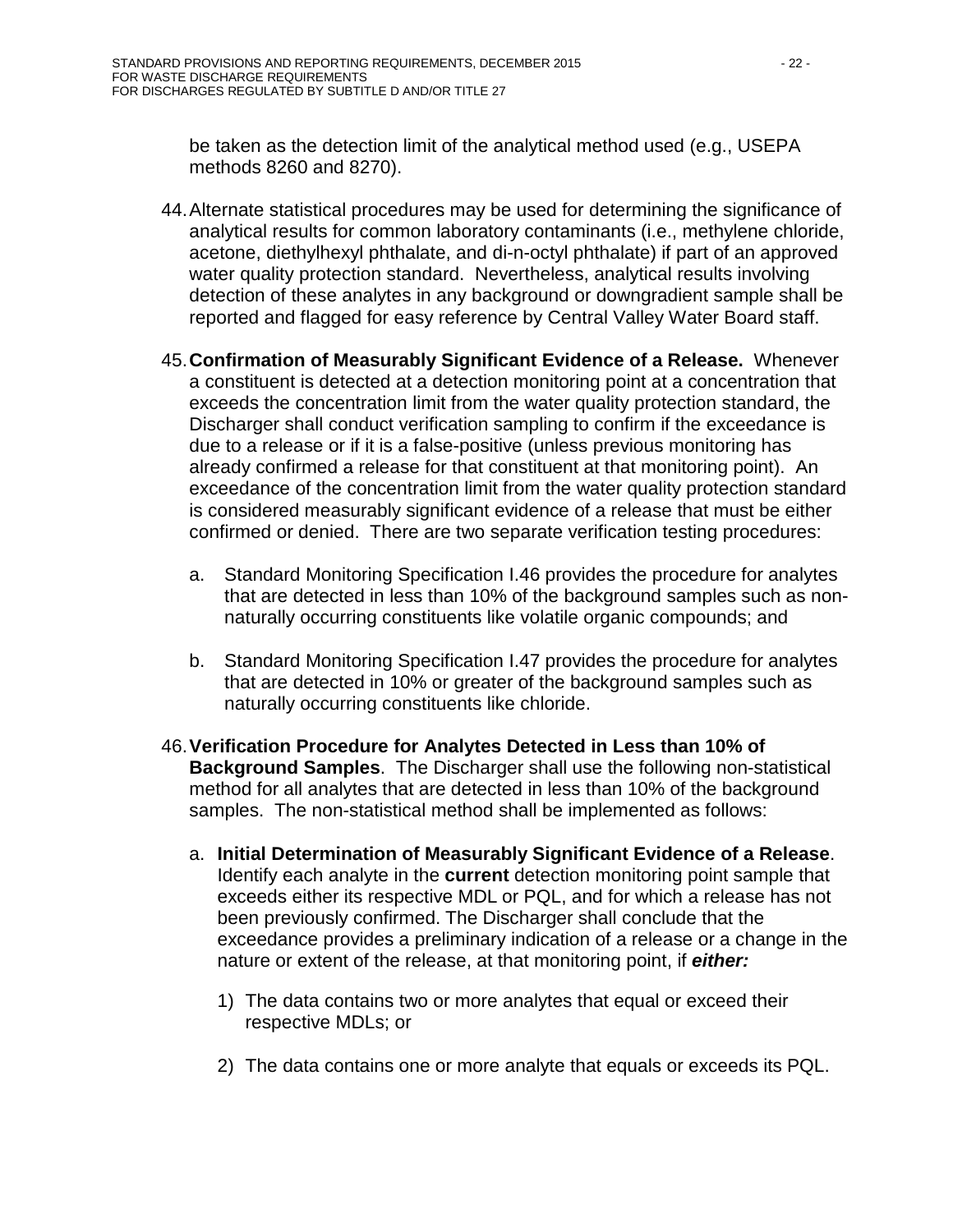be taken as the detection limit of the analytical method used (e.g., USEPA methods 8260 and 8270).

44. Alternate statistical procedures may be used for determining the significance of analytical results for common laboratory contaminants (i.e., methylene chloride, acetone, diethylhexyl phthalate, and di-n-octyl phthalate) if part of an approved water quality protection standard. Nevertheless, analytical results involving detection of these analytes in any background or downgradient sample shall be reported and flagged for easy reference by Central Valley Water Board staff.

45. **Confirmation of Measurably Significant Evidence of a Release.** Whenever a constituent is detected at a detection monitoring point at a concentration that exceeds the concentration limit from the water quality protection standard, the Discharger shall conduct verification sampling to confirm if the exceedance is due to a release or if it is a false-positive (unless previous monitoring has already confirmed a release for that constituent at that monitoring point). An exceedance of the concentration limit from the water quality protection standard is considered measurably significant evidence of a release that must be either confirmed or denied. There are two separate verification testing procedures:

    a. Standard Monitoring Specification I.46 provides the procedure for analytes that are detected in less than 10% of the background samples such as non-naturally occurring constituents like volatile organic compounds; and

    b. Standard Monitoring Specification I.47 provides the procedure for analytes that are detected in 10% or greater of the background samples such as naturally occurring constituents like chloride.

46. **Verification Procedure for Analytes Detected in Less than 10% of Background Samples**. The Discharger shall use the following non-statistical method for all analytes that are detected in less than 10% of the background samples. The non-statistical method shall be implemented as follows:

    a. **Initial Determination of Measurably Significant Evidence of a Release**. Identify each analyte in the **current** detection monitoring point sample that exceeds either its respective MDL or PQL, and for which a release has not been previously confirmed. The Discharger shall conclude that the exceedance provides a preliminary indication of a release or a change in the nature or extent of the release, at that monitoring point, if ***either:***

        1) The data contains two or more analytes that equal or exceed their respective MDLs; or

        2) The data contains one or more analyte that equals or exceeds its PQL.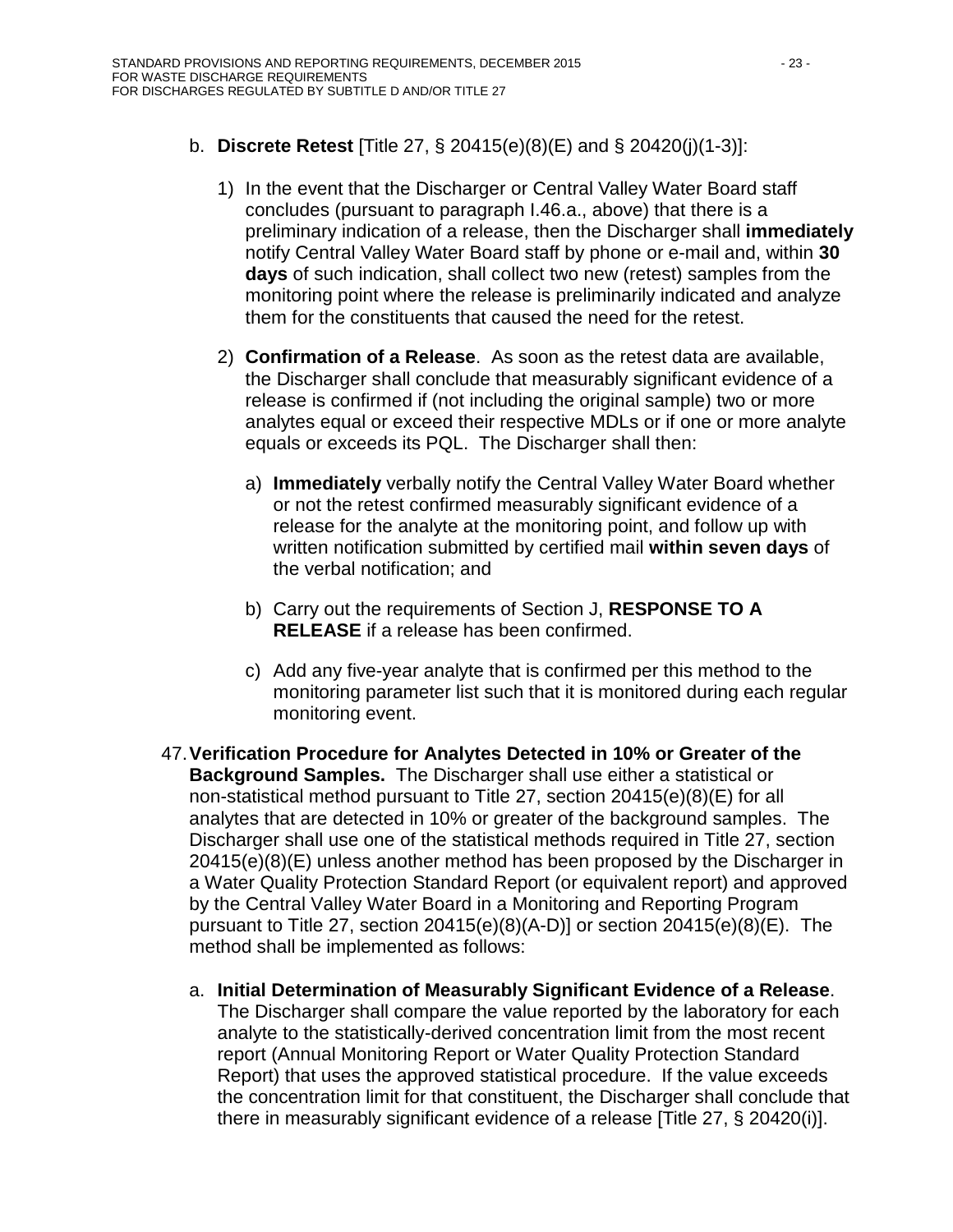b. **Discrete Retest** [Title 27, § 20415(e)(8)(E) and § 20420(j)(1-3)]:

   1) In the event that the Discharger or Central Valley Water Board staff concludes (pursuant to paragraph I.46.a., above) that there is a preliminary indication of a release, then the Discharger shall **immediately** notify Central Valley Water Board staff by phone or e-mail and, within **30 days** of such indication, shall collect two new (retest) samples from the monitoring point where the release is preliminarily indicated and analyze them for the constituents that caused the need for the retest.

   2) **Confirmation of a Release**. As soon as the retest data are available, the Discharger shall conclude that measurably significant evidence of a release is confirmed if (not including the original sample) two or more analytes equal or exceed their respective MDLs or if one or more analyte equals or exceeds its PQL. The Discharger shall then:

      a) **Immediately** verbally notify the Central Valley Water Board whether or not the retest confirmed measurably significant evidence of a release for the analyte at the monitoring point, and follow up with written notification submitted by certified mail **within seven days** of the verbal notification; and

      b) Carry out the requirements of Section J, **RESPONSE TO A RELEASE** if a release has been confirmed.

      c) Add any five-year analyte that is confirmed per this method to the monitoring parameter list such that it is monitored during each regular monitoring event.

47. **Verification Procedure for Analytes Detected in 10% or Greater of the Background Samples.** The Discharger shall use either a statistical or non-statistical method pursuant to Title 27, section 20415(e)(8)(E) for all analytes that are detected in 10% or greater of the background samples. The Discharger shall use one of the statistical methods required in Title 27, section 20415(e)(8)(E) unless another method has been proposed by the Discharger in a Water Quality Protection Standard Report (or equivalent report) and approved by the Central Valley Water Board in a Monitoring and Reporting Program pursuant to Title 27, section 20415(e)(8)(A-D)] or section 20415(e)(8)(E). The method shall be implemented as follows:

    a. **Initial Determination of Measurably Significant Evidence of a Release**. The Discharger shall compare the value reported by the laboratory for each analyte to the statistically-derived concentration limit from the most recent report (Annual Monitoring Report or Water Quality Protection Standard Report) that uses the approved statistical procedure. If the value exceeds the concentration limit for that constituent, the Discharger shall conclude that there in measurably significant evidence of a release [Title 27, § 20420(i)].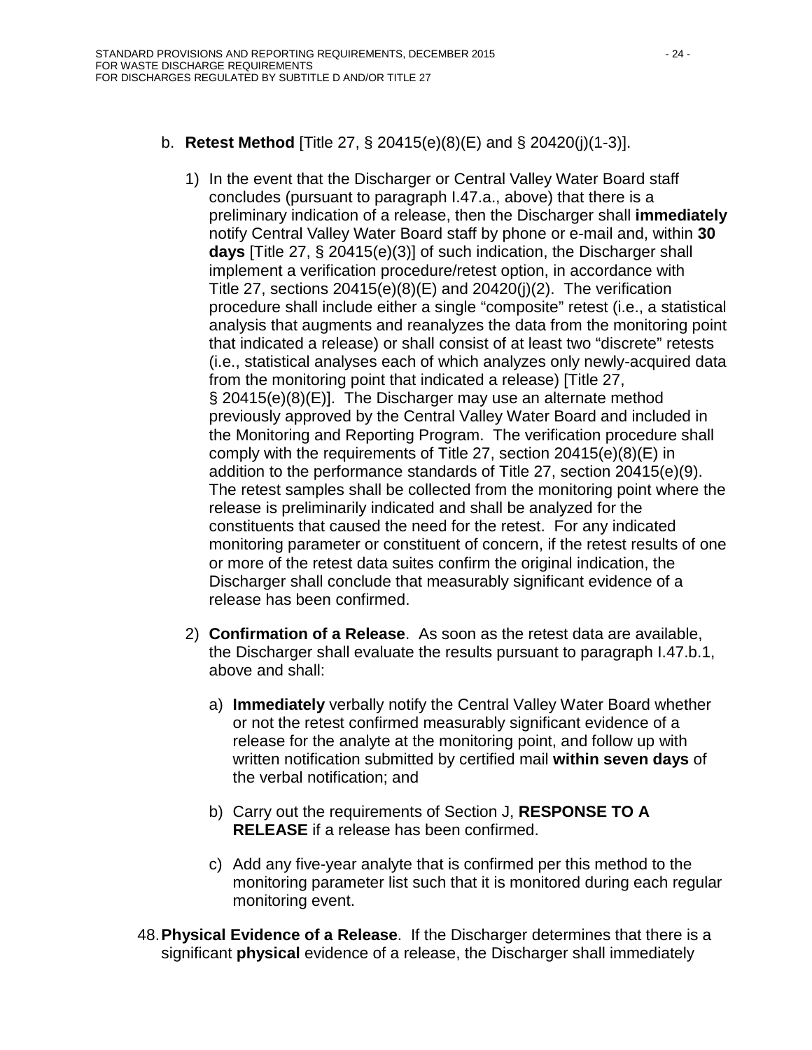b. **Retest Method** [Title 27, § 20415(e)(8)(E) and § 20420(j)(1-3)].

   1) In the event that the Discharger or Central Valley Water Board staff concludes (pursuant to paragraph I.47.a., above) that there is a preliminary indication of a release, then the Discharger shall **immediately** notify Central Valley Water Board staff by phone or e-mail and, within **30 days** [Title 27, § 20415(e)(3)] of such indication, the Discharger shall implement a verification procedure/retest option, in accordance with Title 27, sections 20415(e)(8)(E) and 20420(j)(2). The verification procedure shall include either a single "composite" retest (i.e., a statistical analysis that augments and reanalyzes the data from the monitoring point that indicated a release) or shall consist of at least two "discrete" retests (i.e., statistical analyses each of which analyzes only newly-acquired data from the monitoring point that indicated a release) [Title 27, § 20415(e)(8)(E)]. The Discharger may use an alternate method previously approved by the Central Valley Water Board and included in the Monitoring and Reporting Program. The verification procedure shall comply with the requirements of Title 27, section 20415(e)(8)(E) in addition to the performance standards of Title 27, section 20415(e)(9). The retest samples shall be collected from the monitoring point where the release is preliminarily indicated and shall be analyzed for the constituents that caused the need for the retest. For any indicated monitoring parameter or constituent of concern, if the retest results of one or more of the retest data suites confirm the original indication, the Discharger shall conclude that measurably significant evidence of a release has been confirmed.

   2) **Confirmation of a Release**. As soon as the retest data are available, the Discharger shall evaluate the results pursuant to paragraph I.47.b.1, above and shall:

      a) **Immediately** verbally notify the Central Valley Water Board whether or not the retest confirmed measurably significant evidence of a release for the analyte at the monitoring point, and follow up with written notification submitted by certified mail **within seven days** of the verbal notification; and

      b) Carry out the requirements of Section J, **RESPONSE TO A RELEASE** if a release has been confirmed.

      c) Add any five-year analyte that is confirmed per this method to the monitoring parameter list such that it is monitored during each regular monitoring event.

48. **Physical Evidence of a Release**. If the Discharger determines that there is a significant **physical** evidence of a release, the Discharger shall immediately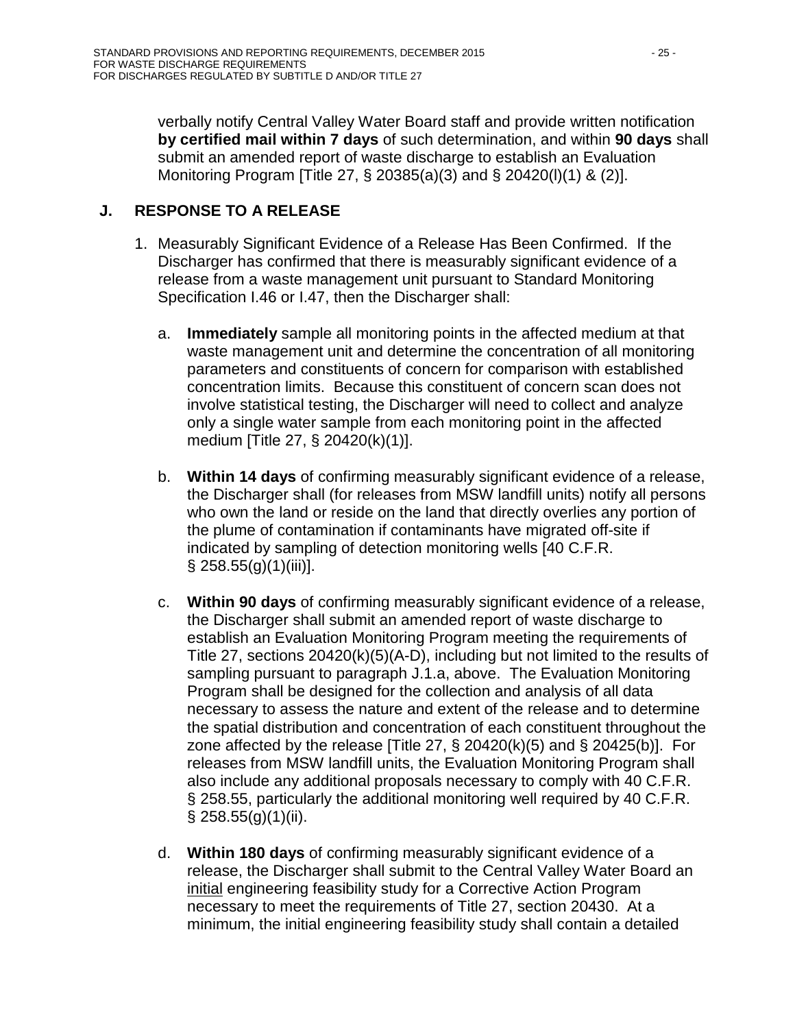verbally notify Central Valley Water Board staff and provide written notification **by certified mail within 7 days** of such determination, and within **90 days** shall submit an amended report of waste discharge to establish an Evaluation Monitoring Program [Title 27, § 20385(a)(3) and § 20420(l)(1) & (2)].

## J. RESPONSE TO A RELEASE

1. Measurably Significant Evidence of a Release Has Been Confirmed. If the Discharger has confirmed that there is measurably significant evidence of a release from a waste management unit pursuant to Standard Monitoring Specification I.46 or I.47, then the Discharger shall:

   a. **Immediately** sample all monitoring points in the affected medium at that waste management unit and determine the concentration of all monitoring parameters and constituents of concern for comparison with established concentration limits. Because this constituent of concern scan does not involve statistical testing, the Discharger will need to collect and analyze only a single water sample from each monitoring point in the affected medium [Title 27, § 20420(k)(1)].

   b. **Within 14 days** of confirming measurably significant evidence of a release, the Discharger shall (for releases from MSW landfill units) notify all persons who own the land or reside on the land that directly overlies any portion of the plume of contamination if contaminants have migrated off-site if indicated by sampling of detection monitoring wells [40 C.F.R. § 258.55(g)(1)(iii)].

   c. **Within 90 days** of confirming measurably significant evidence of a release, the Discharger shall submit an amended report of waste discharge to establish an Evaluation Monitoring Program meeting the requirements of Title 27, sections 20420(k)(5)(A-D), including but not limited to the results of sampling pursuant to paragraph J.1.a, above. The Evaluation Monitoring Program shall be designed for the collection and analysis of all data necessary to assess the nature and extent of the release and to determine the spatial distribution and concentration of each constituent throughout the zone affected by the release [Title 27, § 20420(k)(5) and § 20425(b)]. For releases from MSW landfill units, the Evaluation Monitoring Program shall also include any additional proposals necessary to comply with 40 C.F.R. § 258.55, particularly the additional monitoring well required by 40 C.F.R. § 258.55(g)(1)(ii).

   d. **Within 180 days** of confirming measurably significant evidence of a release, the Discharger shall submit to the Central Valley Water Board an initial engineering feasibility study for a Corrective Action Program necessary to meet the requirements of Title 27, section 20430. At a minimum, the initial engineering feasibility study shall contain a detailed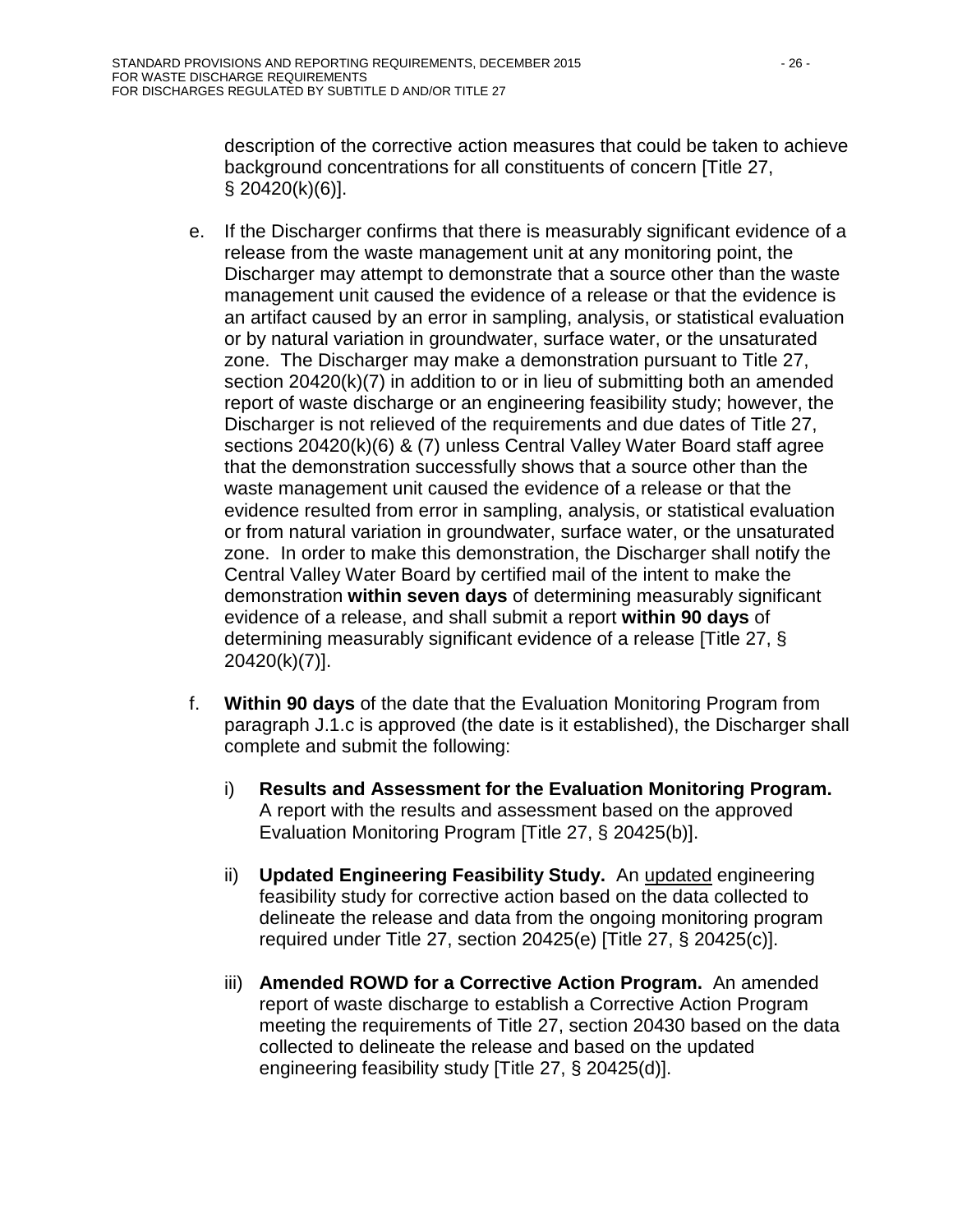description of the corrective action measures that could be taken to achieve background concentrations for all constituents of concern [Title 27, § 20420(k)(6)].

e. If the Discharger confirms that there is measurably significant evidence of a release from the waste management unit at any monitoring point, the Discharger may attempt to demonstrate that a source other than the waste management unit caused the evidence of a release or that the evidence is an artifact caused by an error in sampling, analysis, or statistical evaluation or by natural variation in groundwater, surface water, or the unsaturated zone. The Discharger may make a demonstration pursuant to Title 27, section 20420(k)(7) in addition to or in lieu of submitting both an amended report of waste discharge or an engineering feasibility study; however, the Discharger is not relieved of the requirements and due dates of Title 27, sections 20420(k)(6) & (7) unless Central Valley Water Board staff agree that the demonstration successfully shows that a source other than the waste management unit caused the evidence of a release or that the evidence resulted from error in sampling, analysis, or statistical evaluation or from natural variation in groundwater, surface water, or the unsaturated zone. In order to make this demonstration, the Discharger shall notify the Central Valley Water Board by certified mail of the intent to make the demonstration **within seven days** of determining measurably significant evidence of a release, and shall submit a report **within 90 days** of determining measurably significant evidence of a release [Title 27, § 20420(k)(7)].

f. **Within 90 days** of the date that the Evaluation Monitoring Program from paragraph J.1.c is approved (the date is it established), the Discharger shall complete and submit the following:

   i) **Results and Assessment for the Evaluation Monitoring Program.** A report with the results and assessment based on the approved Evaluation Monitoring Program [Title 27, § 20425(b)].

   ii) **Updated Engineering Feasibility Study.** An <u>updated</u> engineering feasibility study for corrective action based on the data collected to delineate the release and data from the ongoing monitoring program required under Title 27, section 20425(e) [Title 27, § 20425(c)].

   iii) **Amended ROWD for a Corrective Action Program.** An amended report of waste discharge to establish a Corrective Action Program meeting the requirements of Title 27, section 20430 based on the data collected to delineate the release and based on the updated engineering feasibility study [Title 27, § 20425(d)].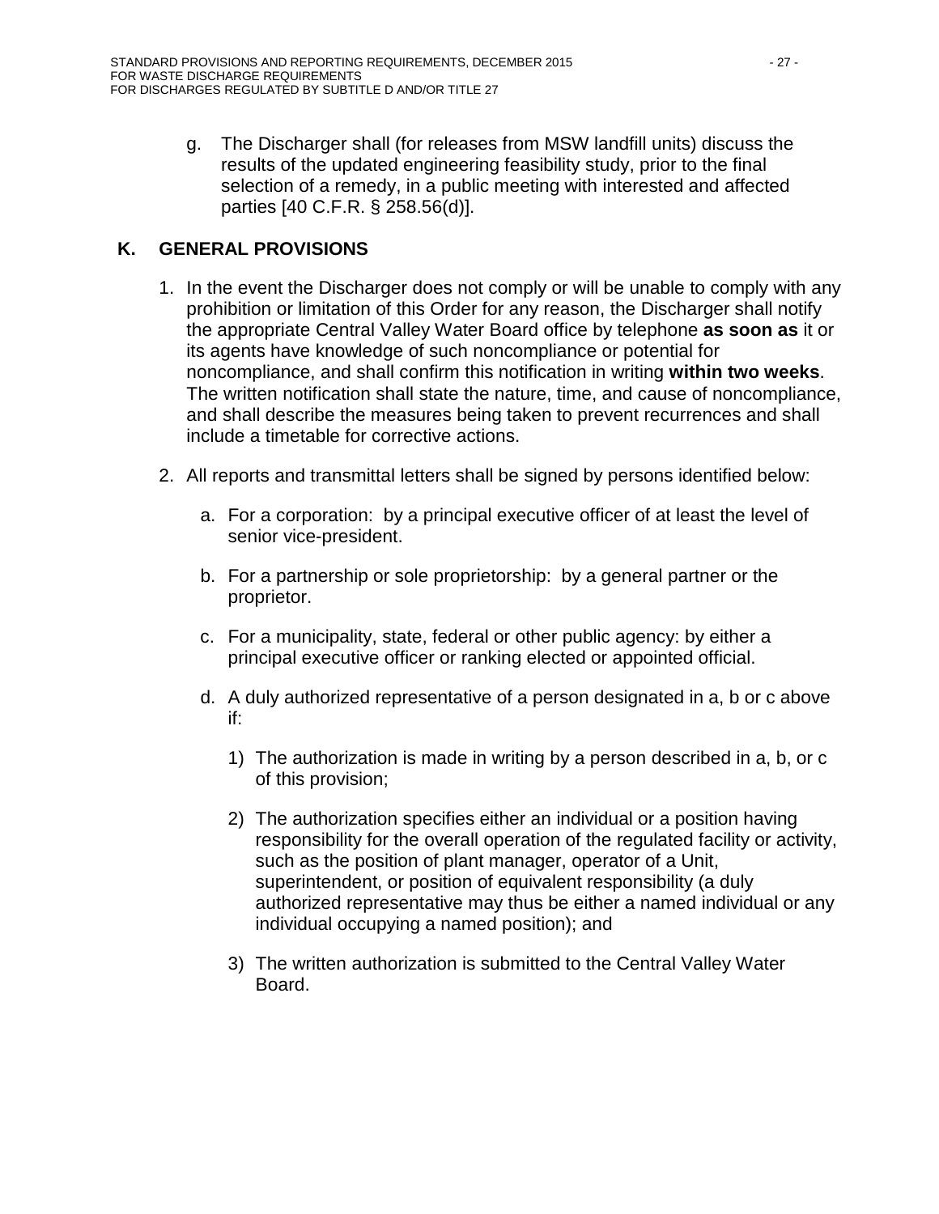g. The Discharger shall (for releases from MSW landfill units) discuss the results of the updated engineering feasibility study, prior to the final selection of a remedy, in a public meeting with interested and affected parties [40 C.F.R. § 258.56(d)].

## K. GENERAL PROVISIONS

1. In the event the Discharger does not comply or will be unable to comply with any prohibition or limitation of this Order for any reason, the Discharger shall notify the appropriate Central Valley Water Board office by telephone **as soon as** it or its agents have knowledge of such noncompliance or potential for noncompliance, and shall confirm this notification in writing **within two weeks**. The written notification shall state the nature, time, and cause of noncompliance, and shall describe the measures being taken to prevent recurrences and shall include a timetable for corrective actions.

2. All reports and transmittal letters shall be signed by persons identified below:

   a. For a corporation: by a principal executive officer of at least the level of senior vice-president.

   b. For a partnership or sole proprietorship: by a general partner or the proprietor.

   c. For a municipality, state, federal or other public agency: by either a principal executive officer or ranking elected or appointed official.

   d. A duly authorized representative of a person designated in a, b or c above if:

      1) The authorization is made in writing by a person described in a, b, or c of this provision;

      2) The authorization specifies either an individual or a position having responsibility for the overall operation of the regulated facility or activity, such as the position of plant manager, operator of a Unit, superintendent, or position of equivalent responsibility (a duly authorized representative may thus be either a named individual or any individual occupying a named position); and

      3) The written authorization is submitted to the Central Valley Water Board.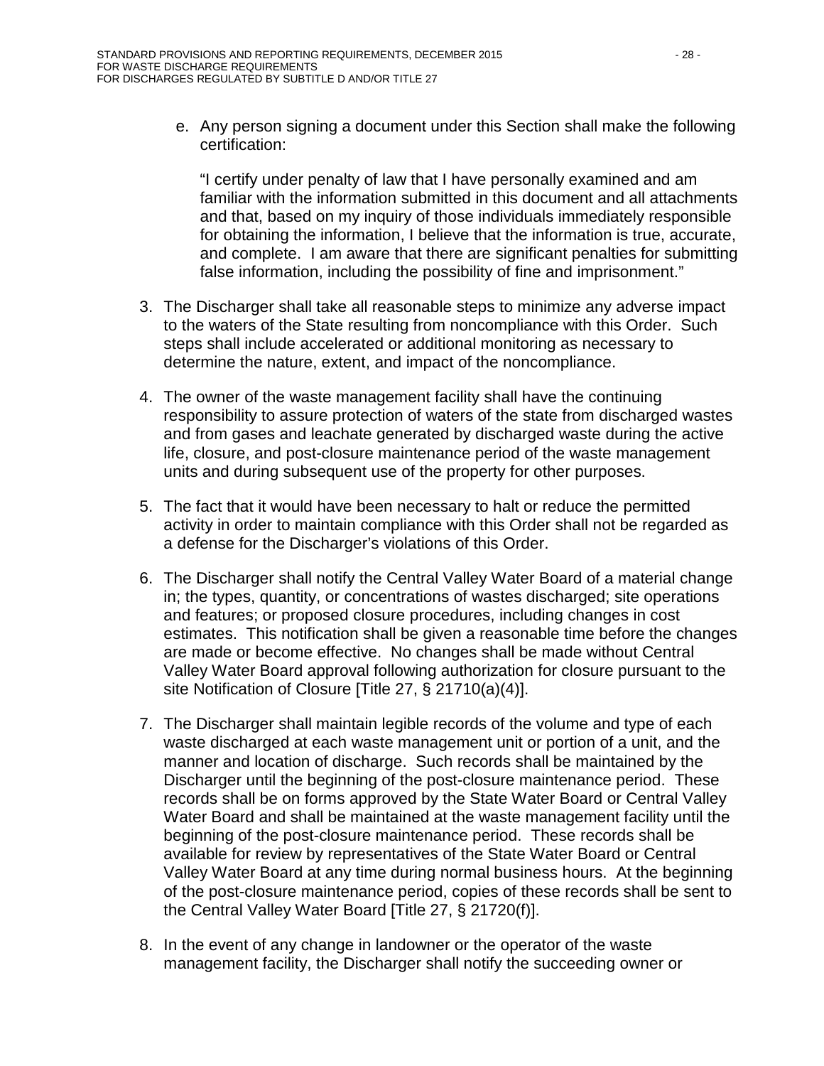e. Any person signing a document under this Section shall make the following certification:

   "I certify under penalty of law that I have personally examined and am familiar with the information submitted in this document and all attachments and that, based on my inquiry of those individuals immediately responsible for obtaining the information, I believe that the information is true, accurate, and complete. I am aware that there are significant penalties for submitting false information, including the possibility of fine and imprisonment."

3. The Discharger shall take all reasonable steps to minimize any adverse impact to the waters of the State resulting from noncompliance with this Order. Such steps shall include accelerated or additional monitoring as necessary to determine the nature, extent, and impact of the noncompliance.

4. The owner of the waste management facility shall have the continuing responsibility to assure protection of waters of the state from discharged wastes and from gases and leachate generated by discharged waste during the active life, closure, and post-closure maintenance period of the waste management units and during subsequent use of the property for other purposes.

5. The fact that it would have been necessary to halt or reduce the permitted activity in order to maintain compliance with this Order shall not be regarded as a defense for the Discharger's violations of this Order.

6. The Discharger shall notify the Central Valley Water Board of a material change in; the types, quantity, or concentrations of wastes discharged; site operations and features; or proposed closure procedures, including changes in cost estimates. This notification shall be given a reasonable time before the changes are made or become effective. No changes shall be made without Central Valley Water Board approval following authorization for closure pursuant to the site Notification of Closure [Title 27, § 21710(a)(4)].

7. The Discharger shall maintain legible records of the volume and type of each waste discharged at each waste management unit or portion of a unit, and the manner and location of discharge. Such records shall be maintained by the Discharger until the beginning of the post-closure maintenance period. These records shall be on forms approved by the State Water Board or Central Valley Water Board and shall be maintained at the waste management facility until the beginning of the post-closure maintenance period. These records shall be available for review by representatives of the State Water Board or Central Valley Water Board at any time during normal business hours. At the beginning of the post-closure maintenance period, copies of these records shall be sent to the Central Valley Water Board [Title 27, § 21720(f)].

8. In the event of any change in landowner or the operator of the waste management facility, the Discharger shall notify the succeeding owner or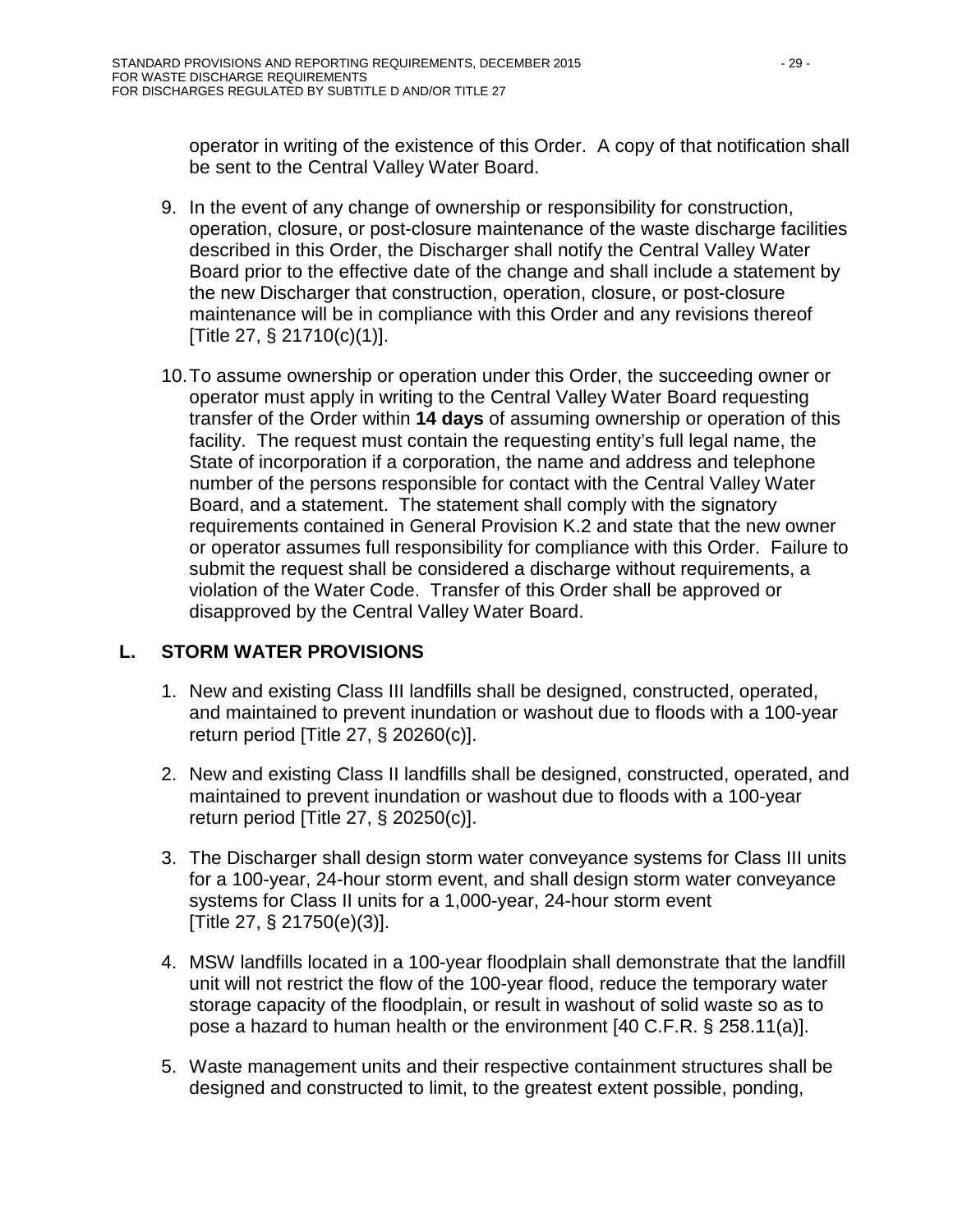operator in writing of the existence of this Order. A copy of that notification shall be sent to the Central Valley Water Board.

9. In the event of any change of ownership or responsibility for construction, operation, closure, or post-closure maintenance of the waste discharge facilities described in this Order, the Discharger shall notify the Central Valley Water Board prior to the effective date of the change and shall include a statement by the new Discharger that construction, operation, closure, or post-closure maintenance will be in compliance with this Order and any revisions thereof [Title 27, § 21710(c)(1)].

10. To assume ownership or operation under this Order, the succeeding owner or operator must apply in writing to the Central Valley Water Board requesting transfer of the Order within **14 days** of assuming ownership or operation of this facility. The request must contain the requesting entity's full legal name, the State of incorporation if a corporation, the name and address and telephone number of the persons responsible for contact with the Central Valley Water Board, and a statement. The statement shall comply with the signatory requirements contained in General Provision K.2 and state that the new owner or operator assumes full responsibility for compliance with this Order. Failure to submit the request shall be considered a discharge without requirements, a violation of the Water Code. Transfer of this Order shall be approved or disapproved by the Central Valley Water Board.

## L. STORM WATER PROVISIONS

1. New and existing Class III landfills shall be designed, constructed, operated, and maintained to prevent inundation or washout due to floods with a 100-year return period [Title 27, § 20260(c)].

2. New and existing Class II landfills shall be designed, constructed, operated, and maintained to prevent inundation or washout due to floods with a 100-year return period [Title 27, § 20250(c)].

3. The Discharger shall design storm water conveyance systems for Class III units for a 100-year, 24-hour storm event, and shall design storm water conveyance systems for Class II units for a 1,000-year, 24-hour storm event [Title 27, § 21750(e)(3)].

4. MSW landfills located in a 100-year floodplain shall demonstrate that the landfill unit will not restrict the flow of the 100-year flood, reduce the temporary water storage capacity of the floodplain, or result in washout of solid waste so as to pose a hazard to human health or the environment [40 C.F.R. § 258.11(a)].

5. Waste management units and their respective containment structures shall be designed and constructed to limit, to the greatest extent possible, ponding,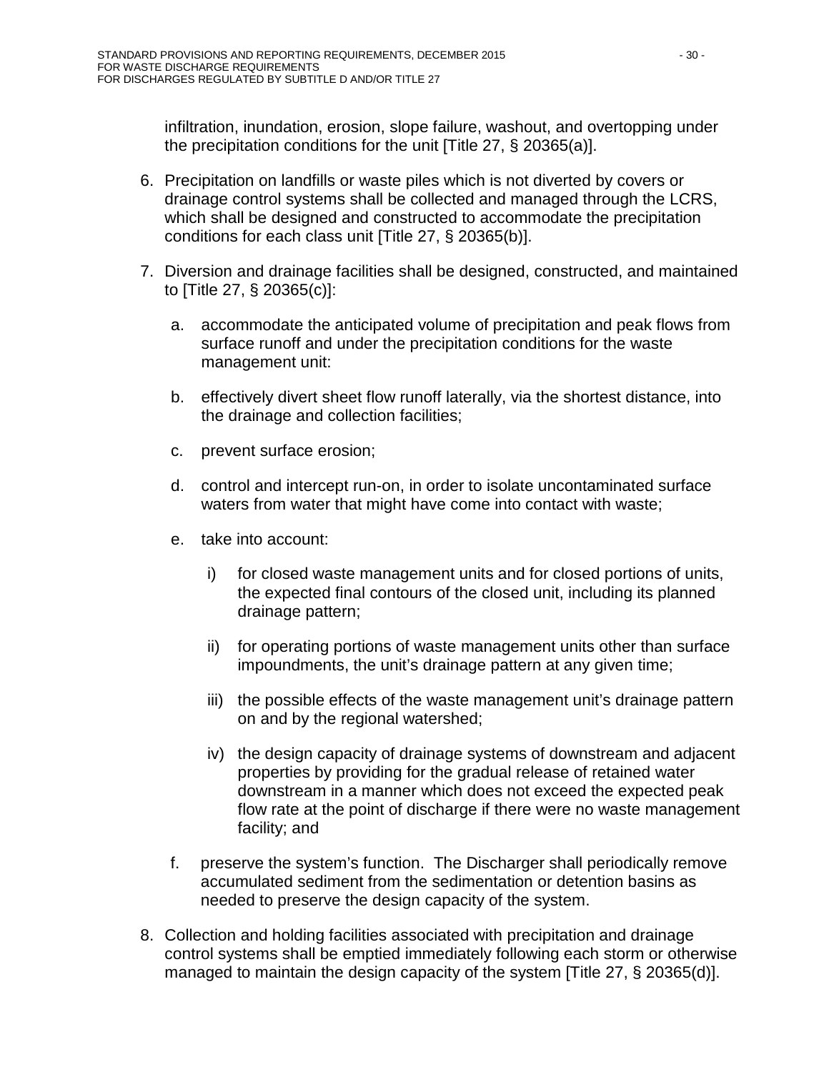infiltration, inundation, erosion, slope failure, washout, and overtopping under the precipitation conditions for the unit [Title 27, § 20365(a)].

6. Precipitation on landfills or waste piles which is not diverted by covers or drainage control systems shall be collected and managed through the LCRS, which shall be designed and constructed to accommodate the precipitation conditions for each class unit [Title 27, § 20365(b)].

7. Diversion and drainage facilities shall be designed, constructed, and maintained to [Title 27, § 20365(c)]:

   a. accommodate the anticipated volume of precipitation and peak flows from surface runoff and under the precipitation conditions for the waste management unit:

   b. effectively divert sheet flow runoff laterally, via the shortest distance, into the drainage and collection facilities;

   c. prevent surface erosion;

   d. control and intercept run-on, in order to isolate uncontaminated surface waters from water that might have come into contact with waste;

   e. take into account:

      i) for closed waste management units and for closed portions of units, the expected final contours of the closed unit, including its planned drainage pattern;

      ii) for operating portions of waste management units other than surface impoundments, the unit's drainage pattern at any given time;

      iii) the possible effects of the waste management unit's drainage pattern on and by the regional watershed;

      iv) the design capacity of drainage systems of downstream and adjacent properties by providing for the gradual release of retained water downstream in a manner which does not exceed the expected peak flow rate at the point of discharge if there were no waste management facility; and

   f. preserve the system's function. The Discharger shall periodically remove accumulated sediment from the sedimentation or detention basins as needed to preserve the design capacity of the system.

8. Collection and holding facilities associated with precipitation and drainage control systems shall be emptied immediately following each storm or otherwise managed to maintain the design capacity of the system [Title 27, § 20365(d)].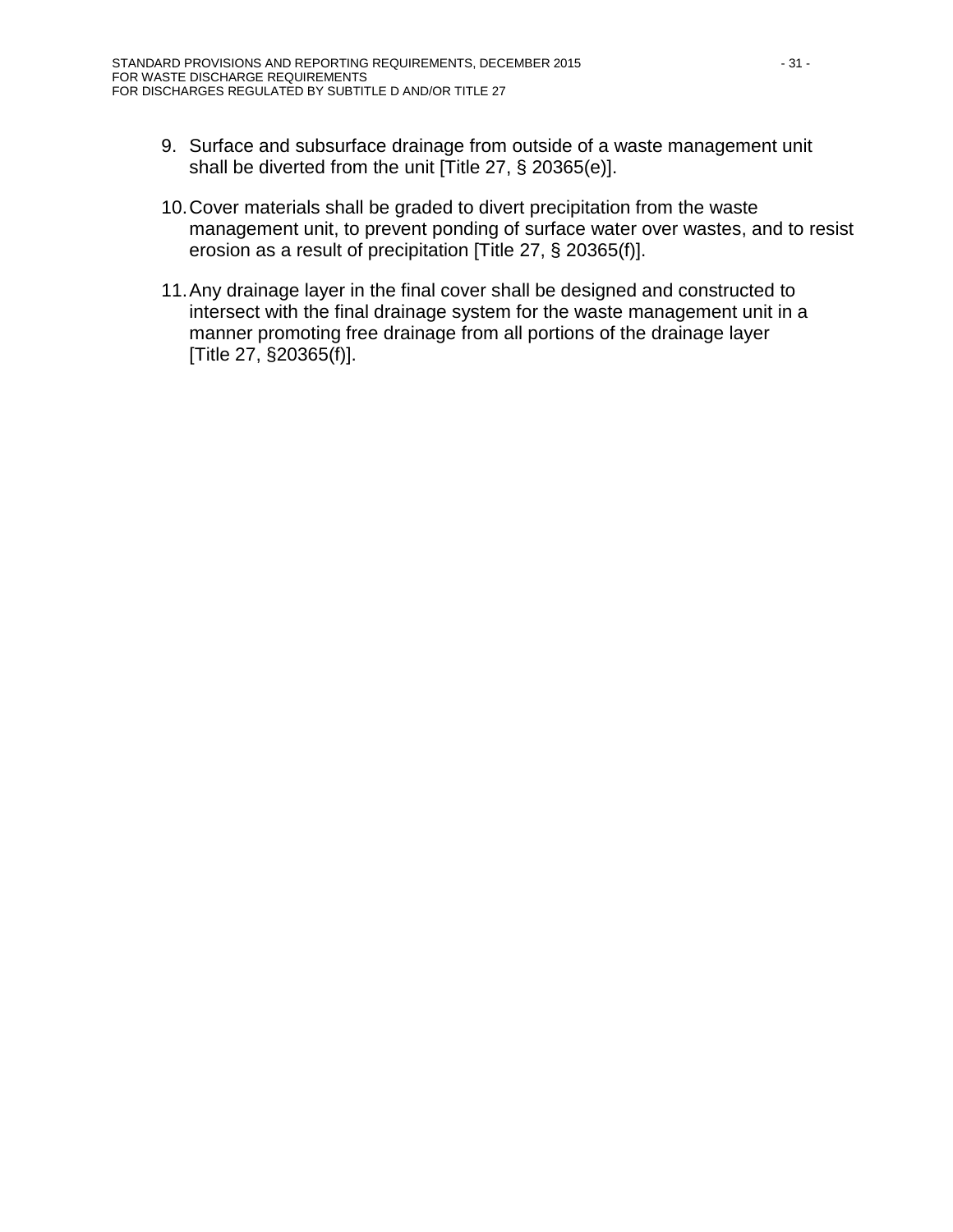9. Surface and subsurface drainage from outside of a waste management unit shall be diverted from the unit [Title 27, § 20365(e)].

10. Cover materials shall be graded to divert precipitation from the waste management unit, to prevent ponding of surface water over wastes, and to resist erosion as a result of precipitation [Title 27, § 20365(f)].

11. Any drainage layer in the final cover shall be designed and constructed to intersect with the final drainage system for the waste management unit in a manner promoting free drainage from all portions of the drainage layer [Title 27, §20365(f)].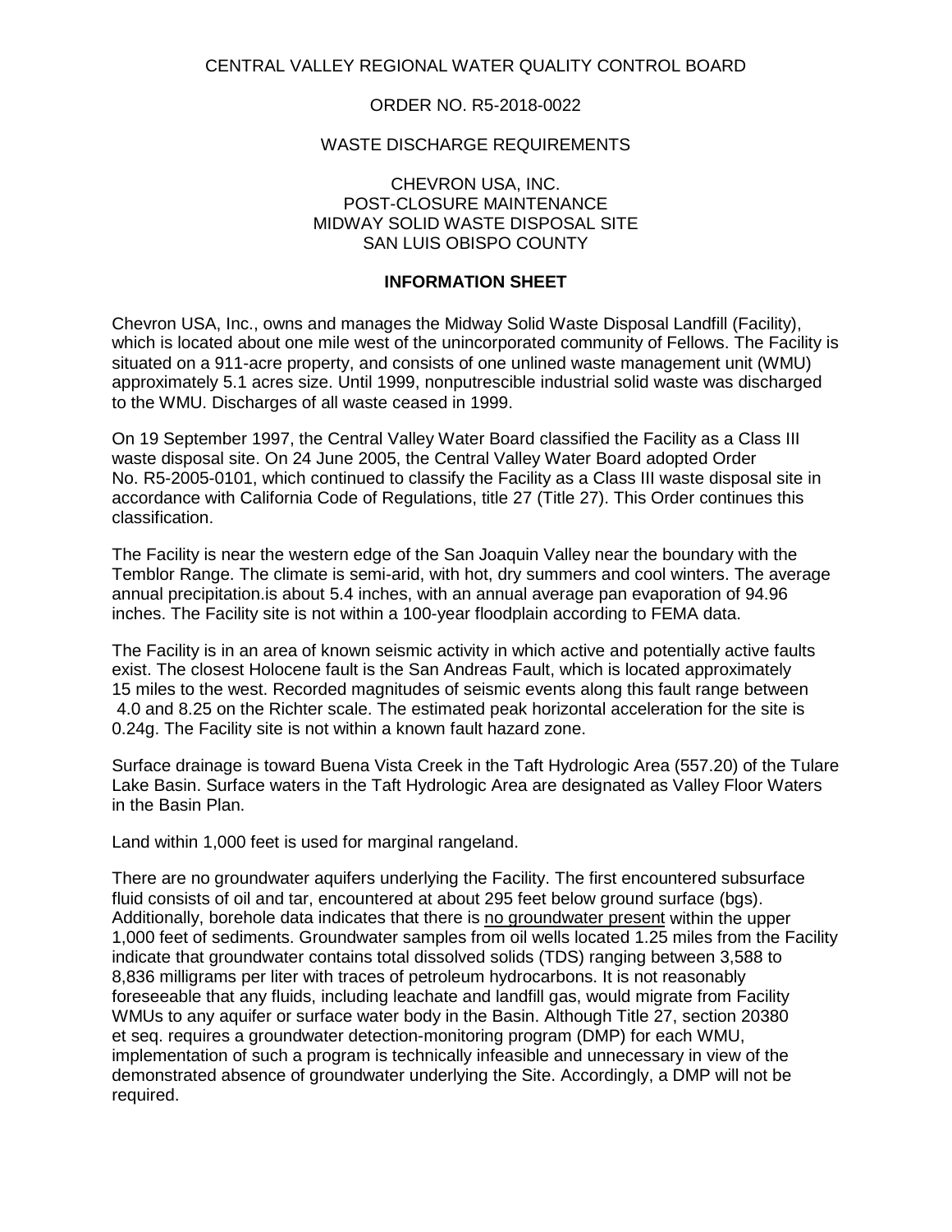CENTRAL VALLEY REGIONAL WATER QUALITY CONTROL BOARD

ORDER NO. R5-2018-0022

WASTE DISCHARGE REQUIREMENTS

CHEVRON USA, INC.
POST-CLOSURE MAINTENANCE
MIDWAY SOLID WASTE DISPOSAL SITE
SAN LUIS OBISPO COUNTY

## INFORMATION SHEET

Chevron USA, Inc., owns and manages the Midway Solid Waste Disposal Landfill (Facility), which is located about one mile west of the unincorporated community of Fellows. The Facility is situated on a 911-acre property, and consists of one unlined waste management unit (WMU) approximately 5.1 acres size. Until 1999, nonputrescible industrial solid waste was discharged to the WMU. Discharges of all waste ceased in 1999.

On 19 September 1997, the Central Valley Water Board classified the Facility as a Class III waste disposal site. On 24 June 2005, the Central Valley Water Board adopted Order No. R5-2005-0101, which continued to classify the Facility as a Class III waste disposal site in accordance with California Code of Regulations, title 27 (Title 27). This Order continues this classification.

The Facility is near the western edge of the San Joaquin Valley near the boundary with the Temblor Range. The climate is semi-arid, with hot, dry summers and cool winters. The average annual precipitation.is about 5.4 inches, with an annual average pan evaporation of 94.96 inches. The Facility site is not within a 100-year floodplain according to FEMA data.

The Facility is in an area of known seismic activity in which active and potentially active faults exist. The closest Holocene fault is the San Andreas Fault, which is located approximately 15 miles to the west. Recorded magnitudes of seismic events along this fault range between 4.0 and 8.25 on the Richter scale. The estimated peak horizontal acceleration for the site is 0.24g. The Facility site is not within a known fault hazard zone.

Surface drainage is toward Buena Vista Creek in the Taft Hydrologic Area (557.20) of the Tulare Lake Basin. Surface waters in the Taft Hydrologic Area are designated as Valley Floor Waters in the Basin Plan.

Land within 1,000 feet is used for marginal rangeland.

There are no groundwater aquifers underlying the Facility. The first encountered subsurface fluid consists of oil and tar, encountered at about 295 feet below ground surface (bgs). Additionally, borehole data indicates that there is no groundwater present within the upper 1,000 feet of sediments. Groundwater samples from oil wells located 1.25 miles from the Facility indicate that groundwater contains total dissolved solids (TDS) ranging between 3,588 to 8,836 milligrams per liter with traces of petroleum hydrocarbons. It is not reasonably foreseeable that any fluids, including leachate and landfill gas, would migrate from Facility WMUs to any aquifer or surface water body in the Basin. Although Title 27, section 20380 et seq. requires a groundwater detection-monitoring program (DMP) for each WMU, implementation of such a program is technically infeasible and unnecessary in view of the demonstrated absence of groundwater underlying the Site. Accordingly, a DMP will not be required.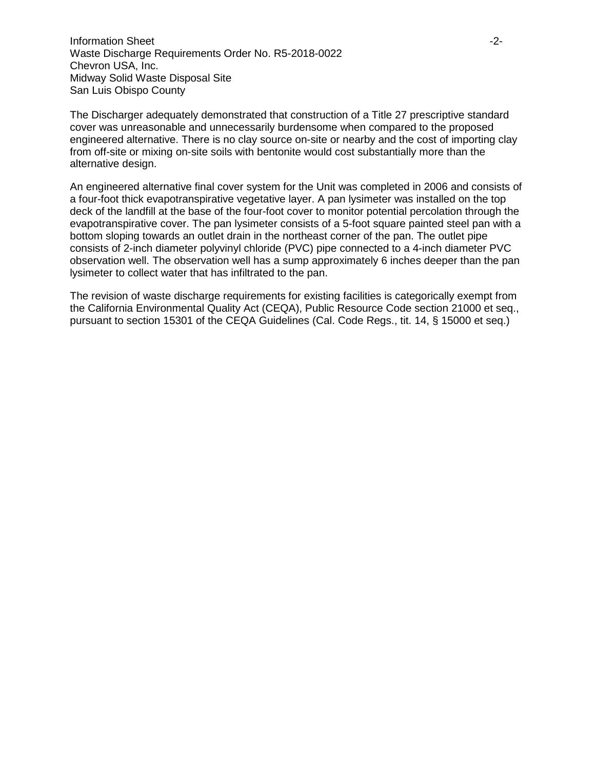The Discharger adequately demonstrated that construction of a Title 27 prescriptive standard cover was unreasonable and unnecessarily burdensome when compared to the proposed engineered alternative. There is no clay source on-site or nearby and the cost of importing clay from off-site or mixing on-site soils with bentonite would cost substantially more than the alternative design.

An engineered alternative final cover system for the Unit was completed in 2006 and consists of a four-foot thick evapotranspirative vegetative layer. A pan lysimeter was installed on the top deck of the landfill at the base of the four-foot cover to monitor potential percolation through the evapotranspirative cover. The pan lysimeter consists of a 5-foot square painted steel pan with a bottom sloping towards an outlet drain in the northeast corner of the pan. The outlet pipe consists of 2-inch diameter polyvinyl chloride (PVC) pipe connected to a 4-inch diameter PVC observation well. The observation well has a sump approximately 6 inches deeper than the pan lysimeter to collect water that has infiltrated to the pan.

The revision of waste discharge requirements for existing facilities is categorically exempt from the California Environmental Quality Act (CEQA), Public Resource Code section 21000 et seq., pursuant to section 15301 of the CEQA Guidelines (Cal. Code Regs., tit. 14, § 15000 et seq.)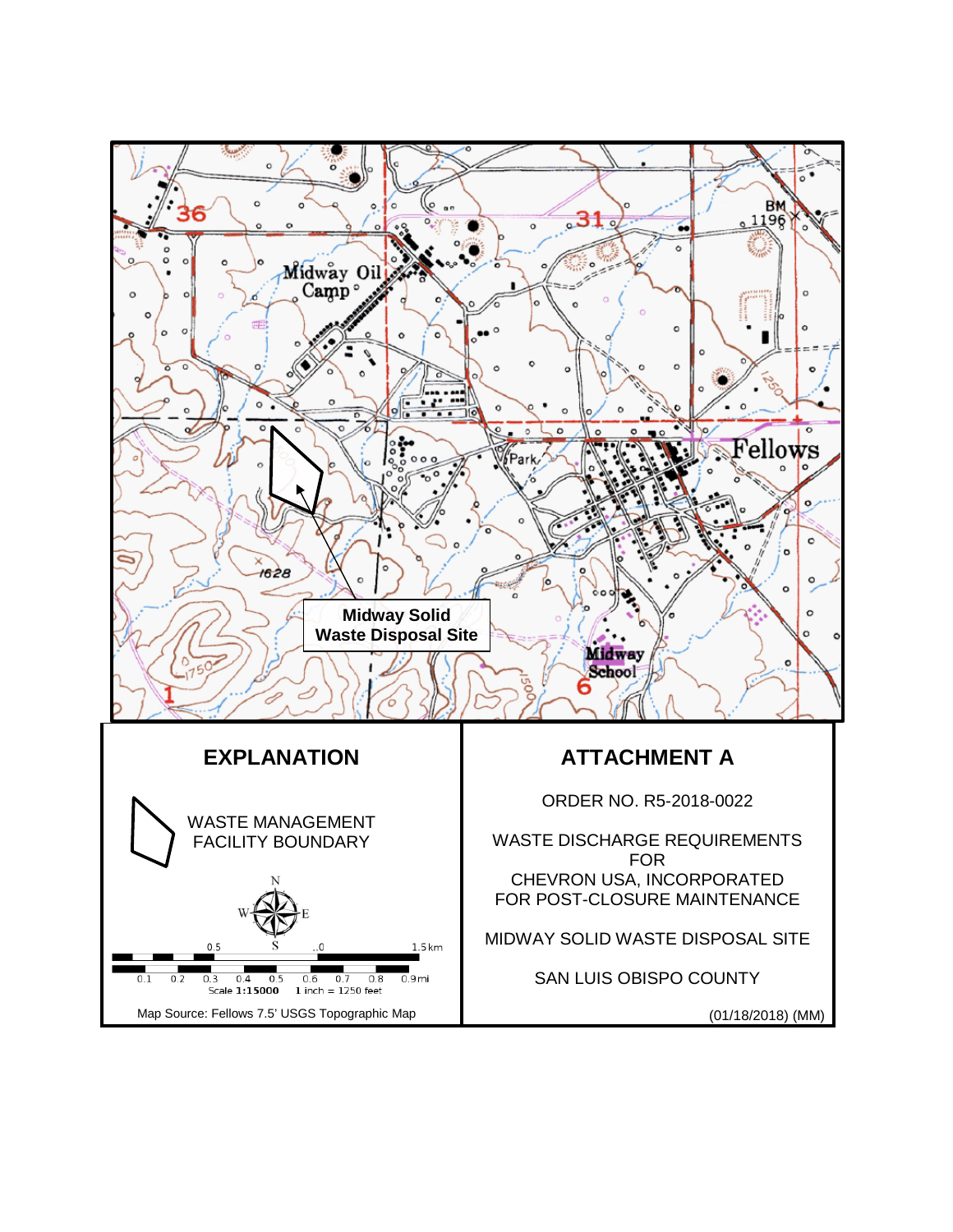Midway Oil Camp

Fellows

Park

Midway Solid Waste Disposal Site

Midway School

36

31

1

6

BM 1196

1628

1750

1500

1250

## EXPLANATION

WASTE MANAGEMENT FACILITY BOUNDARY

N

W E

S

0.5 1.0 1.5 km

0.1 0.2 0.3 0.4 0.5 0.6 0.7 0.8 0.9 mi

Scale 1:15000 1 inch = 1250 feet

Map Source: Fellows 7.5' USGS Topographic Map

## ATTACHMENT A

ORDER NO. R5-2018-0022

WASTE DISCHARGE REQUIREMENTS
FOR
CHEVRON USA, INCORPORATED
FOR POST-CLOSURE MAINTENANCE

MIDWAY SOLID WASTE DISPOSAL SITE

SAN LUIS OBISPO COUNTY

(01/18/2018) (MM)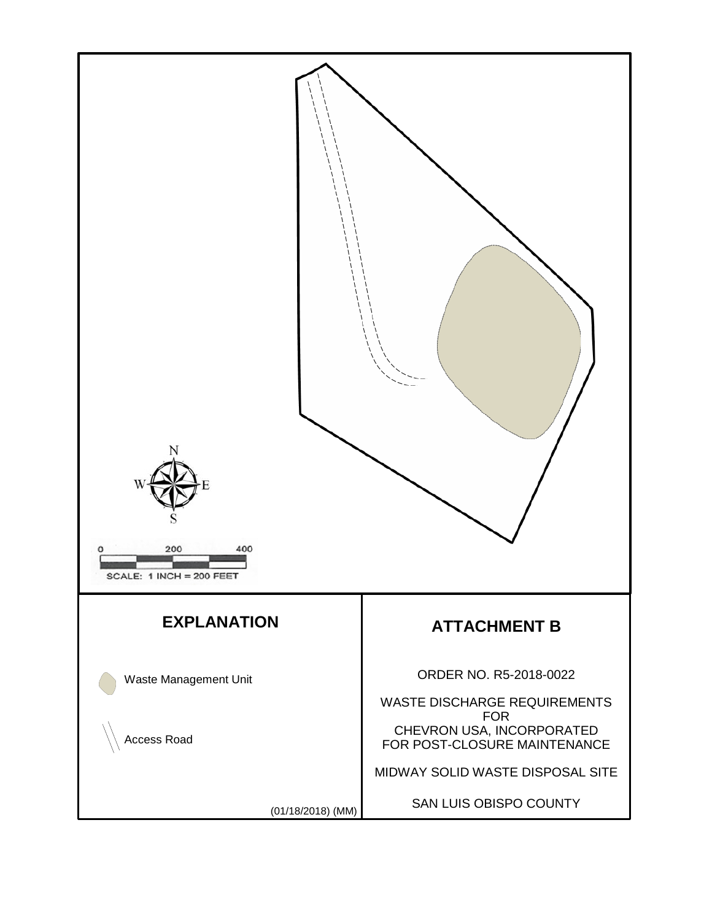N

W E

S

0 200 400

SCALE: 1 INCH = 200 FEET

## EXPLANATION

Waste Management Unit

Access Road

(01/18/2018) (MM)

## ATTACHMENT B

ORDER NO. R5-2018-0022

WASTE DISCHARGE REQUIREMENTS
FOR
CHEVRON USA, INCORPORATED
FOR POST-CLOSURE MAINTENANCE

MIDWAY SOLID WASTE DISPOSAL SITE

SAN LUIS OBISPO COUNTY